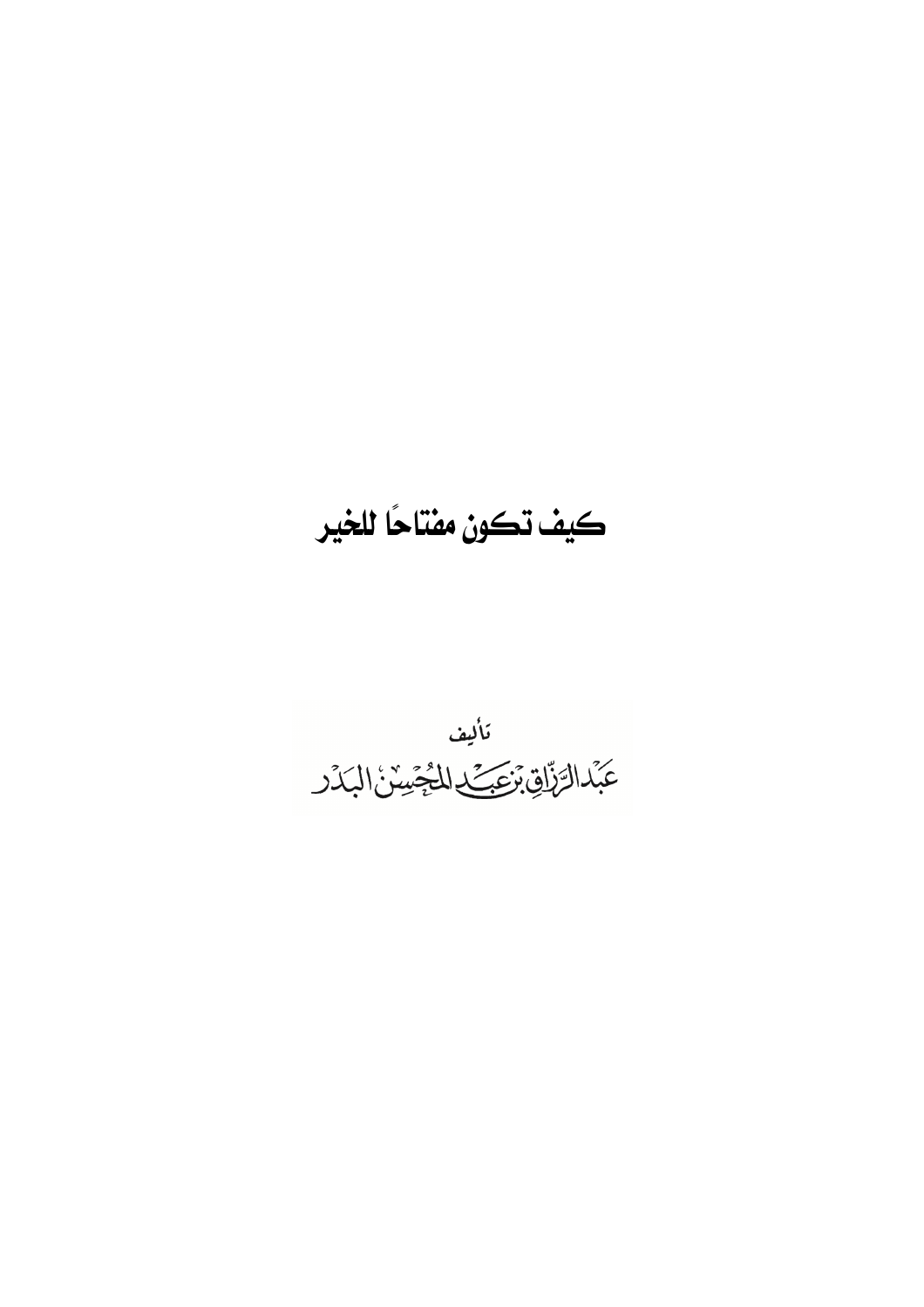# كيف تكون مفتاحًا للخير

تأليف

عَبْدالرَّزَّاقِ بْنِ عَبْدِ المُحْسِنِ البَدْر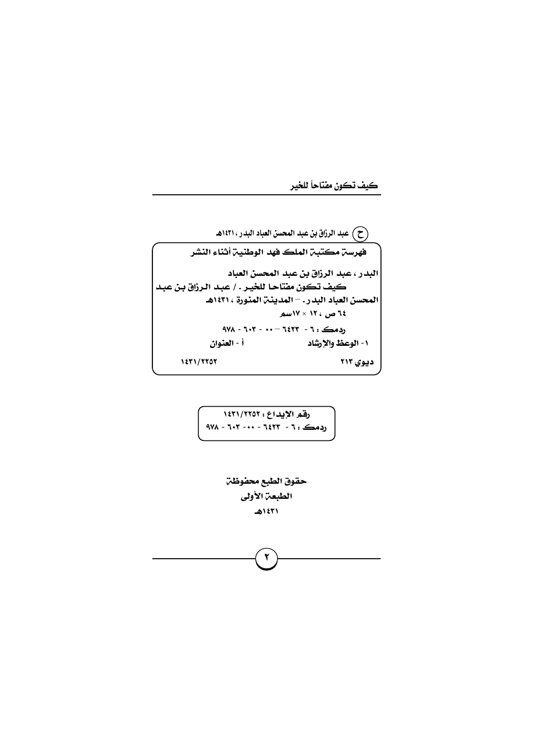(ح) عبد الرزاق بن عبد المحسن العباد البدر، ١٤٣١هـ

فهرسة مكتبة الملك فهد الوطنية أثناء النشر

البدر، عبد الرزاق بن عبد المحسن العباد
كيف تكون مفتاحا للخير. / عبد الرزاق بن عبد المحسن العباد البدر. - المدينة المنورة، ١٤٣١هـ
٦٤ ص، ١٢ × ١٧سم
ردمك: ٦ - ٦٤٢٣ - ٠٠ - ٦٠٣ - ٩٧٨
١- الوعظ والإرشاد أ- العنوان
ديوي ٢١٣ ١٤٣١/٢٢٥٢

رقم الإيداع: ١٤٣١/٢٢٥٢
ردمك: ٦ - ٦٤٢٣ - ٠٠ - ٦٠٣ - ٩٧٨

حقوق الطبع محفوظة
الطبعة الأولى
١٤٣١هـ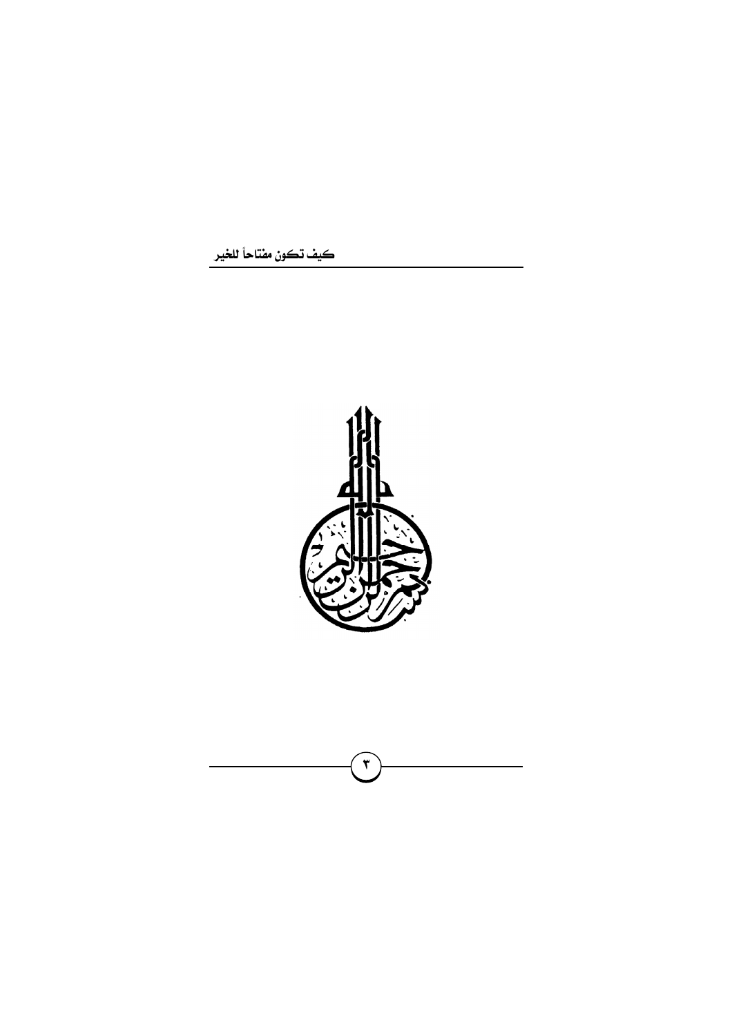بسم الله الرحمن الرحيم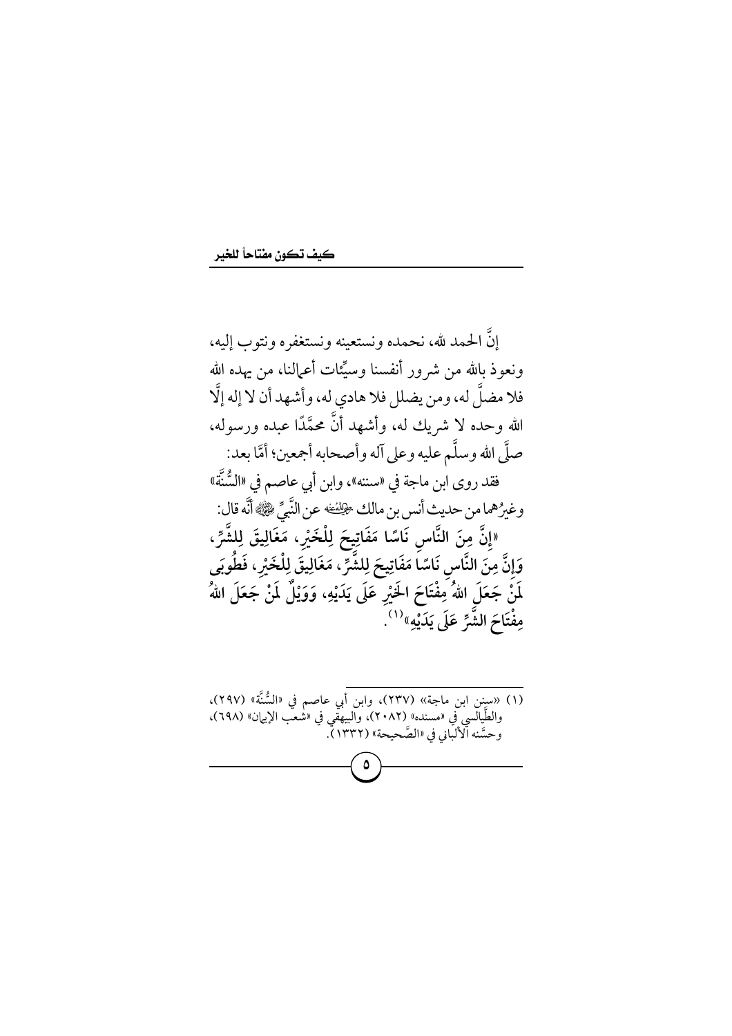إنَّ الحمد لله، نحمده ونستعينه ونستغفره ونتوب إليه، ونعوذ بالله من شرور أنفسنا وسيِّئات أعمالنا، من يهده الله فلا مضلَّ له، ومن يضلل فلا هادي له، وأشهد أن لا إله إلَّا الله وحده لا شريك له، وأشهد أنَّ محمَّدًا عبده ورسوله، صلَّى الله وسلَّم عليه وعلى آله وأصحابه أجمعين؛ أمَّا بعد:

فقد روى ابن ماجة في «سننه»، وابن أبي عاصم في «السُّنَّة» وغيرُهما من حديث أنس بن مالك ﵁ عن النَّبيِّ ﷺ أنَّه قال:

**«إِنَّ مِنَ النَّاسِ نَاسًا مَفَاتِيحَ لِلْخَيْرِ، مَغَالِيقَ لِلشَّرِّ، وَإِنَّ مِنَ النَّاسِ نَاسًا مَفَاتِيحَ لِلشَّرِّ، مَغَالِيقَ لِلْخَيْرِ، فَطُوبَى لِمَنْ جَعَلَ اللهُ مِفْتَاحَ الخَيْرِ عَلَى يَدَيْهِ، وَوَيْلٌ لِمَنْ جَعَلَ اللهُ مِفْتَاحَ الشَّرِّ عَلَى يَدَيْهِ»**[1].

---

(١) «سنن ابن ماجة» (٢٣٧)، وابن أبي عاصم في «السُّنَّة» (٢٩٧)، والطَّيالسي في «مسنده» (٢٠٨٢)، والبيهقي في «شعب الإيمان» (٦٩٨)، وحسَّنه الألباني في «الصَّحيحة» (١٣٣٢).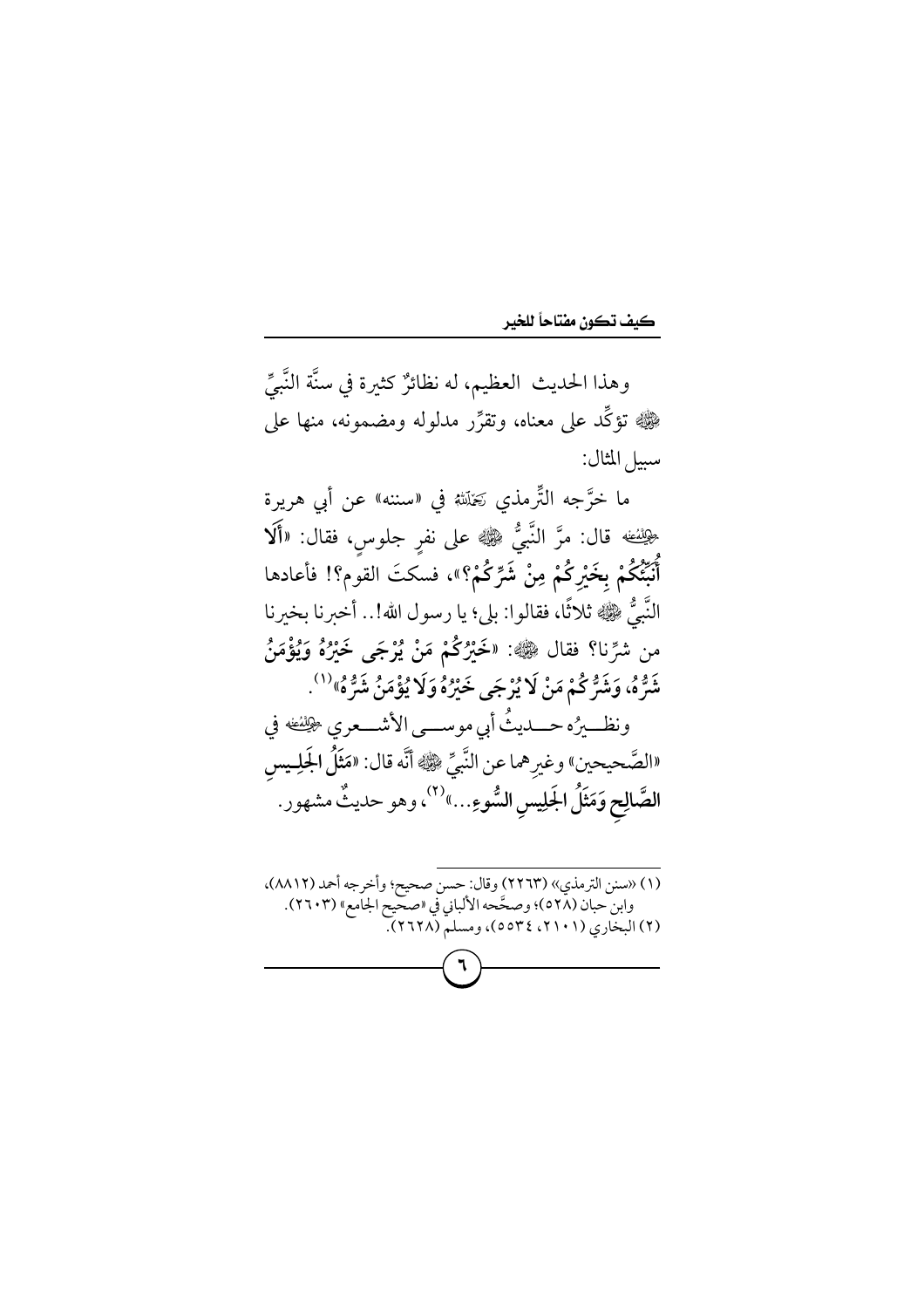وهذا الحديث العظيم، له نظائرُ كثيرة في سنَّة النَّبيِّ ﷺ تؤكِّد على معناه، وتقرِّر مدلوله ومضمونه، منها على سبيل المثال:

ما خرَّجه التِّرمذي رَحِمَهُ اللَّهُ في «سننه» عن أبي هريرة رضي الله عنه قال: مرَّ النَّبيُّ ﷺ على نفرٍ جلوسٍ، فقال: «**أَلَا أُنَبِّئُكُمْ بِخَيْرِكُمْ مِنْ شَرِّكُمْ؟**»، فسكتَ القوم؟! فأعادها النَّبيُّ ﷺ ثلاثًا، فقالوا: بلى؛ يا رسول الله!.. أخبرنا بخيرنا من شرِّنا؟ فقال ﷺ: «**خَيْرُكُمْ مَنْ يُرْجَى خَيْرُهُ وَيُؤْمَنُ شَرُّهُ، وَشَرُّكُمْ مَنْ لَا يُرْجَى خَيْرُهُ وَلَا يُؤْمَنُ شَرُّهُ**»[1].

ونظيرُه حديثُ أبي موسى الأشعري رضي الله عنه في «الصَّحيحين» وغيرِهما عن النَّبيِّ ﷺ أنَّه قال: «**مَثَلُ الجَلِيسِ الصَّالِحِ وَمَثَلُ الجَلِيسِ السُّوءِ...**»[2]، وهو حديثٌ مشهور.

---

(١) «سنن الترمذي» (٢٢٦٣) وقال: حسن صحيح؛ وأخرجه أحمد (٨٨١٢)، وابن حبان (٥٢٨)؛ وصحَّحه الألباني في «صحيح الجامع» (٢٦٠٣).

(٢) البخاري (٢١٠١، ٥٥٣٤)، ومسلم (٢٦٢٨).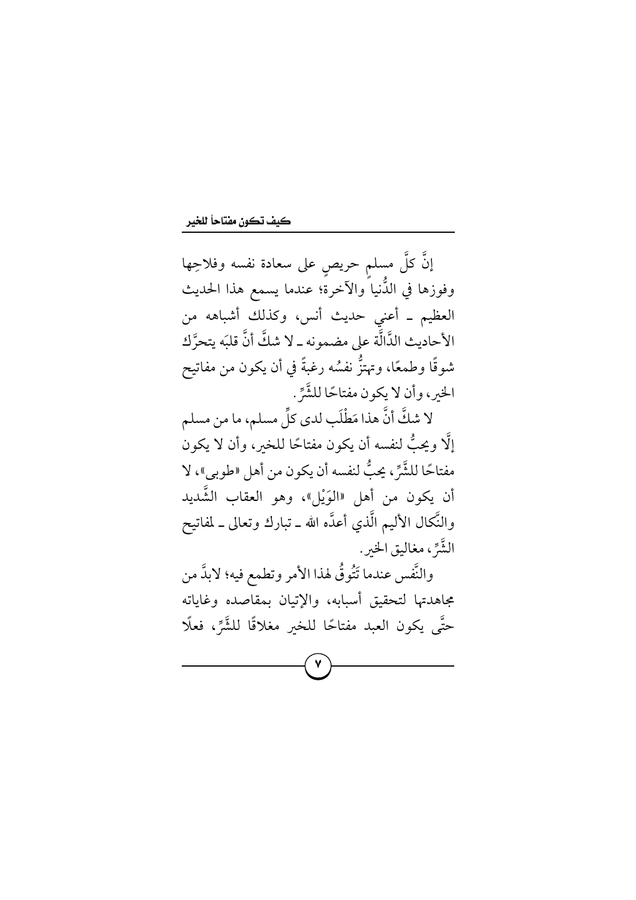إنَّ كلَّ مسلمٍ حريصٍ على سعادة نفسه وفلاحِها وفوزها في الدُّنيا والآخرة؛ عندما يسمع هذا الحديث العظيم ـ أعني حديث أنس، وكذلك أشباهه من الأحاديث الدَّالَّة على مضمونه ـ لا شكَّ أنَّ قلبَه يتحرَّك شوقًا وطمعًا، وتهتزُّ نفسُه رغبةً في أن يكون من مفاتيح الخير، وأن لا يكون مفتاحًا للشَّرِّ.

لا شكَّ أنَّ هذا مَطْلَب لدى كلِّ مسلم، ما من مسلم إلَّا ويحبُّ لنفسه أن يكون مفتاحًا للخير، وأن لا يكون مفتاحًا للشَّرِّ، يحبُّ لنفسه أن يكون من أهل «طوبى»، لا أن يكون من أهل «الوَيْل»، وهو العقاب الشَّديد والنَّكال الأليم الَّذي أعدَّه الله ـ تبارك وتعالى ـ لمفاتيح الشَّرِّ، مغاليق الخير.

والنَّفس عندما تَتُوقُ لهذا الأمر وتطمع فيه؛ لابدَّ من مجاهدتها لتحقيق أسبابه، والإتيان بمقاصده وغاياته حتَّى يكون العبد مفتاحًا للخير مغلاقًا للشَّرِّ، فعلًا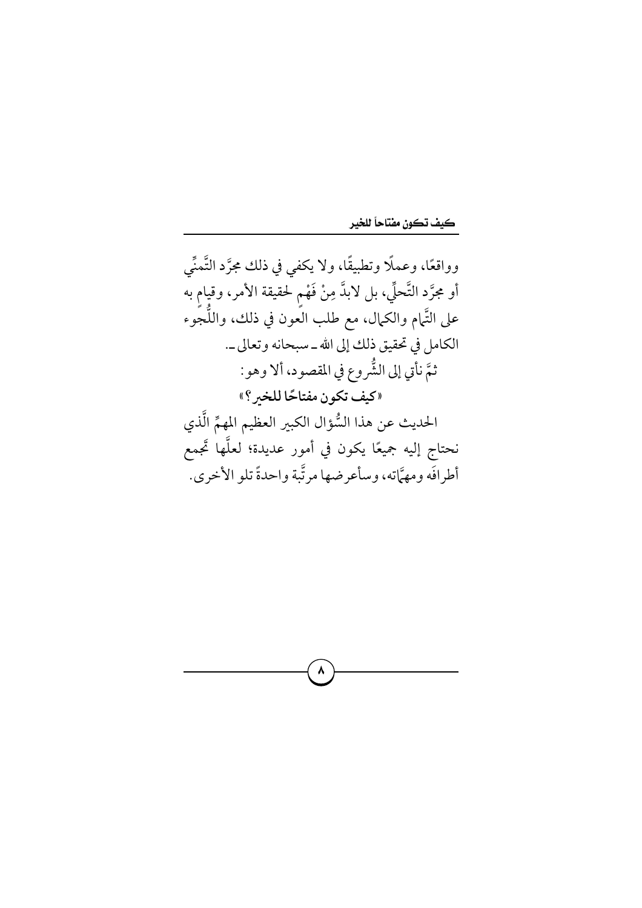وواقعًا، وعملًا وتطبيقًا، ولا يكفي في ذلك مجرَّد التَّمنِّي أو مجرَّد التَّحلِّي، بل لابدَّ مِنْ فَهْمٍ لحقيقة الأمر، وقيامٍ به على التَّمام والكمال، مع طلب العون في ذلك، واللُّجوء الكامل في تحقيق ذلك إلى الله ـ سبحانه وتعالى ـ.

ثمَّ نأتي إلى الشُّروع في المقصود، ألا وهو:

**«كيف تكون مفتاحًا للخير؟»**

الحديث عن هذا السُّؤال الكبير العظيم المهمِّ الَّذي نحتاج إليه جميعًا يكون في أمور عديدة؛ لعلَّها تجمع أطرافَه ومهمَّاته، وسأعرضها مرتَّبة واحدةً تلو الأخرى.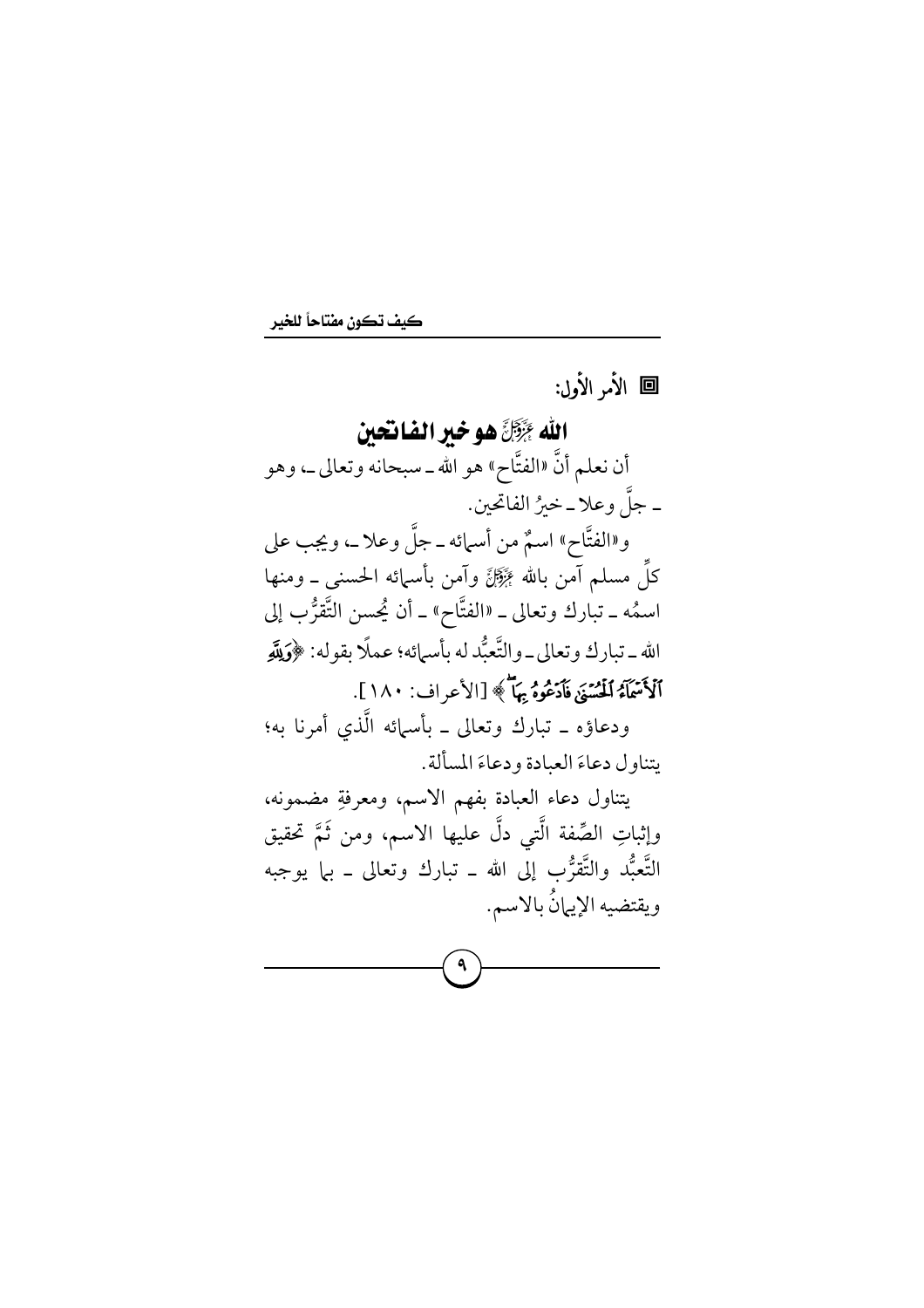■ الأمر الأول:

## الله عَزَّ وَجَلَّ هو خير الفاتحين

أن نعلم أنَّ «الفتَّاح» هو الله ـ سبحانه وتعالى ـ، وهو ـ جلَّ وعلا ـ خيرُ الفاتحين.

و«الفتَّاح» اسمٌ من أسمائه ـ جلَّ وعلا ـ، ويجب على كلِّ مسلم آمن بالله عَزَّ وَجَلَّ وآمن بأسمائه الحسنى ـ ومنها اسمُه ـ تبارك وتعالى ـ «الفتَّاح» ـ أن يُحسن التَّقرُّب إلى الله ـ تبارك وتعالى ـ والتَّعبُّد له بأسمائه؛ عملًا بقوله: ﴿وَلِلَّهِ ٱلْأَسْمَآءُ ٱلْحُسْنَىٰ فَٱدْعُوهُ بِهَا﴾ [الأعراف: ١٨٠].

ودعاؤه ـ تبارك وتعالى ـ بأسمائه الَّذي أمرنا به؛ يتناول دعاءَ العبادة ودعاءَ المسألة.

يتناول دعاء العبادة بفهم الاسم، ومعرفةِ مضمونه، وإثباتِ الصِّفة الَّتي دلَّ عليها الاسم، ومن ثَمَّ تحقيق التَّعبُّد والتَّقرُّب إلى الله ـ تبارك وتعالى ـ بما يوجبه ويقتضيه الإيمانُ بالاسم.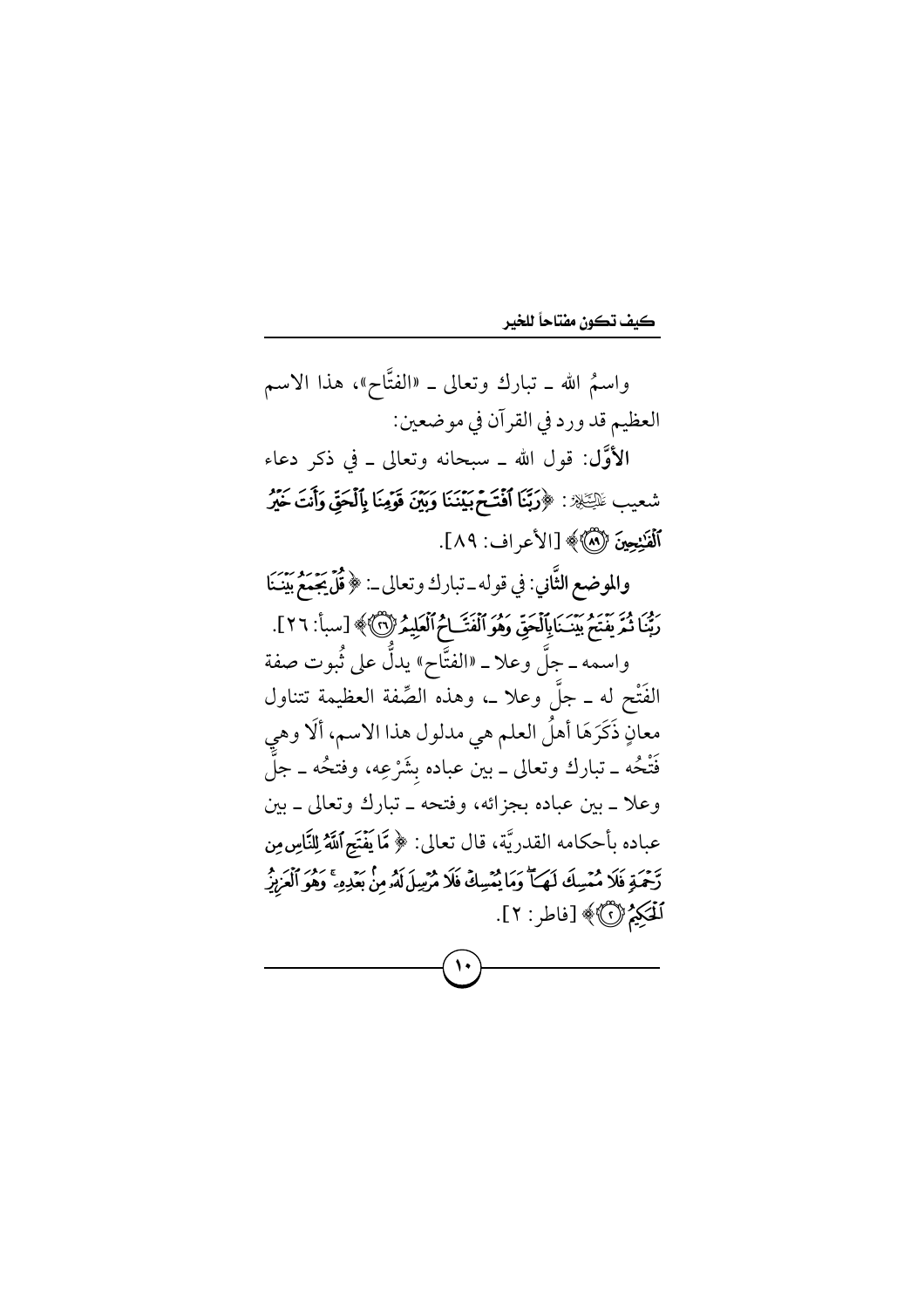واسمُ الله ـ تبارك وتعالى ـ «الفتَّاح»، هذا الاسم العظيم قد ورد في القرآن في موضعين:

**الأوَّل**: قول الله ـ سبحانه وتعالى ـ في ذكر دعاء شعيب عليه السلام: ﴿رَبَّنَا ٱفْتَحْ بَيْنَنَا وَبَيْنَ قَوْمِنَا بِٱلْحَقِّ وَأَنتَ خَيْرُ ٱلْفَٰتِحِينَ ﴿٨٩﴾﴾ [الأعراف: ٨٩].

**والموضع الثَّاني**: في قوله ـ تبارك وتعالى ـ: ﴿قُلْ يَجْمَعُ بَيْنَنَا رَبُّنَا ثُمَّ يَفْتَحُ بَيْنَنَا بِٱلْحَقِّ وَهُوَ ٱلْفَتَّاحُ ٱلْعَلِيمُ ﴿٢٦﴾﴾ [سبأ: ٢٦].

واسمه ـ جلَّ وعلا ـ «الفتَّاح» يدلُّ على ثُبوت صفة الفَتْح له ـ جلَّ وعلا ـ، وهذه الصِّفة العظيمة تتناول معانٍ ذَكَرَهَا أهلُ العلم هي مدلول هذا الاسم، ألَا وهي فَتْحُه ـ تبارك وتعالى ـ بين عباده بِشَرْعِه، وفتحُه ـ جلَّ وعلا ـ بين عباده بجزائه، وفتحه ـ تبارك وتعالى ـ بين عباده بأحكامه القدريَّة، قال تعالى: ﴿مَّا يَفْتَحِ ٱللَّهُ لِلنَّاسِ مِن رَّحْمَةٍ فَلَا مُمْسِكَ لَهَا ۖ وَمَا يُمْسِكْ فَلَا مُرْسِلَ لَهُۥ مِنۢ بَعْدِهِۦ ۚ وَهُوَ ٱلْعَزِيزُ ٱلْحَكِيمُ ﴿٢﴾﴾ [فاطر: ٢].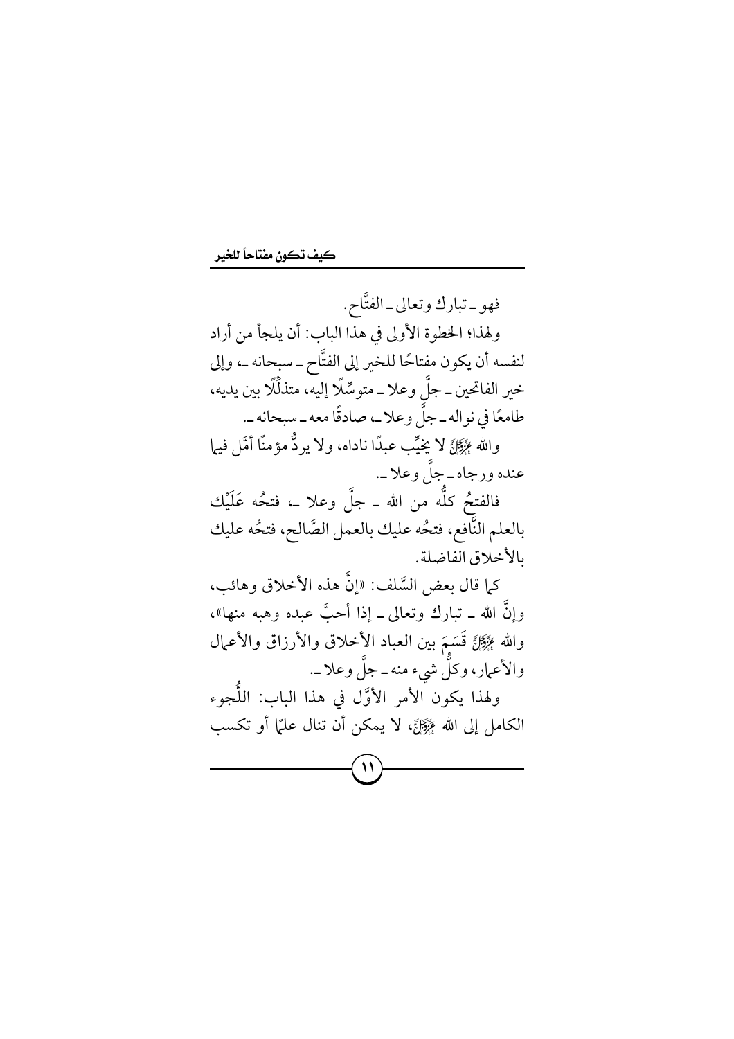فهو ـ تبارك وتعالى ـ الفتَّاح.

ولهذا؛ الخطوة الأولى في هذا الباب: أن يلجأ من أراد لنفسه أن يكون مفتاحًا للخير إلى الفتَّاح ـ سبحانه ـ، وإلى خير الفاتحين ـ جلَّ وعلا ـ متوسِّلًا إليه، متذلِّلًا بين يديه، طامعًا في نواله ـ جلَّ وعلا ـ، صادقًا معه ـ سبحانه ـ.

والله عَزَّوَجَلَّ لا يخيِّب عبدًا ناداه، ولا يردُّ مؤمنًا أمَّل فيما عنده ورجاه ـ جلَّ وعلا ـ.

فالفتحُ كلُّه من الله ـ جلَّ وعلا ـ، فتحُه عَلَيْك بالعلم النَّافع، فتحُه عليك بالعمل الصَّالح، فتحُه عليك بالأخلاق الفاضلة.

كما قال بعض السَّلف: «إنَّ هذه الأخلاق وهائب، وإنَّ الله ـ تبارك وتعالى ـ إذا أحبَّ عبده وهبه منها»، والله عَزَّوَجَلَّ قَسَمَ بين العباد الأخلاق والأرزاق والأعمال والأعمار، وكلُّ شيء منه ـ جلَّ وعلا ـ.

ولهذا يكون الأمر الأوَّل في هذا الباب: اللُّجوء الكامل إلى الله عَزَّوَجَلَّ، لا يمكن أن تنال علمًا أو تكسب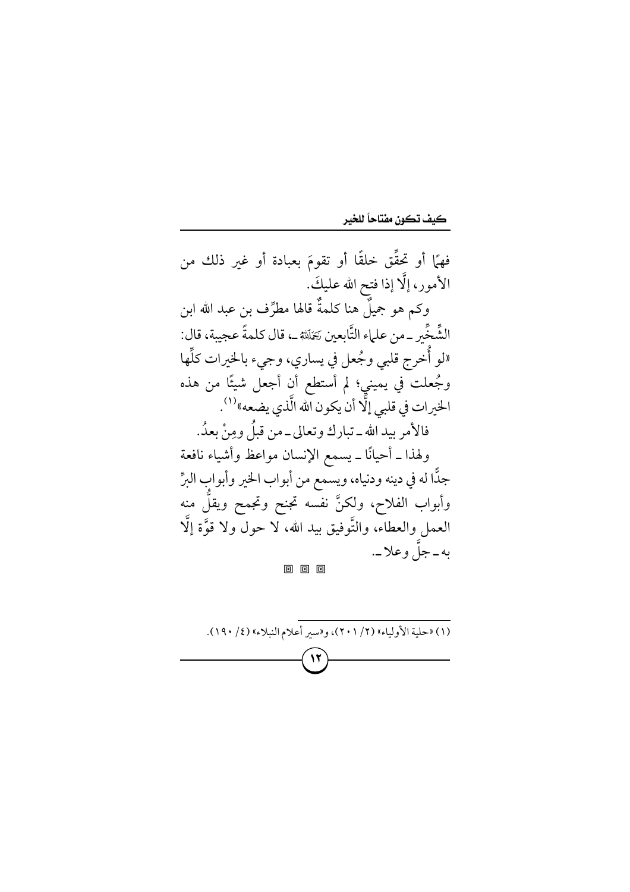فهمًا أو تحقِّق خلقًا أو تقومَ بعبادة أو غير ذلك من الأمور، إلَّا إذا فتح الله عليكَ.

وكم هو جميلٌ هنا كلمةٌ قالها مطرِّف بن عبد الله ابن الشِّخِّير ـ من علماء التَّابعين رَحِمَهُ اللَّهُ ـ، قال كلمةً عجيبة، قال: «لو أُخرج قلبي وجُعل في يساري، وجيء بالخيرات كلِّها وجُعلت في يميني؛ لم أستطع أن أجعل شيئًا من هذه الخيرات في قلبي إلَّا أن يكون الله الَّذي يضعه»[1].

فالأمر بيد الله ـ تبارك وتعالى ـ من قبلُ ومِنْ بعدُ.

ولهذا ـ أحيانًا ـ يسمع الإنسان مواعظ وأشياء نافعة جدًّا له في دينه ودنياه، ويسمع من أبواب الخير وأبواب البرِّ وأبواب الفلاح، ولكنَّ نفسه تجنح وتجمح ويقلُّ منه العمل والعطاء، والتَّوفيق بيد الله، لا حول ولا قوَّة إلَّا به ـ جلَّ وعلا ـ.

---

(١) «حلية الأولياء» (٢/ ٢٠١)، و«سير أعلام النبلاء» (٤/ ١٩٠).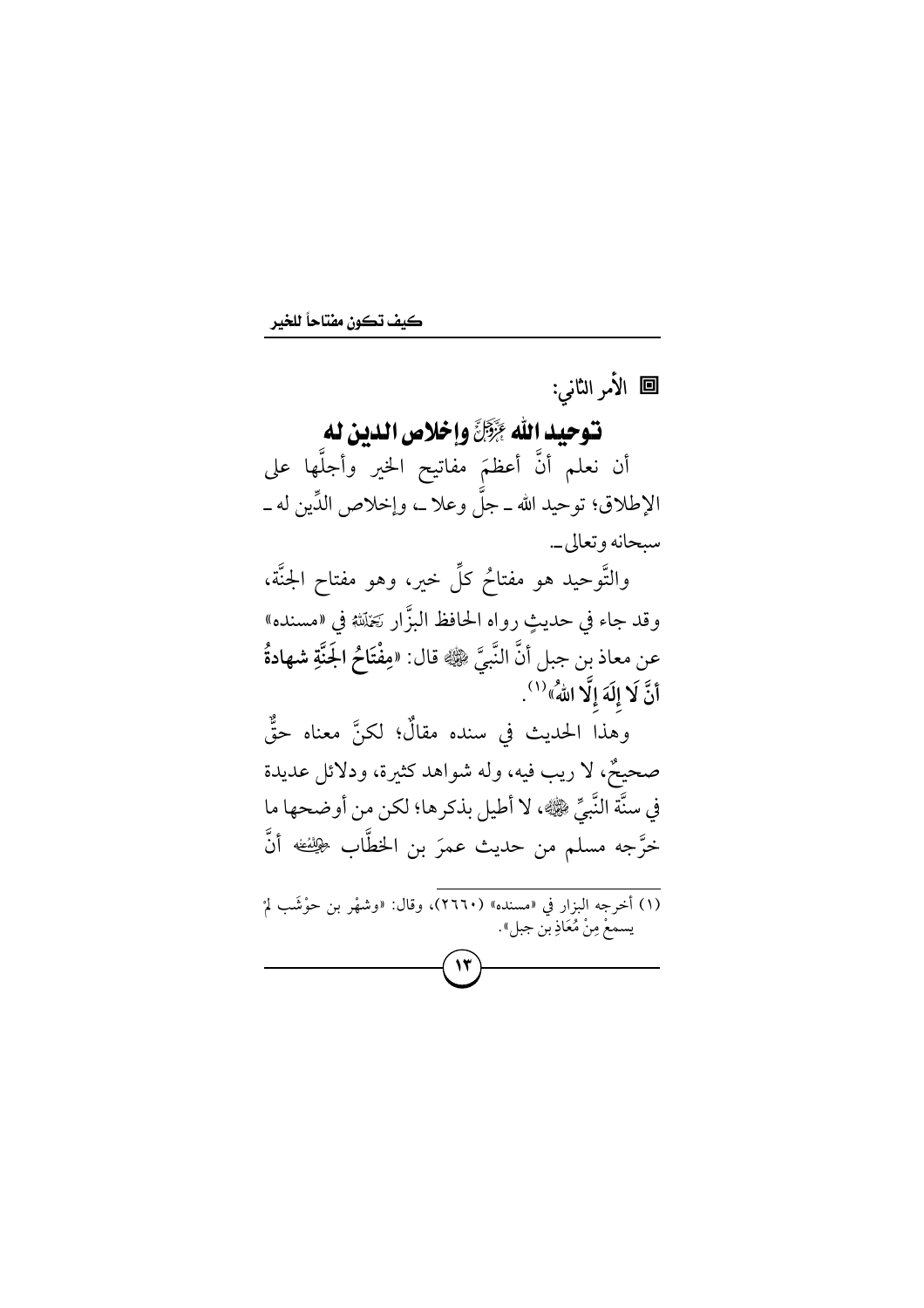## ◙ الأمر الثاني:

## توحيد الله ﷻ وإخلاص الدين له

أن نعلم أنَّ أعظمَ مفاتيح الخير وأجلَّها على الإطلاق؛ توحيد الله ـ جلَّ وعلا ـ، وإخلاص الدِّين له ـ سبحانه وتعالى ـ.

والتَّوحيد هو مفتاحُ كلِّ خير، وهو مفتاح الجنَّة، وقد جاء في حديثٍ رواه الحافظ البزَّار رَحِمَهُ اللهُ في «مسنده» عن معاذ بن جبل أنَّ النَّبيَّ ﷺ قال: «**مِفْتَاحُ الجَنَّةِ شهادةُ أَنَّ لَا إِلَهَ إِلَّا اللهُ**»[1].

وهذا الحديث في سنده مقالٌ؛ لكنَّ معناه حقٌّ صحيحٌ، لا ريب فيه، وله شواهد كثيرة، ودلائل عديدة في سنَّة النَّبيِّ ﷺ، لا أطيل بذكرها؛ لكن من أوضحها ما خرَّجه مسلم من حديث عمرَ بن الخطَّاب رضي الله عنه أنَّ

---

(١) أخرجه البزار في «مسنده» (٢٦٦٠)، وقال: «وشهْر بن حوْشَب لمْ يسمعْ مِنْ مُعَاذِ بن جبل».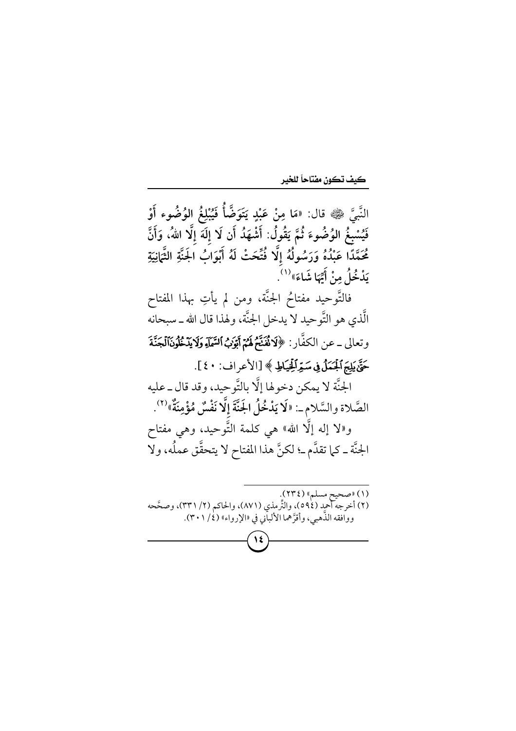النَّبيَّ ﷺ قال: «مَا مِنْ عَبْدٍ يَتَوَضَّأُ فَيُبْلِغُ الوُضُوء أَوْ فَيُسْبِغُ الوُضُوءَ ثُمَّ يَقُولُ: أَشْهَدُ أَن لَا إِلَهَ إِلَّا اللهُ، وَأَنَّ مُحَمَّدًا عَبْدُهُ وَرَسُولُهُ إِلَّا فُتِّحَتْ لَهُ أَبْوَابُ الجَنَّةِ الثَّمَانِيَةِ يَدْخُلُ مِنْ أَيِّهَا شَاءَ»[1].

فالتَّوحيد مفتاحُ الجنَّة، ومن لم يأتِ بهذا المفتاح الَّذي هو التَّوحيد لا يدخل الجنَّة، ولهذا قال الله ـ سبحانه وتعالى ـ عن الكفَّار: ﴿لَا تُفَتَّحُ لَهُمْ أَبْوَابُ السَّمَاءِ وَلَا يَدْخُلُونَ الْجَنَّةَ حَتَّىٰ يَلِجَ الْجَمَلُ فِي سَمِّ الْخِيَاطِ﴾ [الأعراف: ٤٠].

الجنَّة لا يمكن دخولها إلَّا بالتَّوحيد، وقد قال ـ عليه الصَّلاة والسَّلام ـ: «لَا يَدْخُلُ الجَنَّةَ إِلَّا نَفْسٌ مُؤْمِنَةٌ»[2].

و«لا إله إلَّا الله» هي كلمة التَّوحيد، وهي مفتاح الجنَّة ـ كما تقدَّم ـ؛ لكنَّ هذا المفتاح لا يتحقَّق عملُه، ولا

---

(١) «صحيح مسلم» (٢٣٤).

(٢) أخرجه أحمد (٥٩٤)، والتِّرمذي (٨٧١)، والحاكم (٢/ ٣٣١)، وصحَّحه ووافقه الذَّهبي، وأقرَّهما الألباني في «الإرواء» (٤/ ٣٠١).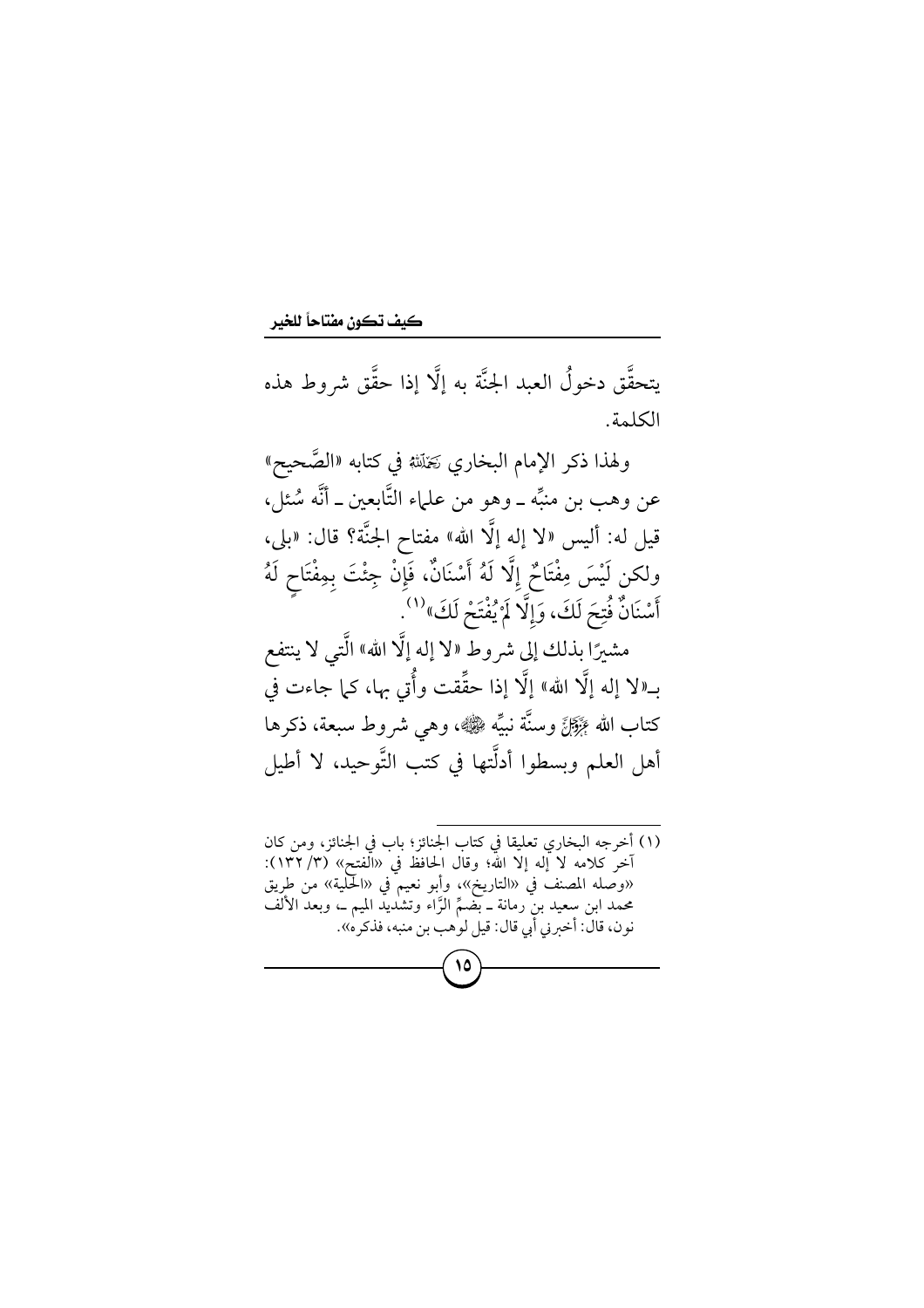يتحقَّق دخولُ العبد الجنَّة به إلَّا إذا حقَّق شروط هذه الكلمة.

ولهذا ذكر الإمام البخاري رَحِمَهُ اللَّهُ في كتابه «الصَّحيح» عن وهب بن منبِّه ـ وهو من علماء التَّابعين ـ أنَّه سُئل، قيل له: أليس «لا إله إلَّا الله» مفتاح الجنَّة؟ قال: «بلى، ولكن لَيْسَ مِفْتَاحٌ إِلَّا لَهُ أَسْنَانٌ، فَإِنْ جِئْتَ بِمِفْتَاحٍ لَهُ أَسْنَانٌ فُتِحَ لَكَ، وَإِلَّا لَمْ يُفْتَحْ لَكَ»[1].

مشيرًا بذلك إلى شروط «لا إله إلَّا الله» الَّتي لا ينتفع بـ«لا إله إلَّا الله» إلَّا إذا حقِّقت وأُتي بها، كما جاءت في كتاب الله عَزَّوَجَلَّ وسنَّة نبيِّه ﷺ، وهي شروط سبعة، ذكرها أهل العلم وبسطوا أدلَّتها في كتب التَّوحيد، لا أطيل

---

(١) أخرجه البخاري تعليقا في كتاب الجنائز؛ باب في الجنائز، ومن كان آخر كلامه لا إله إلا الله؛ وقال الحافظ في «الفتح» (٣/ ١٣٢): «وصله المصنف في «التاريخ»، وأبو نعيم في «الحلية» من طريق محمد ابن سعيد بن رمانة ـ بضمِّ الرَّاء وتشديد الميم ـ، وبعد الألف نون، قال: أخبرني أبي قال: قيل لوهب بن منبه، فذكره».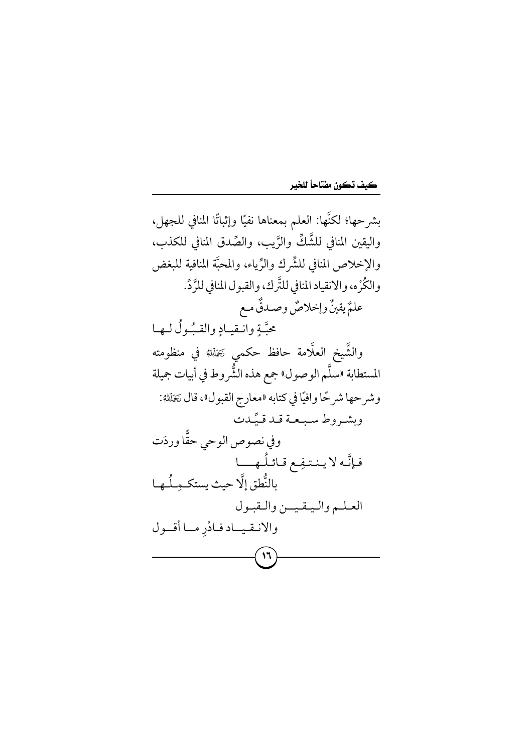بشرحها؛ لكنَّها: العلم بمعناها نفيًا وإثباتًا المنافي للجهل، واليقين المنافي للشَّكِّ والرَّيب، والصِّدق المنافي للكذب، والإخلاص المنافي للشِّرك والرِّياء، والمحبَّة المنافية للبغض والكُرْه، والانقياد المنافي للتَّرك، والقبول المنافي للرَّدِّ.

علمٌ يقينٌ وإخلاصٌ وصدقٌ مع
محبَّةٍ وانقيادٍ والقبُولُ لها

والشَّيخ العلَّامة حافظ حكمي رَحِمَهُ اللهُ في منظومته المستطابة «سلَّم الوصول» جمع هذه الشُّروط في أبيات جميلة وشرحها شرحًا وافيًا في كتابه «معارج القبول»، قال رَحِمَهُ اللهُ:

وبشروط سبعة قد قيِّدت
وفي نصوص الوحي حقًّا وردَت

فإنَّه لا ينتفِع قائلُها
بالنُّطق إلَّا حيث يستكمِلُها

العلم واليقين والقبول
والانقياد فادْرِ ما أقول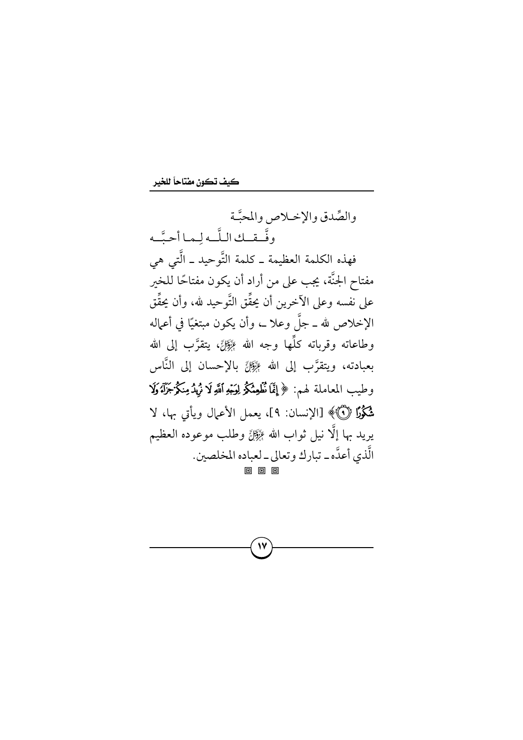والصِّدق والإخـلاص والمحبَّـة

وفَّـقـك الـلَّـه لِـمـا أحـبَّـه

فهذه الكلمة العظيمة ـ كلمة التَّوحيد ـ الَّتي هي مفتاح الجنَّة، يجب على من أراد أن يكون مفتاحًا للخير على نفسه وعلى الآخرين أن يحقِّق التَّوحيد لله، وأن يحقِّق الإخلاص لله ـ جلَّ وعلا ـ، وأن يكون مبتغيًا في أعماله وطاعاته وقرباته كلِّها وجه الله عَزَّوَجَلَّ، يتقرَّب إلى الله بعبادته، ويتقرَّب إلى الله عَزَّوَجَلَّ بالإحسان إلى النَّاس وطيب المعاملة لهم: ﴿ إِنَّمَا نُطْعِمُكُمْ لِوَجْهِ ٱللَّهِ لَا نُرِيدُ مِنكُمْ جَزَآءً وَلَا شُكُورًا ۝٩ ﴾ [الإنسان: ٩]، يعمل الأعمال ويأتي بها، لا يريد بها إلَّا نيل ثواب الله عَزَّوَجَلَّ وطلب موعوده العظيم الَّذي أعدَّه ـ تبارك وتعالى ـ لعباده المخلصين.

◙ ◙ ◙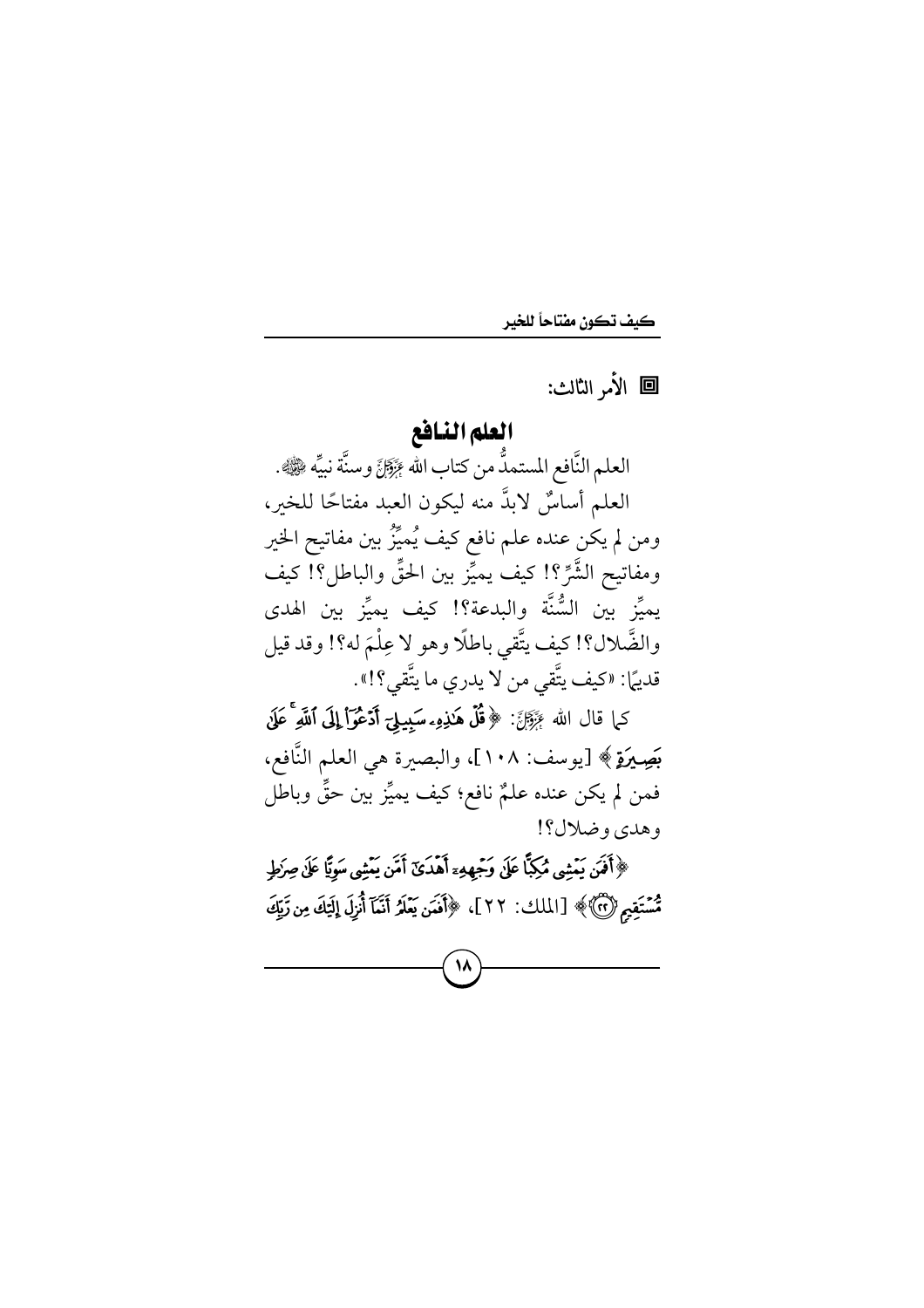الأمر الثالث:

## العلم النافع

العلم النَّافع المستمدُّ من كتاب الله عَزَّوَجَلَّ وسنَّة نبيِّه ﷺ.

العلم أساسٌ لابدَّ منه ليكون العبد مفتاحًا للخير، ومن لم يكن عنده علم نافع كيف يُميِّزُ بين مفاتيح الخير ومفاتيح الشَّرِّ؟! كيف يميِّز بين الحقِّ والباطل؟! كيف يميِّز بين السُّنَّة والبدعة؟! كيف يميِّز بين الهدى والضَّلال؟! كيف يتَّقي باطلًا وهو لا عِلْمَ له؟! وقد قيل قديمًا: «كيف يتَّقي من لا يدري ما يتَّقي؟!».

كما قال الله عَزَّوَجَلَّ: ﴿قُلْ هَٰذِهِۦ سَبِيلِىٓ أَدْعُوٓا۟ إِلَى ٱللَّهِ ۚ عَلَىٰ بَصِيرَةٍ﴾ [يوسف: ١٠٨]، والبصيرة هي العلم النَّافع، فمن لم يكن عنده علمٌ نافع؛ كيف يميِّز بين حقٍّ وباطل وهدى وضلال؟!

﴿أَفَمَن يَمْشِى مُكِبًّا عَلَىٰ وَجْهِهِۦٓ أَهْدَىٰٓ أَمَّن يَمْشِى سَوِيًّا عَلَىٰ صِرَٰطٍ مُّسْتَقِيمٍ ﴿٢٢﴾﴾ [الملك: ٢٢]، ﴿أَفَمَن يَعْلَمُ أَنَّمَآ أُنزِلَ إِلَيْكَ مِن رَّبِّكَ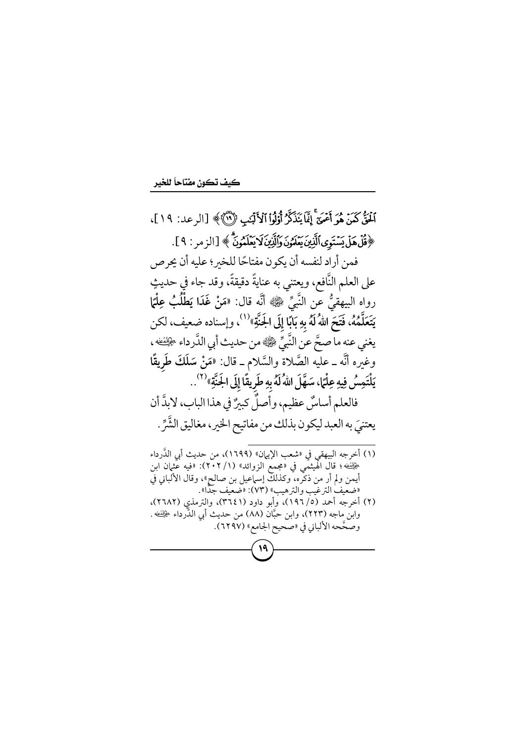ﭐلْحَقُّ كَمَنْ هُوَ أَعْمَىٰٓ ۚ إِنَّمَا يَتَذَكَّرُ أُوْلُواْ ٱلْأَلْبَٰبِ ﴿١٩﴾ ﴾ [الرعد: ١٩]، ﴿ قُلْ هَلْ يَسْتَوِي ٱلَّذِينَ يَعْلَمُونَ وَٱلَّذِينَ لَا يَعْلَمُونَ ﴾ [الزمر: ٩].

فمن أراد لنفسه أن يكون مفتاحًا للخير؛ عليه أن يحرص على العلم النَّافع، ويعتني به عنايةً دقيقةً، وقد جاء في حديثٍ رواه البيهقيُّ عن النَّبيِّ ﷺ أنَّه قال: **«مَنْ غَدَا يَطْلُبُ عِلْمًا يَتَعَلَّمُهُ، فَتَحَ اللهُ لَهُ بِهِ بَابًا إِلَى الجَنَّةِ»**(١)، وإسناده ضعيف، لكن يغني عنه ما صحَّ عن النَّبيِّ ﷺ من حديث أبي الدَّرداء رضي الله عنه، وغيره أنَّه ـ عليه الصَّلاة والسَّلام ـ قال: **«مَنْ سَلَكَ طَرِيقًا يَلْتَمِسُ فِيهِ عِلْمًا، سَهَّلَ اللهُ لَهُ بِهِ طَرِيقًا إِلَى الجَنَّةِ»**(٢)..

فالعلم أساسٌ عظيم، وأصلٌ كبيرٌ في هذا الباب، لابدَّ أن يعتنيَ به العبد ليكون بذلك من مفاتيح الخير، مغاليق الشَّرِّ.

---

(١) أخرجه البيهقي في «شعب الإيمان» (١٦٩٩)، من حديث أبي الدَّرداء رضي الله عنه؛ قال الهيثمي في «مجمع الزوائد» (١/٢٠٢): «فيه عثمان ابن أيمن ولم أر من ذكره، وكذلك إسماعيل بن صالح»، وقال الألباني في «ضعيف الترغيب والترهيب» (٧٣): «ضعيف جدًّا».

(٢) أخرجه أحمد (٥/١٩٦)، وأبو داود (٣٦٤١)، والترمذي (٢٦٨٢)، وابن ماجه (٢٢٣)، وابن حبَّان (٨٨) من حديث أبي الدَّرداء رضي الله عنه. وصحَّحه الألباني في «صحيح الجامع» (٦٢٩٧).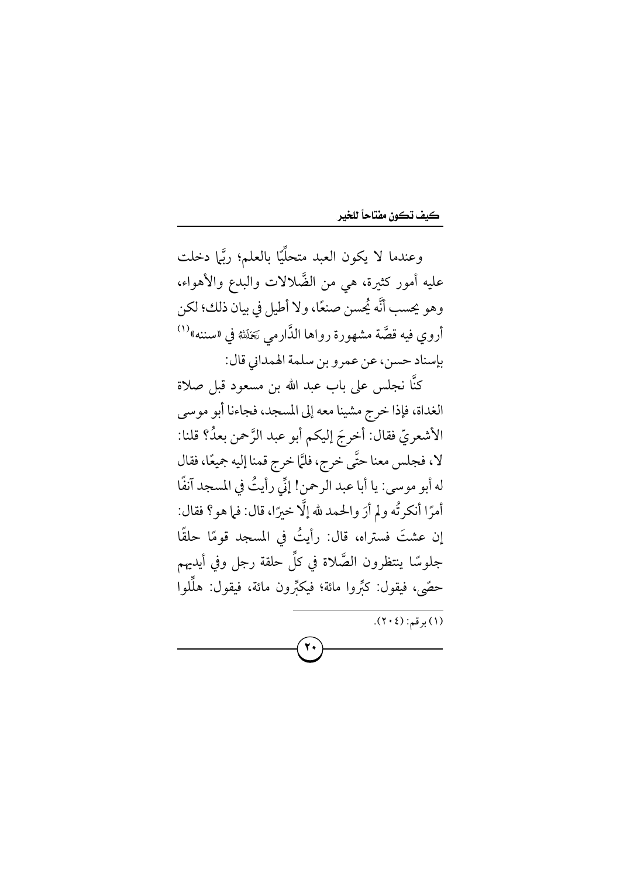وعندما لا يكون العبد متحلِّيًا بالعلم؛ ربَّما دخلت عليه أمور كثيرة، هي من الضَّلالات والبدع والأهواء، وهو يحسب أنَّه يُحسن صنعًا، ولا أطيل في بيان ذلك؛ لكن أروي فيه قصَّة مشهورة رواها الدَّارمي رَحِمَهُ اللَّهُ في «سننه»[1] بإسناد حسن، عن عمرو بن سلمة الهمداني قال:

كنَّا نجلس على باب عبد الله بن مسعود قبل صلاة الغداة، فإذا خرج مشينا معه إلى المسجد، فجاءنا أبو موسى الأشعريّ فقال: أخرجَ إليكم أبو عبد الرَّحمن بعدُ؟ قلنا: لا، فجلس معنا حتَّى خرج، فلمَّا خرج قمنا إليه جميعًا، فقال له أبو موسى: يا أبا عبد الرحمن! إنِّي رأيتُ في المسجد آنفًا أمرًا أنكرتُه ولم أرَ والحمد لله إلَّا خيرًا، قال: فما هو؟ فقال: إن عشتَ فستراه، قال: رأيتُ في المسجد قومًا حلقًا جلوسًا ينتظرون الصَّلاة في كلِّ حلقة رجل وفي أيديهم حصًى، فيقول: كبِّروا مائة؛ فيكبِّرون مائة، فيقول: هلِّلوا

(١) برقم: (٢٠٤).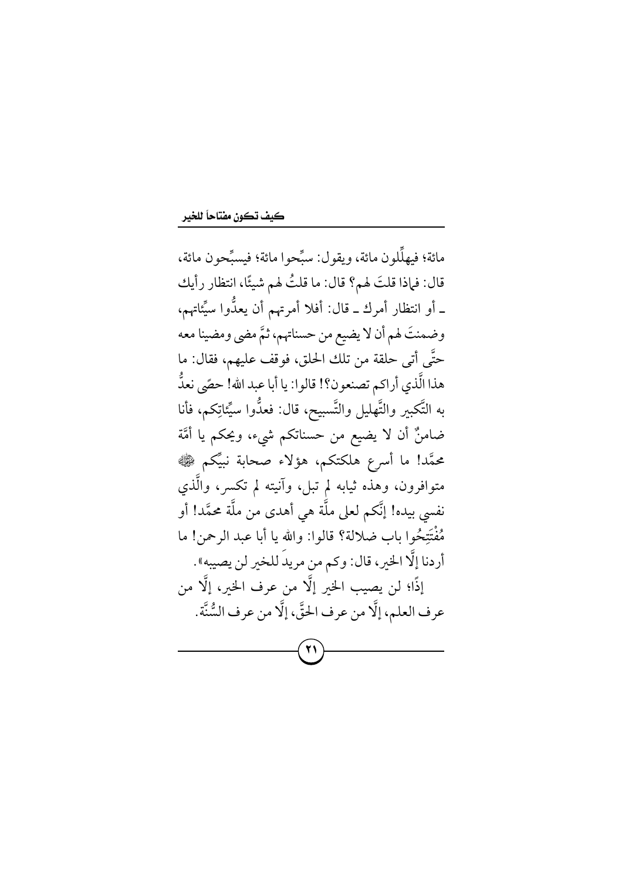مائة؛ فيهلِّلون مائة، ويقول: سبِّحوا مائة؛ فيسبِّحون مائة، قال: فماذا قلتَ لهم؟ قال: ما قلتُ لهم شيئًا، انتظار رأيك ـ أو انتظار أمرك ـ قال: أفلا أمرتهم أن يعدُّوا سيِّئاتهم، وضمنتَ لهم أن لا يضيع من حسناتهم، ثمَّ مضى ومضينا معه حتَّى أتى حلقة من تلك الحلق، فوقف عليهم، فقال: ما هذا الَّذي أراكم تصنعون؟! قالوا: يا أبا عبد الله! حصًى نعدُّ به التَّكبير والتَّهليل والتَّسبيح، قال: فعدُّوا سيِّئاتِكم، فأنا ضامنٌ أن لا يضيع من حسناتكم شيء، ويحكم يا أمَّة محمَّد! ما أسرع هلكتكم، هؤلاء صحابة نبيِّكم ﷺ متوافرون، وهذه ثيابه لم تبل، وآنيته لم تكسر، والَّذي نفسي بيده! إنَّكم لعلى ملَّة هي أهدى من ملَّة محمَّد! أو مُفْتَتِحُوا باب ضلالة؟ قالوا: والله يا أبا عبد الرحمن! ما أردنا إلَّا الخير، قال: وكم من مريدٍ للخير لن يصيبه».

إذًا؛ لن يصيب الخير إلَّا من عرف الخير، إلَّا من عرف العلم، إلَّا من عرف الحقَّ، إلَّا من عرف السُّنَّة.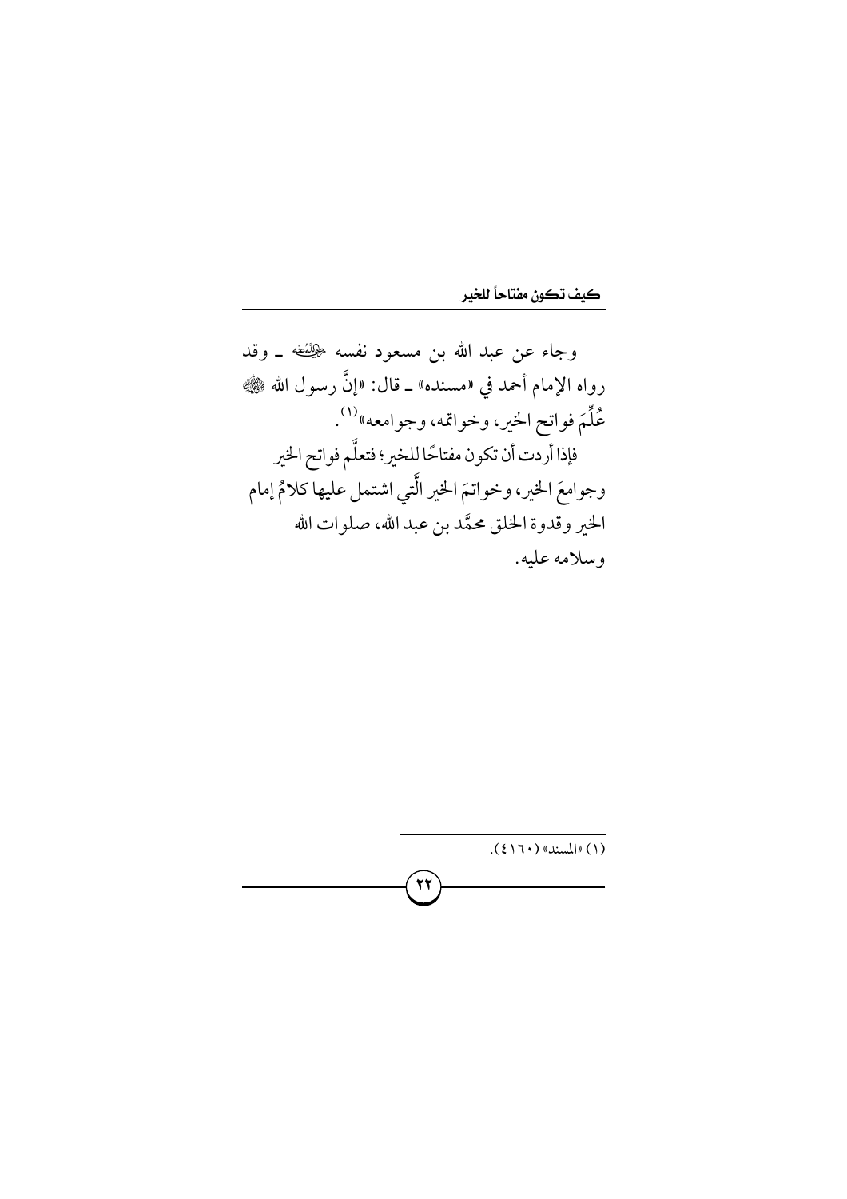وجاء عن عبد الله بن مسعود نفسه رضي الله عنه ـ وقد رواه الإمام أحمد في «مسنده» ـ قال: «إنَّ رسول الله ﷺ عُلِّمَ فواتح الخير، وخواتمه، وجوامعه»[1].

فإذا أردت أن تكون مفتاحًا للخير؛ فتعلَّم فواتح الخير وجوامعَ الخير، وخواتمَ الخير الَّتي اشتمل عليها كلامُ إمام الخير وقدوة الخلق محمَّد بن عبد الله، صلوات الله وسلامه عليه.

---

(١) «المسند» (٤١٦٠).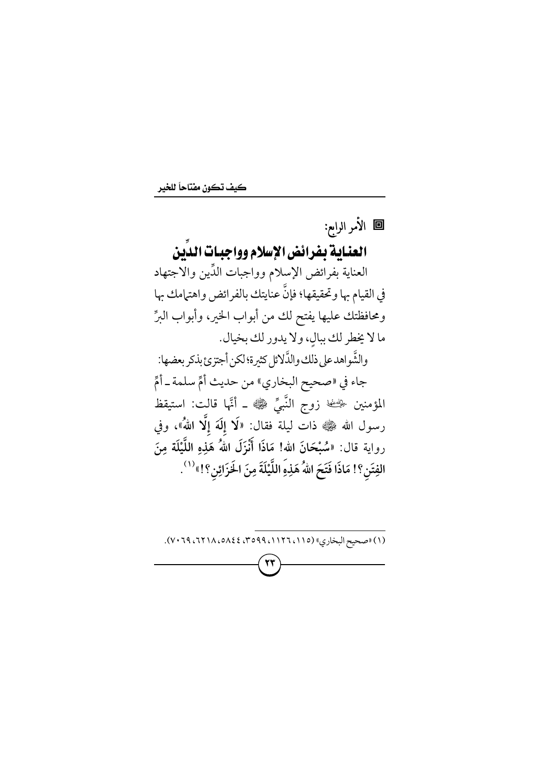◘ الأمر الرابع:

## العناية بفرائض الإسلام وواجبات الدِّين

العناية بفرائض الإسلام وواجبات الدِّين والاجتهاد في القيام بها وتحقيقها؛ فإنَّ عنايتك بالفرائض واهتمامك بها ومحافظتك عليها يفتح لك من أبواب الخير، وأبواب البرِّ ما لا يخطر لك ببالٍ، ولا يدور لك بخيال.

والشَّواهد على ذلك والدَّلائل كثيرة؛ لكن أجتزئ بذكر بعضها:

جاء في «صحيح البخاري» من حديث أمِّ سلمة ـ أمِّ المؤمنين رضي الله عنها زوج النَّبيِّ ﷺ ـ أنَّها قالت: استيقظ رسول الله ﷺ ذات ليلة فقال: «**لَا إِلَهَ إِلَّا اللهُ**»، وفي رواية قال: «**سُبْحَانَ اللهِ! مَاذَا أَنْزَلَ اللهُ هَذِهِ اللَّيْلَةَ مِنَ الفِتَنِ؟! مَاذَا فَتَحَ اللهُ هَذِهِ اللَّيْلَةَ مِنَ الخَزَائِنِ؟!**»[1].

---

(١) «صحيح البخاري» (١١٥، ١١٢٦، ٣٥٩٩، ٥٨٤٤، ٦٢١٨، ٧٠٦٩).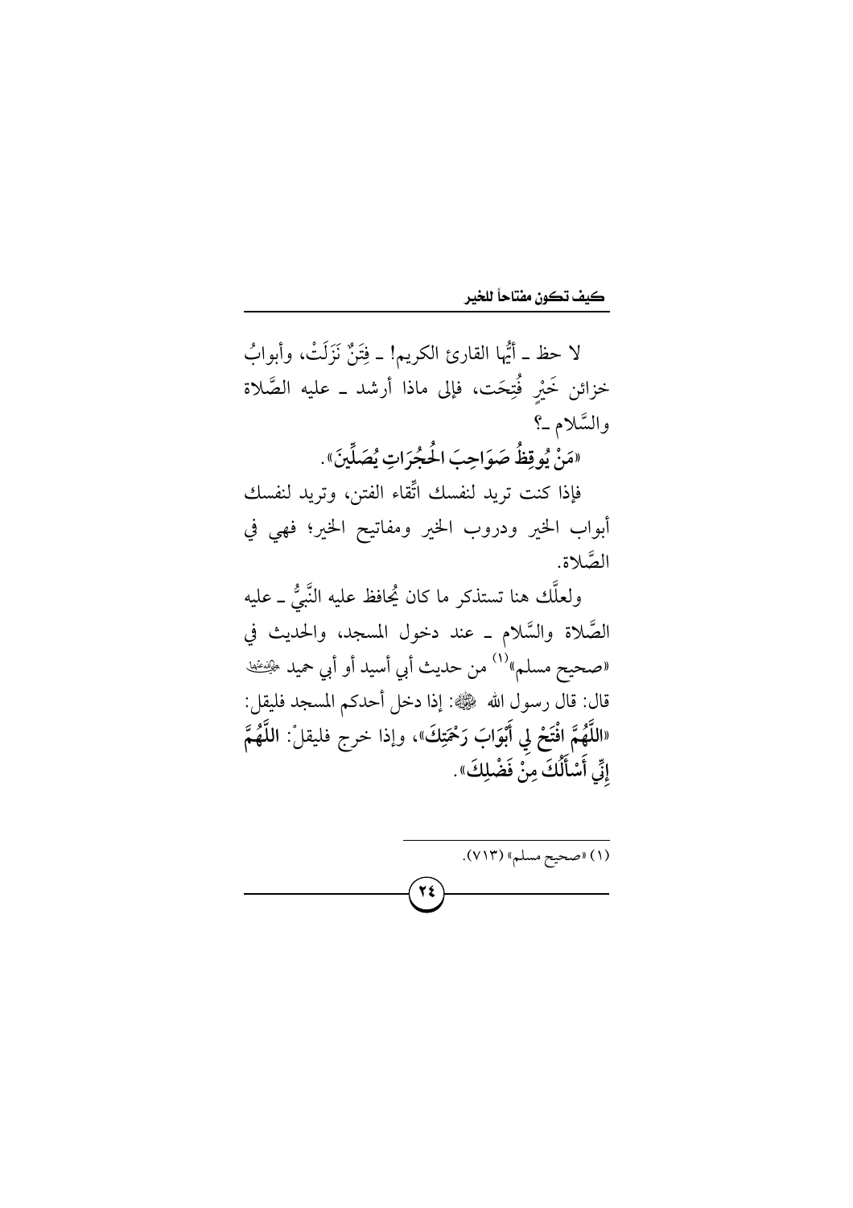لا حظ ـ أيُّها القارئ الكريم! ـ فِتَنٌ نَزَلَتْ، وأبوابُ خزائن خَيْرٍ فُتِحَت، فإلى ماذا أرشد ـ عليه الصَّلاة والسَّلام ـ؟

**«مَنْ يُوقِظُ صَوَاحِبَ الحُجُرَاتِ يُصَلِّينَ»**.

فإذا كنت تريد لنفسك اتِّقاء الفتن، وتريد لنفسك أبواب الخير ودروب الخير ومفاتيح الخير؛ فهي في الصَّلاة.

ولعلَّك هنا تستذكر ما كان يُحافظ عليه النَّبيُّ ـ عليه الصَّلاة والسَّلام ـ عند دخول المسجد، والحديث في «صحيح مسلم»[1] من حديث أبي أسيد أو أبي حميد رضي الله عنهما قال: قال رسول الله ﷺ: إذا دخل أحدكم المسجد فليقل: **«اللَّهُمَّ افْتَحْ لِي أَبْوَابَ رَحْمَتِكَ»**، وإذا خرج فليقلْ: **اللَّهُمَّ إِنِّي أَسْأَلُكَ مِنْ فَضْلِكَ»**.

---

(١) «صحيح مسلم» (٧١٣).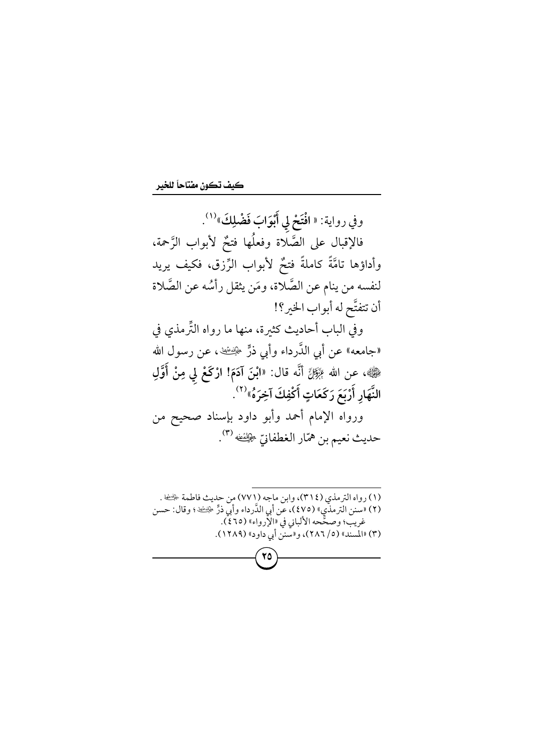وفي رواية: «**افْتَحْ لِي أَبْوَابَ فَضْلِكَ**»[1].

فالإقبال على الصَّلاة وفعلُها فتحٌ لأبواب الرَّحمة، وأداؤها تامَّةً كاملةً فتحٌ لأبواب الرِّزق، فكيف يريد لنفسه من ينام عن الصَّلاة، ومَن يثقل رأسُه عن الصَّلاة أن تتفتَّح له أبواب الخير؟!

وفي الباب أحاديث كثيرة، منها ما رواه التِّرمذي في «جامعه» عن أبي الدَّرداء وأبي ذرٍّ ﭭ، عن رسول الله ﷺ، عن الله ﷻ أنَّه قال: «**ابْنَ آدَمَ! ارْكَعْ لِي مِنْ أَوَّلِ النَّهَارِ أَرْبَعَ رَكَعَاتٍ أَكْفِكَ آخِرَهُ**»[2].

ورواه الإمام أحمد وأبو داود بإسناد صحيح من حديث نعيم بن همّار الغطفانيّ ﭬ[3].

---

(١) رواه الترمذي (٣١٤)، وابن ماجه (٧٧١) من حديث فاطمة ﭫ.

(٢) «سنن الترمذي» (٤٧٥)، عن أبي الدَّرداء وأبي ذرٍّ ﭭ؛ وقال: حسن غريب؛ وصحَّحه الألباني في «الإرواء» (٤٦٥).

(٣) «المسند» (٥/ ٢٨٦)، و«سنن أبي داود» (١٢٨٩).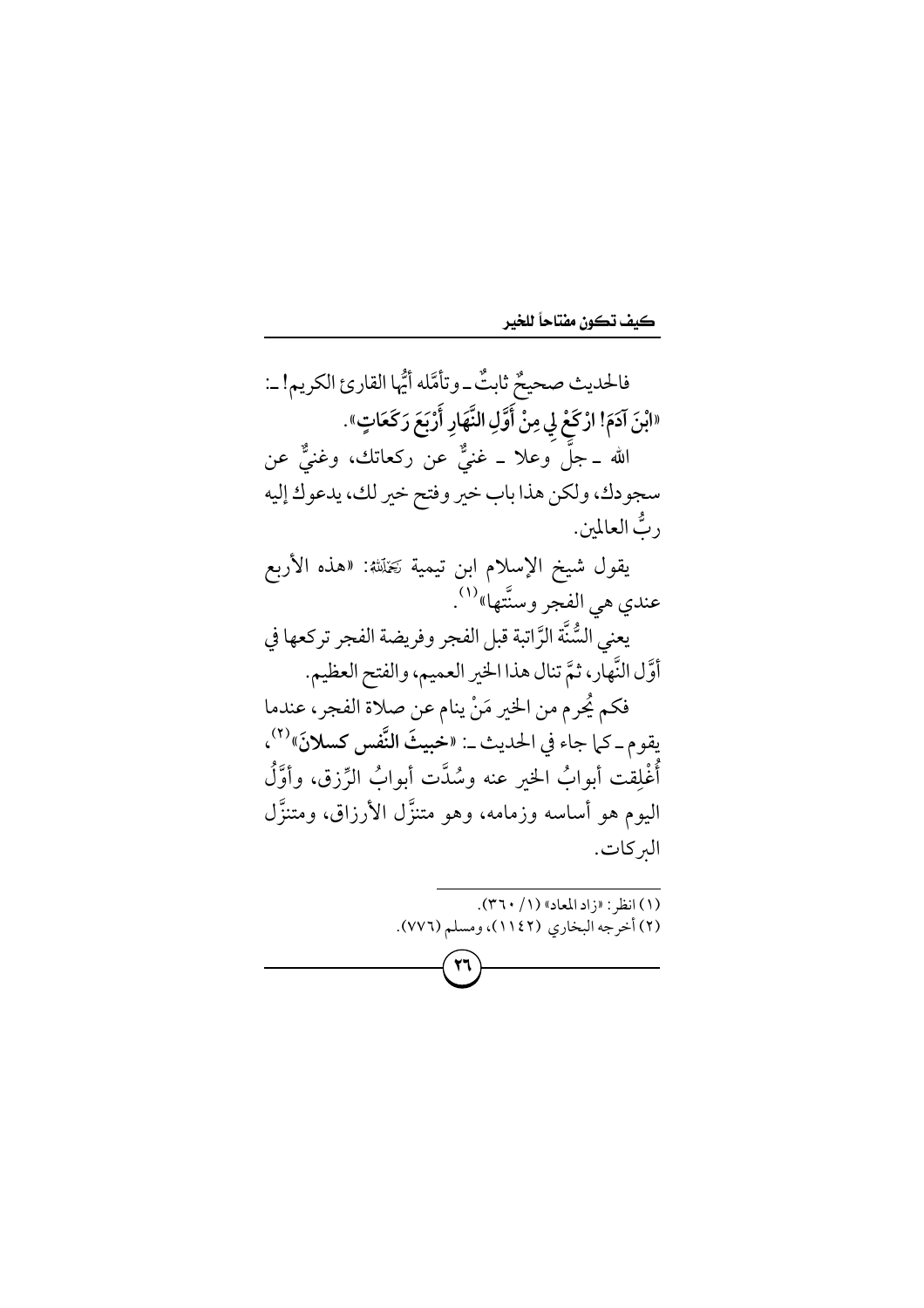فالحديث صحيحٌ ثابتٌ ـ وتأمَّله أيُّها القارئ الكريم! ـ: «**ابْنَ آدَمَ! ارْكَعْ لِي مِنْ أَوَّلِ النَّهَارِ أَرْبَعَ رَكَعَاتٍ**».

الله ـ جلَّ وعلا ـ غنيٌّ عن ركعاتك، وغنيٌّ عن سجودك، ولكن هذا باب خير وفتح خير لك، يدعوك إليه ربُّ العالمين.

يقول شيخ الإسلام ابن تيمية رَحِمَهُ ٱللَّهُ: «هذه الأربع عندي هي الفجر وسنَّتها»[1].

يعني السُّنَّة الرَّاتبة قبل الفجر وفريضة الفجر تركعها في أوَّل النَّهار، ثمَّ تنال هذا الخير العميم، والفتح العظيم.

فكم يُحرم من الخير مَنْ ينام عن صلاة الفجر، عندما يقوم ـ كما جاء في الحديث ـ: «**خبيثَ النَّفس كسلانَ**»[2]، أُغْلِقت أبوابُ الخير عنه وسُدَّت أبوابُ الرِّزق، وأوَّلُ اليوم هو أساسه وزمامه، وهو متنزَّل الأرزاق، ومتنزَّل البركات.

---

(١) انظر: «زاد المعاد» (١/ ٣٦٠).

(٢) أخرجه البخاري (١١٤٢)، ومسلم (٧٧٦).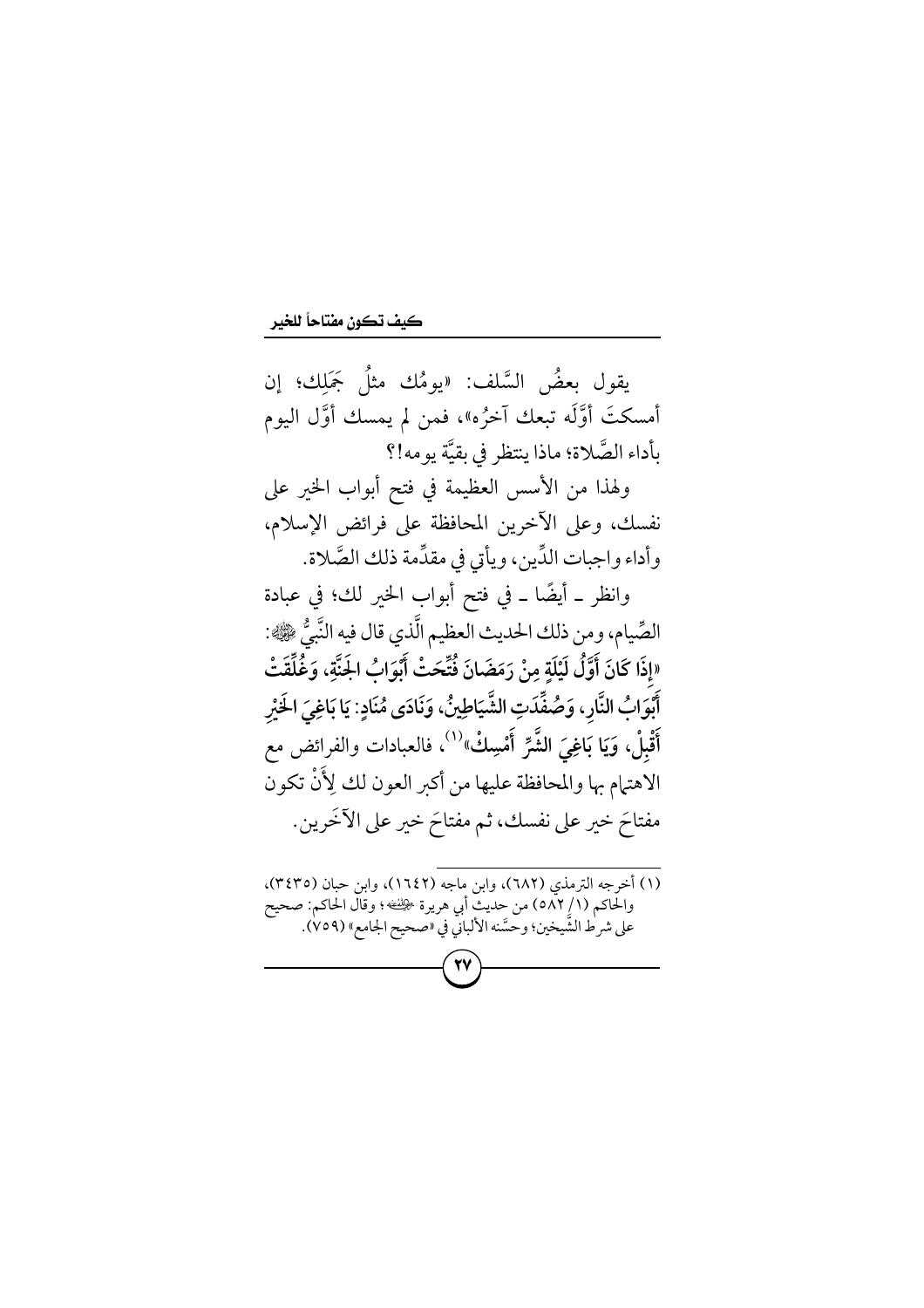يقول بعضُ السَّلف: «يومُك مثلُ جَمَلِك؛ إن أمسكتَ أوَّلَه تبعك آخرُه»، فمن لم يمسك أوَّل اليوم بأداء الصَّلاة؛ ماذا ينتظر في بقيَّة يومه!؟

ولهذا من الأسس العظيمة في فتح أبواب الخير على نفسك، وعلى الآخرين المحافظة على فرائض الإسلام، وأداء واجبات الدِّين، ويأتي في مقدِّمة ذلك الصَّلاة.

وانظر ـ أيضًا ـ في فتح أبواب الخير لك؛ في عبادة الصِّيام، ومن ذلك الحديث العظيم الَّذي قال فيه النَّبيُّ ﷺ: **«إِذَا كَانَ أَوَّلُ لَيْلَةٍ مِنْ رَمَضَانَ فُتِّحَتْ أَبْوَابُ الجَنَّةِ، وَغُلِّقَتْ أَبْوَابُ النَّارِ، وَصُفِّدَتِ الشَّيَاطِينُ، وَنَادَى مُنَادٍ: يَا بَاغِيَ الخَيْرِ أَقْبِلْ، وَيَا بَاغِيَ الشَّرِّ أَمْسِكْ»**[1]، فالعبادات والفرائض مع الاهتمام بها والمحافظة عليها من أكبر العون لك لِأَنْ تكون مفتاحَ خير على نفسك، ثم مفتاحَ خير على الآخَرين.

---

(١) أخرجه الترمذي (٦٨٢)، وابن ماجه (١٦٤٢)، وابن حبان (٣٤٣٥)، والحاكم (١/ ٥٨٢) من حديث أبي هريرة رضي الله عنه؛ وقال الحاكم: صحيح على شرط الشَّيخين؛ وحسَّنه الألباني في «صحيح الجامع» (٧٥٩).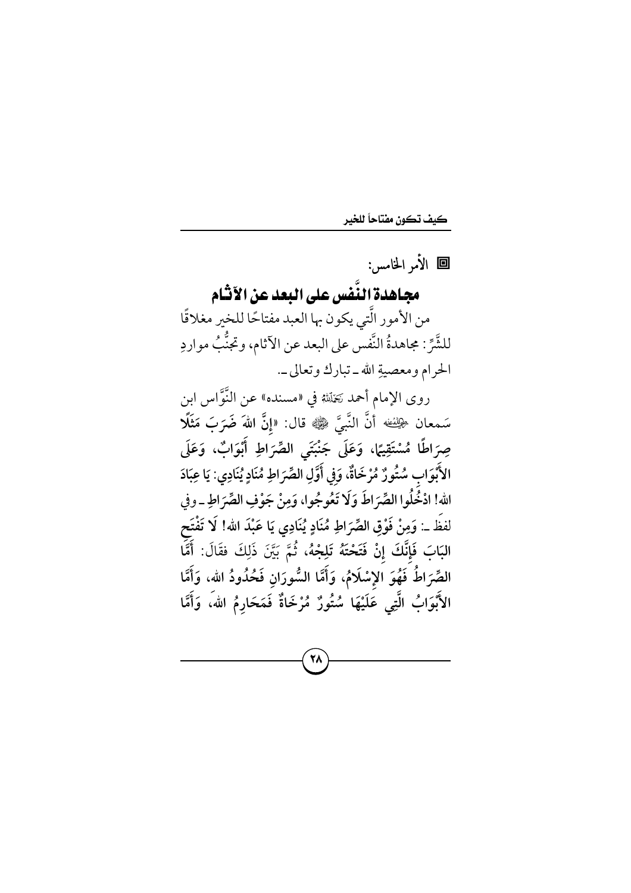◘ الأمر الخامس:

## مجاهدة النَّفس على البعد عن الآثام

من الأمور الَّتي يكون بها العبد مفتاحًا للخير مغلاقًا للشَّرِّ: مجاهدةُ النَّفس على البعد عن الآثام، وتجنُّبُ مواردِ الحرام ومعصيةِ الله ـ تبارك وتعالى ـ.

روى الإمام أحمد رَحِمَهُ اللَّهُ في «مسنده» عن النَّوَّاس ابن سَمعان رضي الله عنه أنَّ النَّبيَّ ﷺ قال: «**إِنَّ اللهَ ضَرَبَ مَثَلًا صِرَاطًا مُسْتَقِيمًا، وَعَلَى جَنْبَتَي الصِّرَاطِ أَبْوَابٌ، وَعَلَى الأَبْوَابِ سُتُورٌ مُرْخَاةٌ، وَفِي أَوَّلِ الصِّرَاطِ مُنَادٍ يُنَادِي: يَا عِبَادَ اللهِ! ادْخُلُوا الصِّرَاطَ وَلَا تَعُوجُوا، وَمِنْ جَوْفِ الصِّرَاطِ** ـ وفي لفظ ـ: **وَمِنْ فَوْقِ الصِّرَاطِ مُنَادٍ يُنَادِي يَا عَبْدَ اللهِ! لَا تَفْتَح البَابَ فَإِنَّكَ إِنْ فَتَحْتَهُ تَلِجْهُ، ثُمَّ بَيَّنَ ذَلِكَ فقَالَ: أَمَّا الصِّرَاطُ فَهُوَ الإِسْلَامُ، وَأَمَّا السُّورَانِ فَحُدُودُ الله، وَأَمَّا الأَبْوَابُ الَّتِي عَلَيْهَا سُتُورٌ مُرْخَاةٌ فَمَحَارِمُ اللهِ، وَأَمَّا**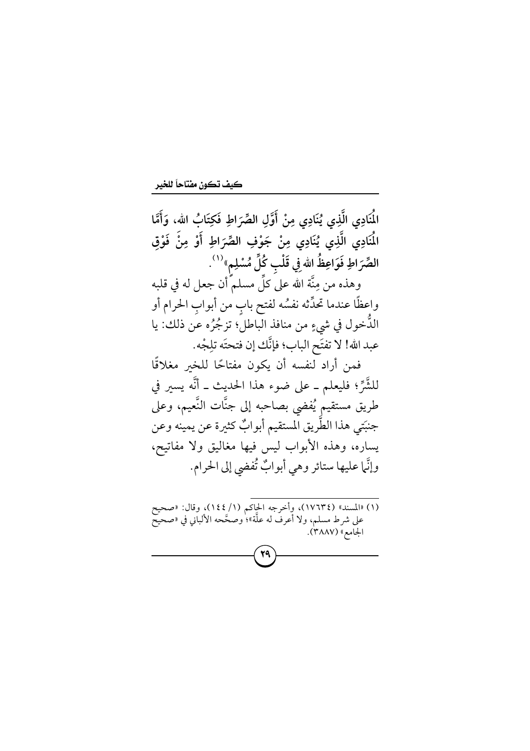**الْمُنَادِي الَّذِي يُنَادِي مِنْ أَوَّلِ الصِّرَاطِ فَكِتَابُ الله، وَأَمَّا الْمُنَادِي الَّذِي يُنَادِي مِنْ جَوْفِ الصِّرَاطِ أَوْ مِنْ فَوْقِ الصِّرَاطِ فَوَاعِظُ الله فِي قَلْبِ كُلِّ مُسْلِمٍ»**[1].

وهذه من مِنَّة الله على كلِّ مسلم أن جعل له في قلبه واعظًا عندما تحدِّثه نفسُه لفتح بابٍ من أبوابِ الحرام أو الدُّخول في شيءٍ من منافذ الباطل؛ تزجُرُه عن ذلك: يا عبد الله! لا تفتَح الباب؛ فإنَّك إن فتحتَه تلِجْه.

فمن أراد لنفسه أن يكون مفتاحًا للخير مغلاقًا للشَّرِّ؛ فليعلم ـ على ضوء هذا الحديث ـ أنَّه يسير في طريق مستقيم يُفضي بصاحبه إلى جنَّات النَّعيم، وعلى جنبَتي هذا الطَّريق المستقيم أبوابٌ كثيرة عن يمينه وعن يساره، وهذه الأبواب ليس فيها مغاليق ولا مفاتيح، وإنَّما عليها ستائر وهي أبوابٌ تُفضي إلى الحرام.

---

(١) «المسند» (١٧٦٣٤)، وأخرجه الحاكم (١/ ١٤٤)، وقال: «صحيح على شرط مسلم، ولا أعرف له علَّة»؛ وصحَّحه الألباني في «صحيح الجامع» (٣٨٨٧).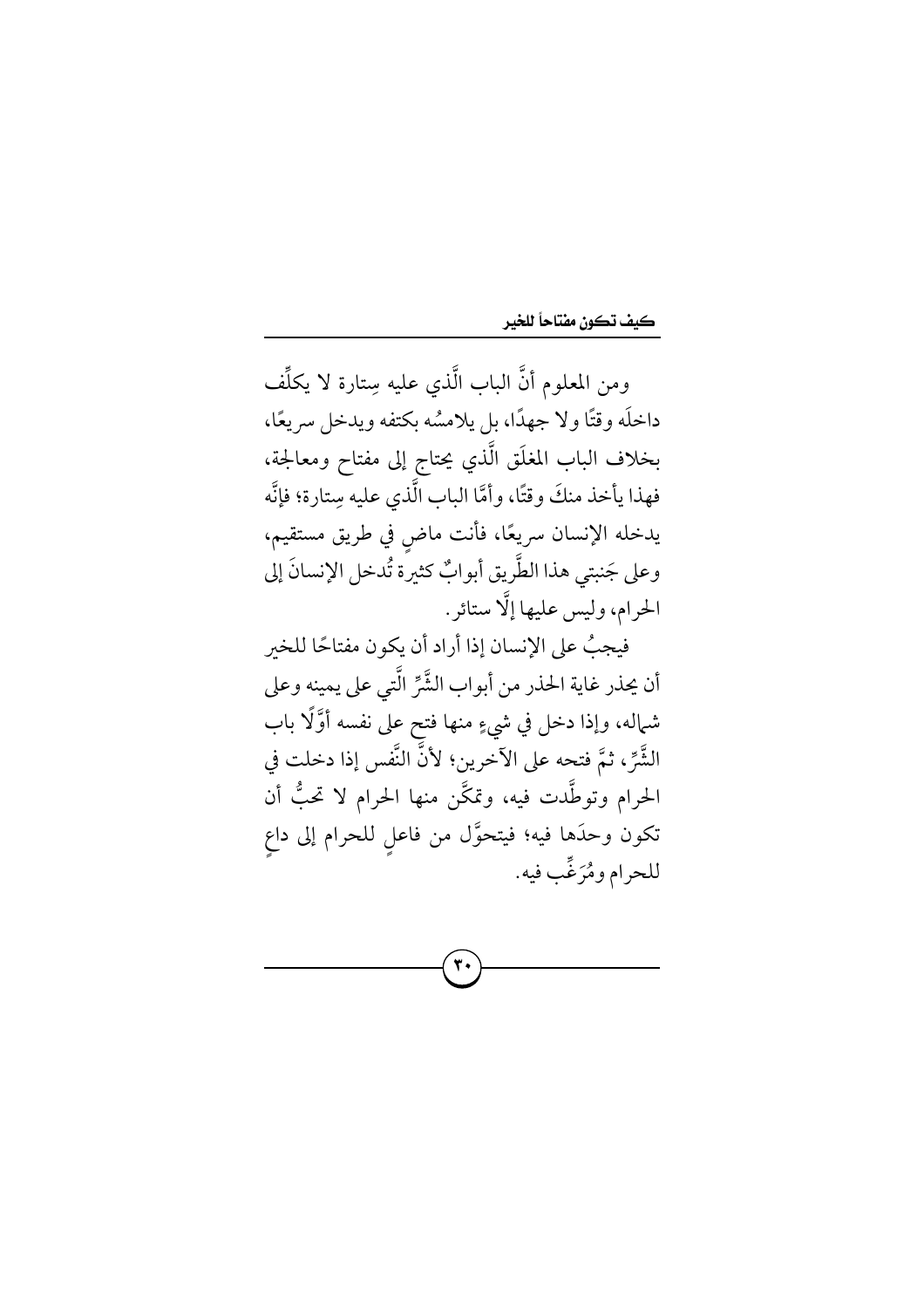ومن المعلوم أنَّ الباب الَّذي عليه سِتارة لا يكلِّف داخلَه وقتًا ولا جهدًا، بل يلامسُه بكتفه ويدخل سريعًا، بخلاف الباب المغلَق الَّذي يحتاج إلى مفتاح ومعالجة، فهذا يأخذ منكَ وقتًا، وأمَّا الباب الَّذي عليه سِتارة؛ فإنَّه يدخله الإنسان سريعًا، فأنت ماضٍ في طريق مستقيم، وعلى جَنبتي هذا الطَّريق أبوابٌ كثيرة تُدخل الإنسانَ إلى الحرام، وليس عليها إلَّا ستائر.

فيجبُ على الإنسان إذا أراد أن يكون مفتاحًا للخير أن يحذر غاية الحذر من أبواب الشَّرِّ الَّتي على يمينه وعلى شماله، وإذا دخل في شيءٍ منها فتح على نفسه أوَّلًا باب الشَّرِّ، ثمَّ فتحه على الآخرين؛ لأنَّ النَّفس إذا دخلت في الحرام وتوطَّدت فيه، وتمكَّن منها الحرام لا تحبُّ أن تكون وحدَها فيه؛ فيتحوَّل من فاعلٍ للحرام إلى داعٍ للحرام ومُرَغِّب فيه.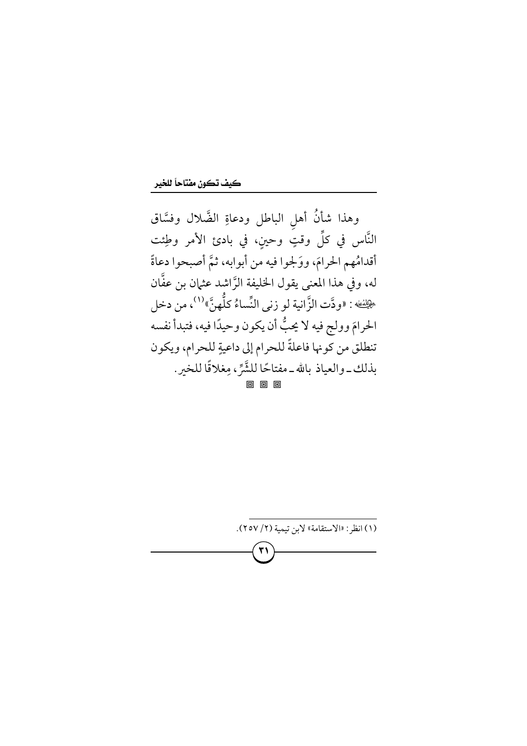وهذا شأنُ أهلِ الباطل ودعاةِ الضَّلال وفسَّاق النَّاس في كلِّ وقتٍ وحينٍ، في بادئ الأمر وطِئت أقدامُهم الحرامَ، ووَلجوا فيه من أبوابه، ثمَّ أصبحوا دعاةً له، وفي هذا المعنى يقول الخليفة الرَّاشد عثمان بن عفَّان رضي الله عنه: «ودَّت الزَّانية لو زنى النِّساءُ كلُّهنَّ»[1]، من دخل الحرامَ وولج فيه لا يحبُّ أن يكون وحيدًا فيه، فتبدأ نفسه تنطلق من كونها فاعلةً للحرام إلى داعيةٍ للحرام، ويكون بذلك ـ والعياذ بالله ـ مفتاحًا للشَّرِّ، مِغلاقًا للخير.

◙ ◙ ◙

---

(١) انظر: «الاستقامة» لابن تيمية (٢/ ٢٥٧).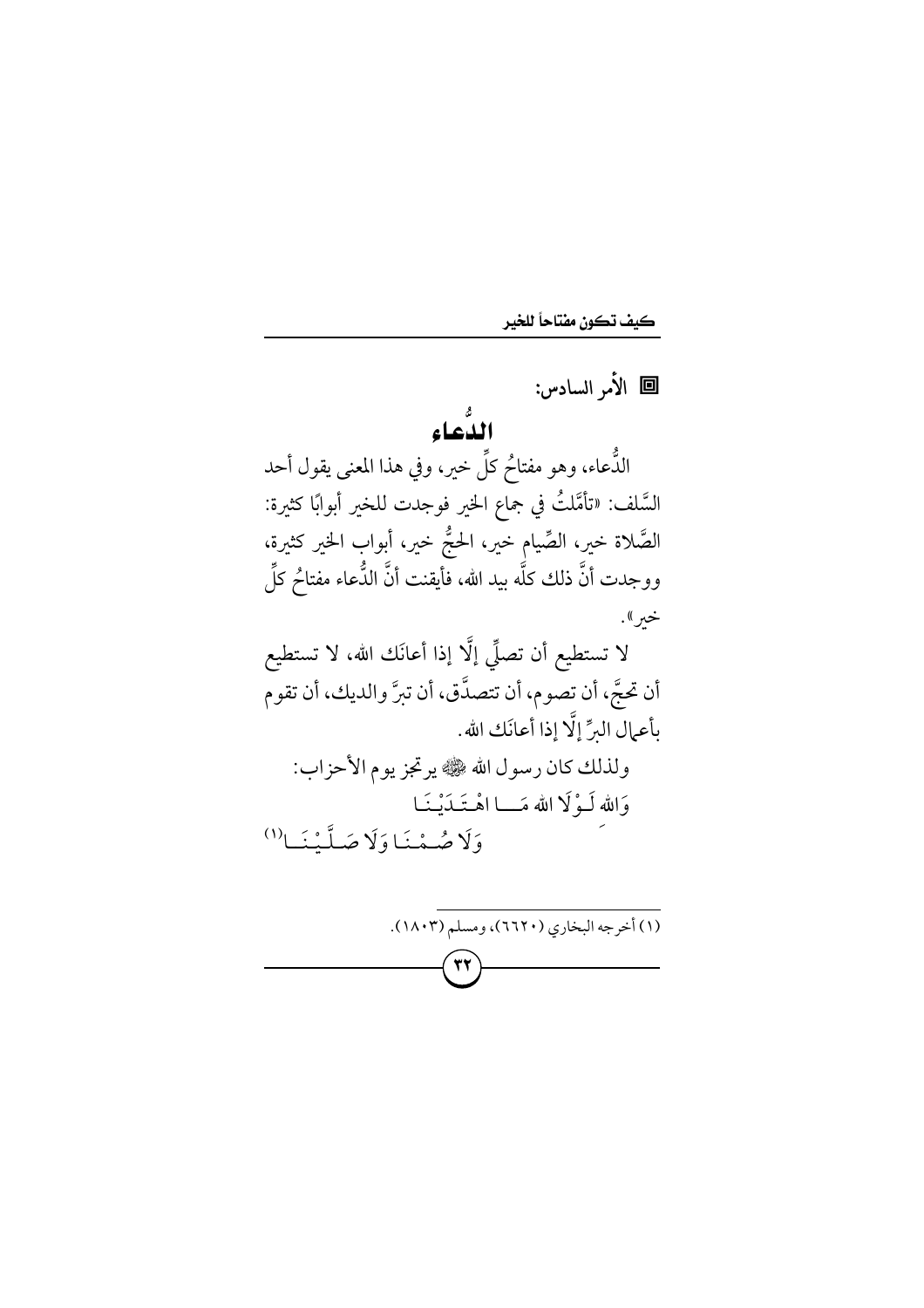### الأمر السادس:

## الدُّعاء

الدُّعاء، وهو مفتاحُ كلِّ خير، وفي هذا المعنى يقول أحد السَّلف: «تأمَّلتُ في جماع الخير فوجدت للخير أبوابًا كثيرة: الصَّلاة خير، الصِّيام خير، الحجُّ خير، أبواب الخير كثيرة، ووجدت أنَّ ذلك كلَّه بيد الله، فأيقنت أنَّ الدُّعاء مفتاحُ كلِّ خير».

لا تستطيع أن تصلِّي إلَّا إذا أعانَك الله، لا تستطيع أن تحجَّ، أن تصوم، أن تتصدَّق، أن تبرَّ والديك، أن تقوم بأعمال البرِّ إلَّا إذا أعانَك الله.

ولذلك كان رسول الله ﷺ يرتجز يوم الأحزاب:

وَالله لَـوْلَا الله مَـــا اهْـتَـدَيْـنَـا
وَلَا صُـمْـنَـا وَلَا صَـلَّـيْـنَـا[1]

---

(١) أخرجه البخاري (٦٦٢٠)، ومسلم (١٨٠٣).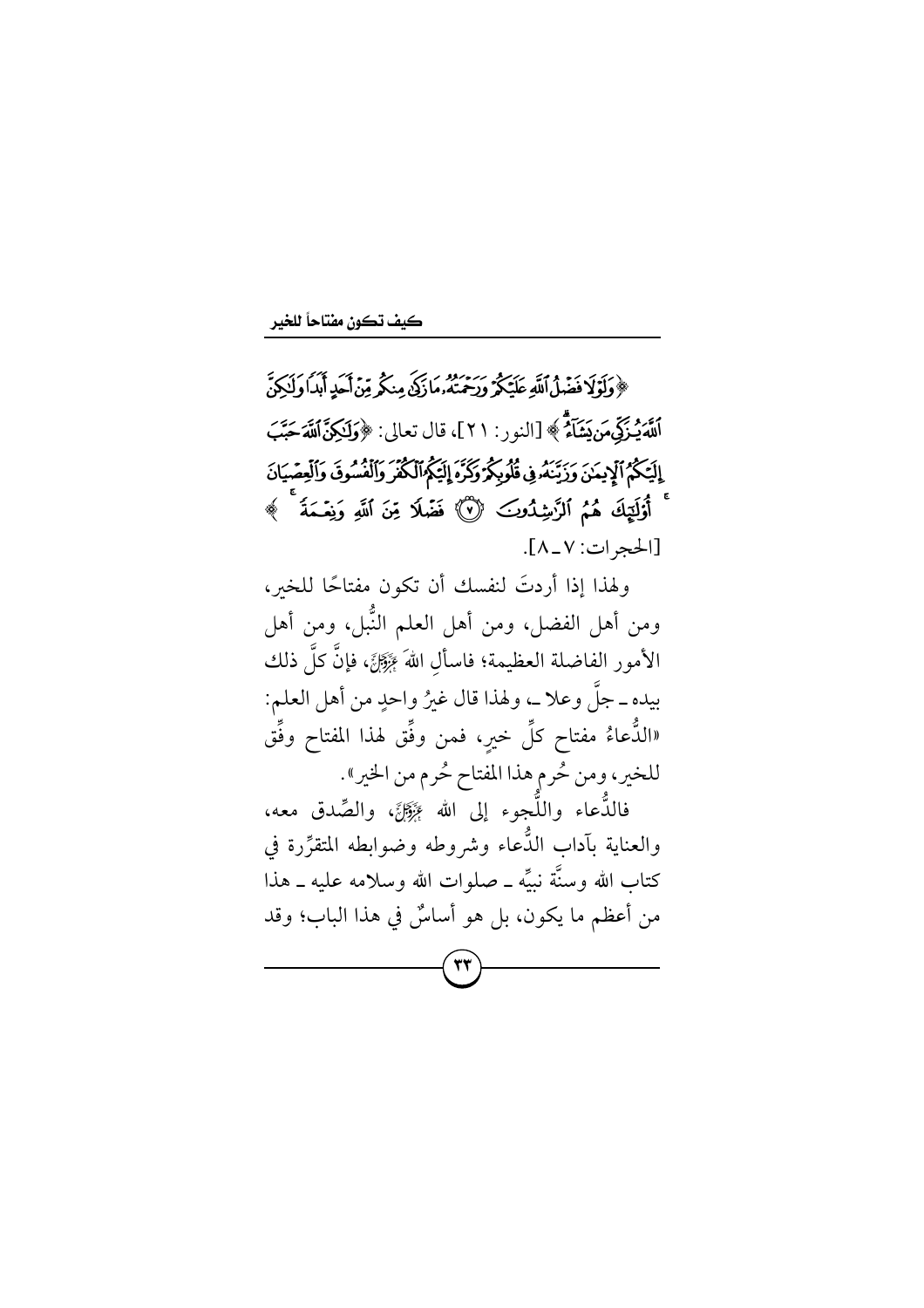﴿وَلَوْلَا فَضْلُ ٱللَّهِ عَلَيْكُمْ وَرَحْمَتُهُۥ مَا زَكَىٰ مِنكُم مِّنْ أَحَدٍ أَبَدًا وَلَٰكِنَّ ٱللَّهَ يُزَكِّي مَن يَشَآءُ﴾ [النور: ٢١]، قال تعالى: ﴿وَلَٰكِنَّ ٱللَّهَ حَبَّبَ إِلَيْكُمُ ٱلْإِيمَٰنَ وَزَيَّنَهُۥ فِي قُلُوبِكُمْ وَكَرَّهَ إِلَيْكُمُ ٱلْكُفْرَ وَٱلْفُسُوقَ وَٱلْعِصْيَانَ ۚ أُو۟لَٰٓئِكَ هُمُ ٱلرَّٰشِدُونَ ﴿٧﴾ فَضْلًا مِّنَ ٱللَّهِ وَنِعْمَةً ۚ﴾ [الحجرات: ٧ ـ ٨].

ولهذا إذا أردتَ لنفسك أن تكون مفتاحًا للخير، ومن أهل الفضل، ومن أهل العلم النُّبل، ومن أهل الأمور الفاضلة العظيمة؛ فاسألِ اللهَ عَزَّوَجَلَّ، فإنَّ كلَّ ذلك بيده ـ جلَّ وعلا ـ، ولهذا قال غيرُ واحدٍ من أهل العلم: «الدُّعاءُ مفتاح كلِّ خيرٍ، فمن وفِّق لهذا المفتاح وفِّق للخير، ومن حُرم هذا المفتاح حُرم من الخير».

فالدُّعاء واللُّجوء إلى الله عَزَّوَجَلَّ، والصِّدق معه، والعناية بآداب الدُّعاء وشروطه وضوابطه المتقرِّرة في كتاب الله وسنَّة نبيِّه ـ صلوات الله وسلامه عليه ـ هذا من أعظم ما يكون، بل هو أساسٌ في هذا الباب؛ وقد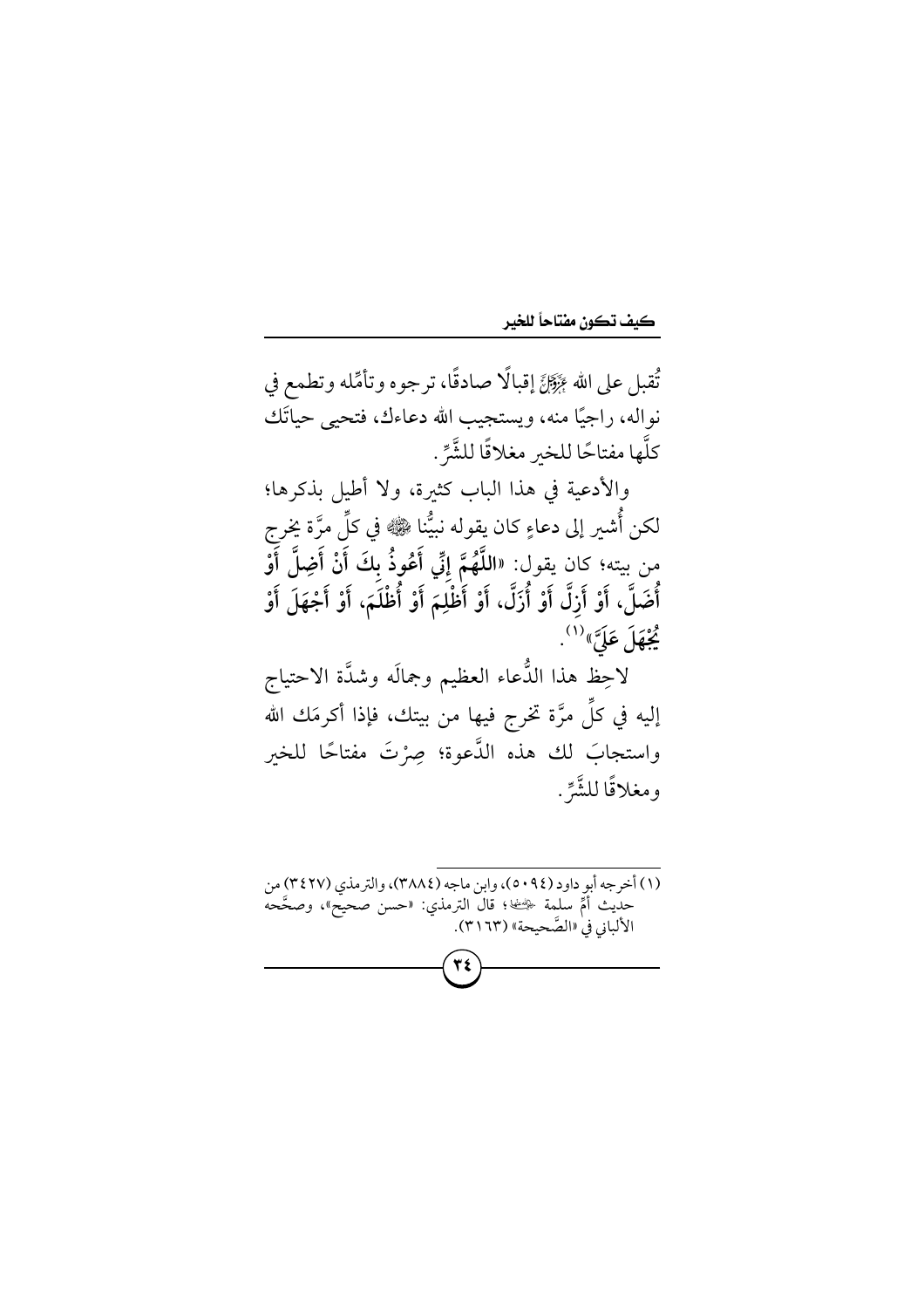تُقبل على الله عَزَّوَجَلَّ إقبالًا صادقًا، ترجوه وتأمِّله وتطمع في نواله، راجيًا منه، ويستجيب الله دعاءك، فتحيى حياتَك كلَّها مفتاحًا للخير مغلاقًا للشَّرِّ.

والأدعية في هذا الباب كثيرة، ولا أطيل بذكرها؛ لكن أُشير إلى دعاءٍ كان يقوله نبيُّنا ﷺ في كلِّ مرَّة يخرج من بيته؛ كان يقول: «**اللَّهُمَّ إِنِّي أَعُوذُ بِكَ أَنْ أَضِلَّ أَوْ أُضَلَّ، أَوْ أَزِلَّ أَوْ أُزَلَّ، أَوْ أَظْلِمَ أَوْ أُظْلَمَ، أَوْ أَجْهَلَ أَوْ يُجْهَلَ عَلَيَّ**»[1].

لاحِظ هذا الدُّعاء العظيم وجمالَه وشدَّة الاحتياج إليه في كلِّ مرَّة تخرج فيها من بيتك، فإذا أكرمَك الله واستجابَ لك هذه الدَّعوة؛ صِرْتَ مفتاحًا للخير ومغلاقًا للشَّرِّ.

---

(١) أخرجه أبو داود (٥٠٩٤)، وابن ماجه (٣٨٨٤)، والترمذي (٣٤٢٧) من حديث أمِّ سلمة رَضِيَ اللَّهُ عَنْهَا؛ قال الترمذي: «حسن صحيح»، وصحَّحه الألباني في «الصَّحيحة» (٣١٦٣).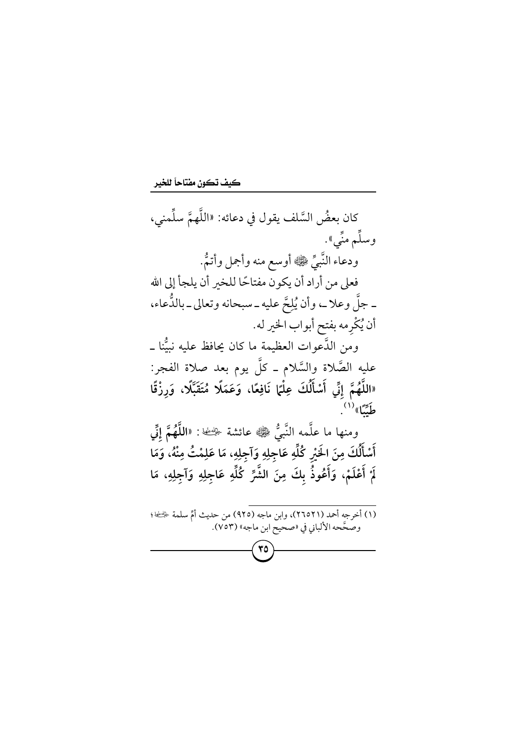كان بعضُ السَّلف يقول في دعائه: «اللَّهمَّ سلِّمني، وسلِّم منِّي».

ودعاء النَّبيِّ ﷺ أوسع منه وأجمل وأتمُّ.

فعلى من أراد أن يكون مفتاحًا للخير أن يلجأ إلى الله ـ جلَّ وعلا ـ، وأن يُلِحَّ عليه ـ سبحانه وتعالى ـ بالدُّعاء، أن يُكْرِمه بفتح أبواب الخير له.

ومن الدَّعوات العظيمة ما كان يحافظ عليه نبيُّنا ـ عليه الصَّلاة والسَّلام ـ كلَّ يوم بعد صلاة الفجر: **«اللَّهُمَّ إِنِّي أَسْأَلُكَ عِلْمًا نَافِعًا، وَعَمَلًا مُتَقَبَّلًا، وَرِزْقًا طَيِّبًا»**[1].

ومنها ما علَّمه النَّبيُّ ﷺ عائشة رضي الله عنها: **«اللَّهُمَّ إِنِّي أَسْأَلُكَ مِنَ الخَيْرِ كُلِّهِ عَاجِلِهِ وَآجِلِهِ، مَا عَلِمْتُ مِنْهُ، وَمَا لَمْ أَعْلَمْ، وَأَعُوذُ بِكَ مِنَ الشَّرِّ كُلِّهِ عَاجِلِهِ وَآجِلِهِ، مَا**

---

(١) أخرجه أحمد (٢٦٥٢١)، وابن ماجه (٩٢٥) من حديث أمِّ سلمة رضي الله عنها؛ وصحَّحه الألباني في «صحيح ابن ماجه» (٧٥٣).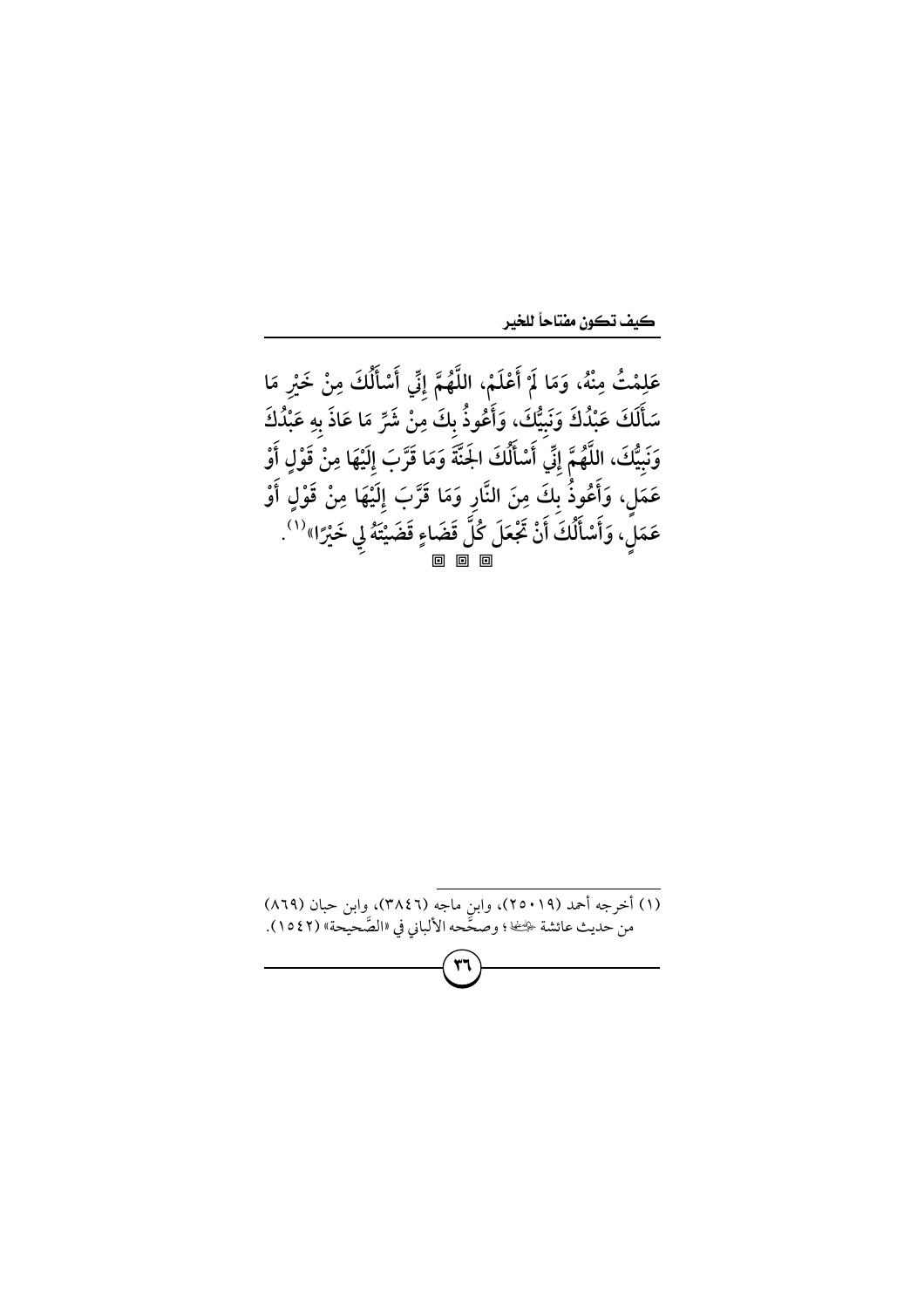عَلِمْتُ مِنْهُ، وَمَا لَمْ أَعْلَمْ، اللَّهُمَّ إِنِّي أَسْأَلُكَ مِنْ خَيْرِ مَا سَأَلَكَ عَبْدُكَ وَنَبِيُّكَ، وَأَعُوذُ بِكَ مِنْ شَرِّ مَا عَاذَ بِهِ عَبْدُكَ وَنَبِيُّكَ، اللَّهُمَّ إِنِّي أَسْأَلُكَ الجَنَّةَ وَمَا قَرَّبَ إِلَيْهَا مِنْ قَوْلٍ أَوْ عَمَلٍ، وَأَعُوذُ بِكَ مِنَ النَّارِ وَمَا قَرَّبَ إِلَيْهَا مِنْ قَوْلٍ أَوْ عَمَلٍ، وَأَسْأَلُكَ أَنْ تَجْعَلَ كُلَّ قَضَاءٍ قَضَيْتَهُ لِي خَيْرًا»[1].

▣ ▣ ▣

---

(١) أخرجه أحمد (٢٥٠١٩)، وابن ماجه (٣٨٤٦)، وابن حبان (٨٦٩) من حديث عائشة رضي الله عنها؛ وصححه الألباني في «الصحيحة» (١٥٤٢).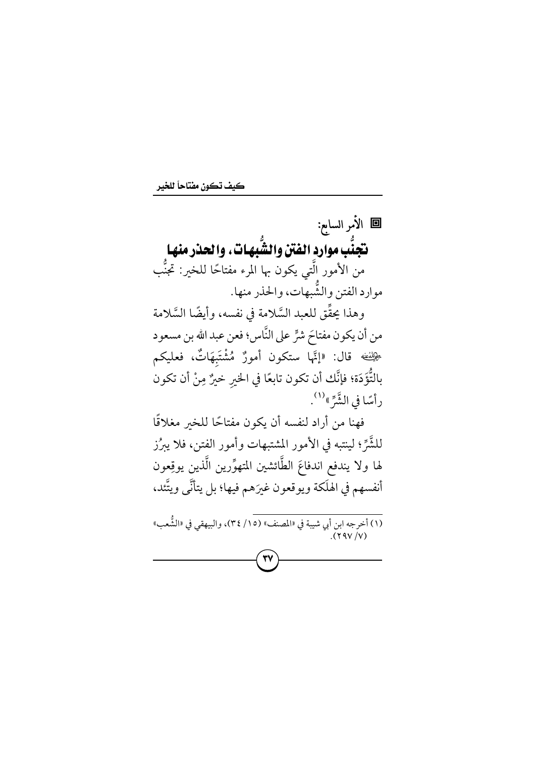## ◘ الأمر السابع:

## تجنُّب موارد الفتن والشُّبهات، والحذر منها

من الأمور الَّتي يكون بها المرء مفتاحًا للخير: تجنُّب موارد الفتن والشُّبهات، والحذر منها.

وهذا يحقِّق للعبد السَّلامة في نفسه، وأيضًا السَّلامة من أن يكون مفتاحَ شرٍّ على النَّاس؛ فعن عبد الله بن مسعود رضي الله عنه قال: «إنَّها ستكون أمورٌ مُشْتَبِهَاتٌ، فعليكم بالتُّؤَدَة؛ فإنَّك أن تكون تابعًا في الخيرِ خيرٌ مِنْ أن تكون رأسًا في الشَّرِّ»[1].

فهنا من أراد لنفسه أن يكون مفتاحًا للخير مغلاقًا للشَّرِّ؛ لينتبه في الأمور المشتبهات وأمور الفتن، فلا يبرُز لها ولا يندفع اندفاعَ الطَّائشين المتهوِّرين الَّذين يوقِعون أنفسهم في الهلَكة ويوقعون غيرَهم فيها؛ بل يتأنَّى ويتَّئد،

---

(١) أخرجه ابن أبي شيبة في «المصنف» (١٥/ ٣٤)، والبيهقي في «الشُّعب» (٧/ ٢٩٧).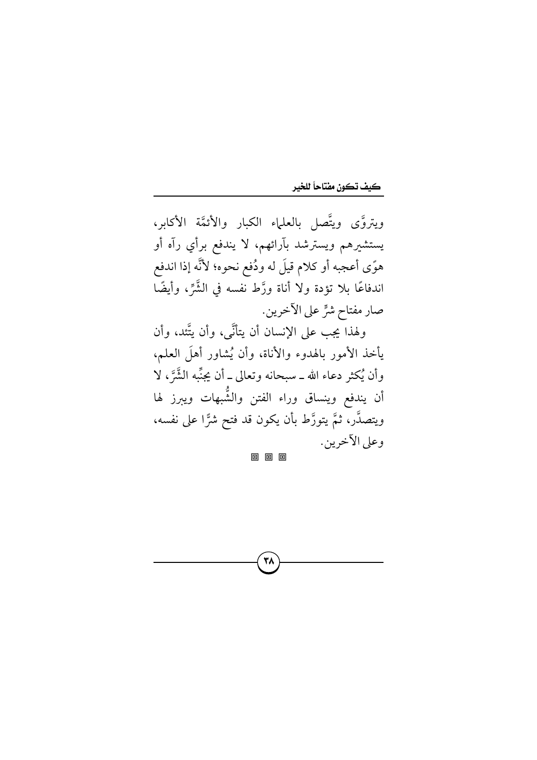ويتروَّى ويتَّصل بالعلماء الكبار والأئمَّة الأكابر، يستشيرهم ويسترشد بآرائهم، لا يندفع برأي رآه أو هوًى أعجبه أو كلام قيلَ له ودُفع نحوه؛ لأنَّه إذا اندفع اندفاعًا بلا تؤدة ولا أناة ورَّط نفسه في الشَّرِّ، وأيضًا صار مفتاح شرٍّ على الآخرين.

ولهذا يجب على الإنسان أن يتأنَّى، وأن يتَّئد، وأن يأخذ الأمور بالهدوء والأناة، وأن يُشاور أهلَ العلم، وأن يُكثر دعاء الله ـ سبحانه وتعالى ـ أن يجنِّبه الشَّرَّ، لا أن يندفع وينساق وراء الفتن والشُّبهات ويبرز لها ويتصدَّر، ثمَّ يتورَّط بأن يكون قد فتح شرًّا على نفسه، وعلى الآخرين.

◻ ◻ ◻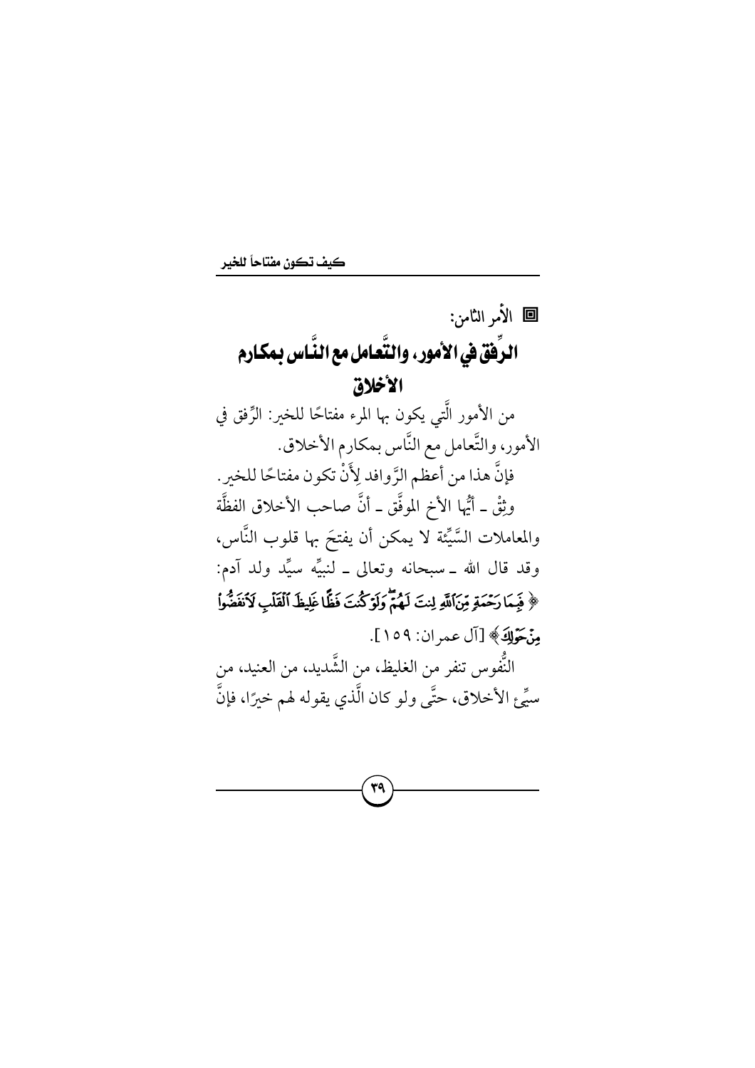◘ الأمر الثامن:

## الرِّفق في الأمور، والتَّعامل مع النَّاس بمكارم الأخلاق

من الأمور الَّتي يكون بها المرء مفتاحًا للخير: الرِّفق في الأمور، والتَّعامل مع النَّاس بمكارم الأخلاق.

فإنَّ هذا من أعظم الرَّوافد لِأَنْ تكون مفتاحًا للخير.

وثِقْ ـ أيُّها الأخ الموفَّق ـ أنَّ صاحب الأخلاق الفظَّة والمعاملات السَّيِّئة لا يمكن أن يفتحَ بها قلوب النَّاس، وقد قال الله ـ سبحانه وتعالى ـ لنبيِّه سيِّد ولد آدم: ﴿ فَبِمَا رَحْمَةٍ مِّنَ ٱللَّهِ لِنتَ لَهُمْ ۖ وَلَوْ كُنتَ فَظًّا غَلِيظَ ٱلْقَلْبِ لَٱنفَضُّوا۟ مِنْ حَوْلِكَ ﴾ [آل عمران: ١٥٩].

النُّفوس تنفر من الغليظ، من الشَّديد، من العنيد، من سيِّئ الأخلاق، حتَّى ولو كان الَّذي يقوله لهم خيرًا، فإنَّ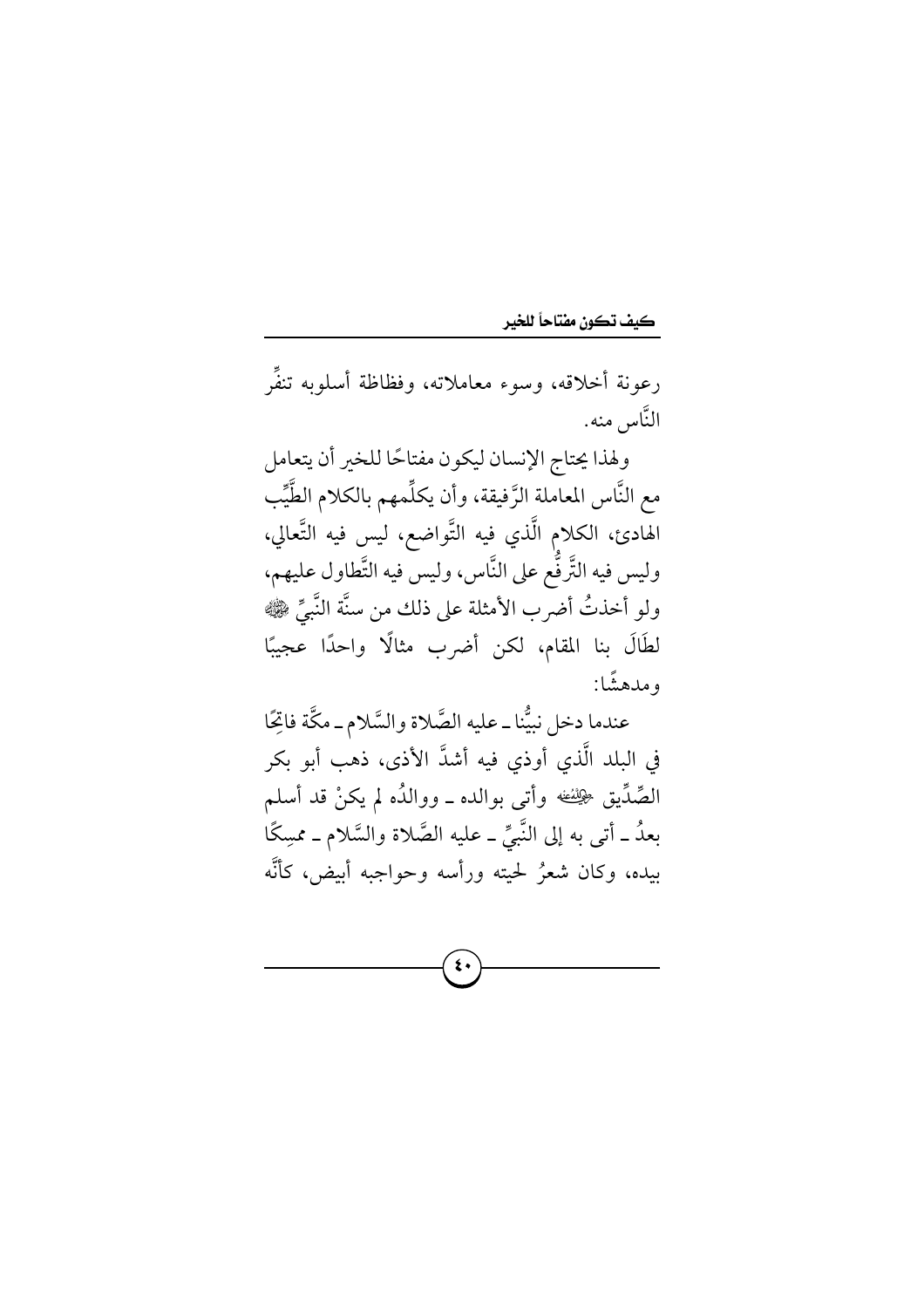رعونة أخلاقه، وسوء معاملاته، وفظاظة أسلوبه تنفِّر النَّاس منه.

ولهذا يحتاج الإنسان ليكون مفتاحًا للخير أن يتعامل مع النَّاس المعاملة الرَّفيقة، وأن يكلِّمهم بالكلام الطَّيِّب الهادئ، الكلام الَّذي فيه التَّواضع، ليس فيه التَّعالي، وليس فيه التَّرفُّع على النَّاس، وليس فيه التَّطاول عليهم، ولو أخذتُ أضرب الأمثلة على ذلك من سنَّة النَّبيِّ ﷺ لطَالَ بنا المقام، لكن أضرب مثالًا واحدًا عجيبًا ومدهشًا:

عندما دخل نبيُّنا ـ عليه الصَّلاة والسَّلام ـ مكَّة فاتِحًا في البلد الَّذي أوذي فيه أشدَّ الأذى، ذهب أبو بكر الصِّدِّيق رضي الله عنه وأتى بوالده ـ ووالدُه لم يكنْ قد أسلم بعدُ ـ أتى به إلى النَّبيِّ ـ عليه الصَّلاة والسَّلام ـ ممسِكًا بيده، وكان شعرُ لحيته ورأسه وحواجبه أبيض، كأنَّه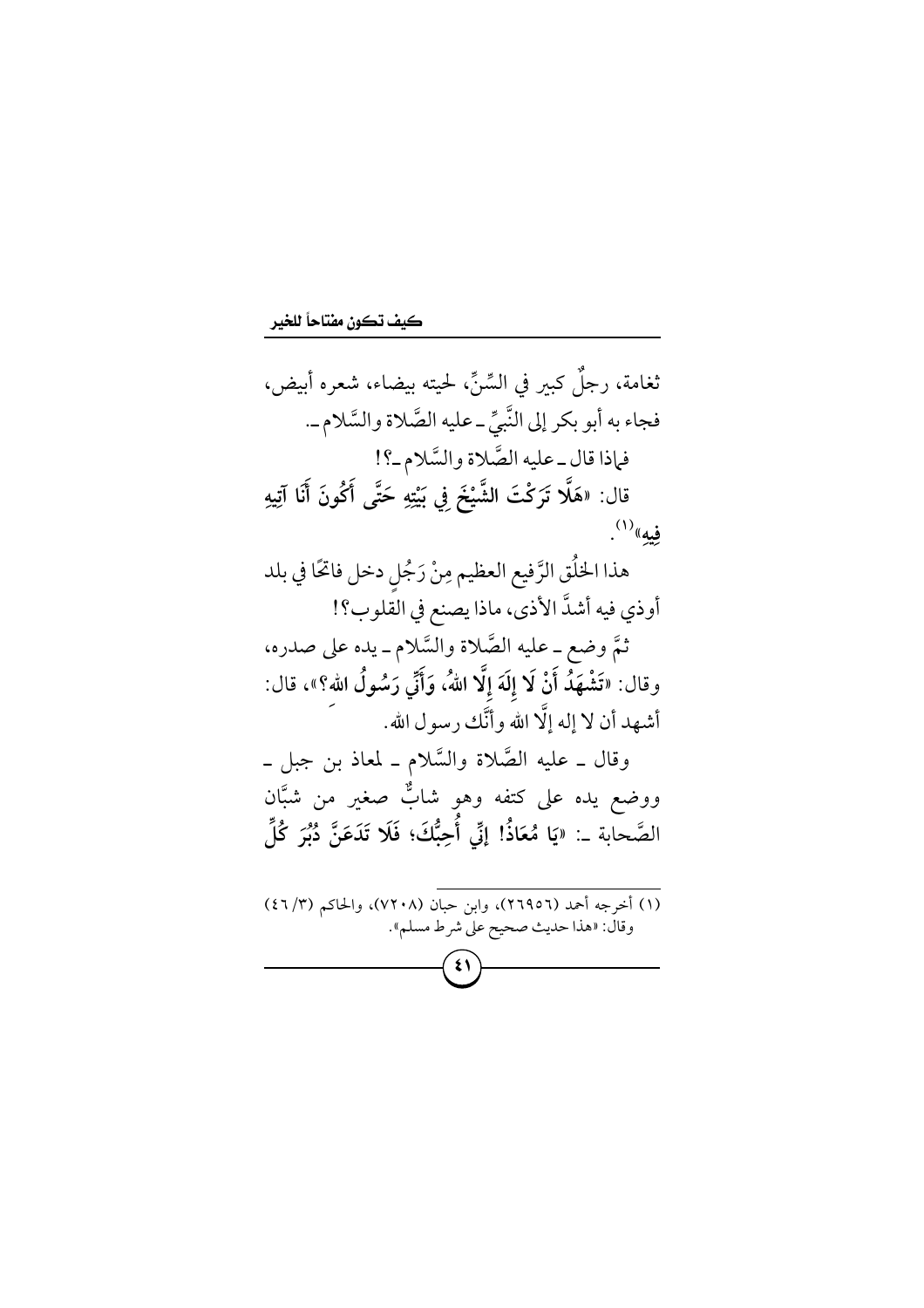ثغامة، رجلٌ كبير في السِّنِّ، لحيته بيضاء، شعره أبيض، فجاء به أبو بكر إلى النَّبيِّ ـ عليه الصَّلاة والسَّلام ـ.

فماذا قال ـ عليه الصَّلاة والسَّلام ـ؟!

قال: «**هَلَّا تَرَكْتَ الشَّيْخَ فِي بَيْتِهِ حَتَّى أَكُونَ أَنَا آتِيهِ فِيهِ**»[1].

هذا الخُلُق الرَّفيع العظيم مِنْ رَجُلٍ دخل فاتحًا في بلد أوذي فيه أشدَّ الأذى، ماذا يصنع في القلوب؟!

ثمَّ وضع ـ عليه الصَّلاة والسَّلام ـ يده على صدره، وقال: «**تَشْهَدُ أَنْ لَا إِلَهَ إِلَّا اللهُ، وَأَنِّي رَسُولُ اللهِ؟**»، قال: أشهد أن لا إله إلَّا الله وأنَّك رسول الله.

وقال ـ عليه الصَّلاة والسَّلام ـ لمعاذ بن جبل ـ ووضع يده على كتفه وهو شابٌّ صغير من شبَّان الصَّحابة ـ: «**يَا مُعَاذُ! إِنِّي أُحِبُّكَ؛ فَلَا تَدَعَنَّ دُبُرَ كُلِّ**

---

(١) أخرجه أحمد (٢٦٩٥٦)، وابن حبان (٧٢٠٨)، والحاكم (٣/ ٤٦) وقال: «هذا حديث صحيح على شرط مسلم».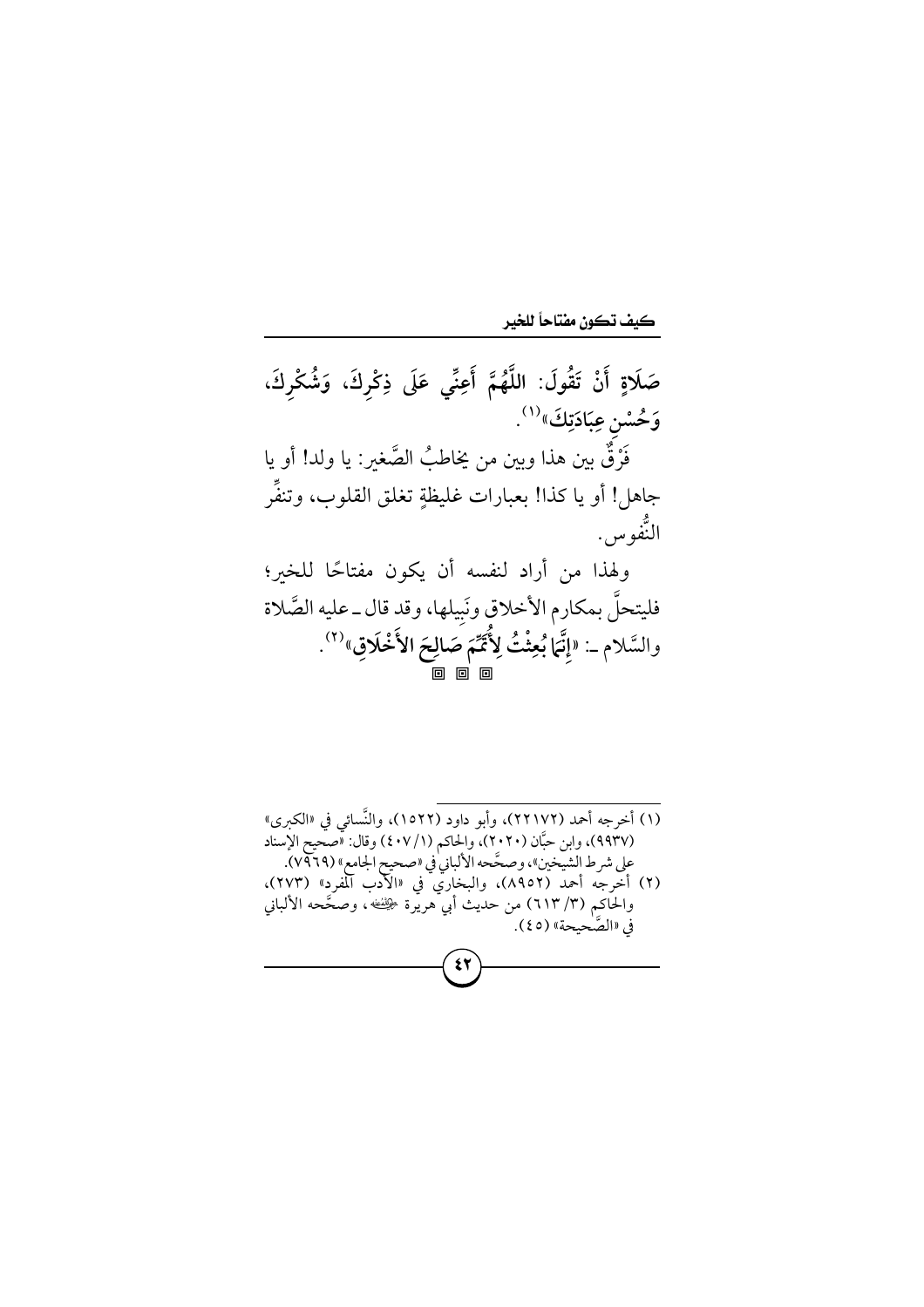صَلَاةٍ أَنْ تَقُولَ: اللَّهُمَّ أَعِنِّي عَلَى ذِكْرِكَ، وَشُكْرِكَ، وَحُسْنِ عِبَادَتِكَ»[1].

فَرْقٌ بين هذا وبين من يخاطبُ الصَّغير: يا ولد! أو يا جاهل! أو يا كذا! بعبارات غليظةٍ تغلق القلوب، وتنفِّر النُّفوس.

ولهذا من أراد لنفسه أن يكون مفتاحًا للخير؛ فليتحلَّ بمكارم الأخلاق ونَبيلها، وقد قال ـ عليه الصَّلاة والسَّلام ـ: «إِنَّمَا بُعِثْتُ لِأُتَمِّمَ صَالِحَ الأَخْلَاقِ»[2].

◘ ◘ ◘

---

(١) أخرجه أحمد (٢٢١٧٢)، وأبو داود (١٥٢٢)، والنَّسائي في «الكبرى» (٩٩٣٧)، وابن حبَّان (٢٠٢٠)، والحاكم (١/٤٠٧) وقال: «صحيح الإسناد على شرط الشيخين»، وصحَّحه الألباني في «صحيح الجامع» (٧٩٦٩).

(٢) أخرجه أحمد (٨٩٥٢)، والبخاري في «الأدب المفرد» (٢٧٣)، والحاكم (٣/٦١٣) من حديث أبي هريرة ﷺ، وصحَّحه الألباني في «الصَّحيحة» (٤٥).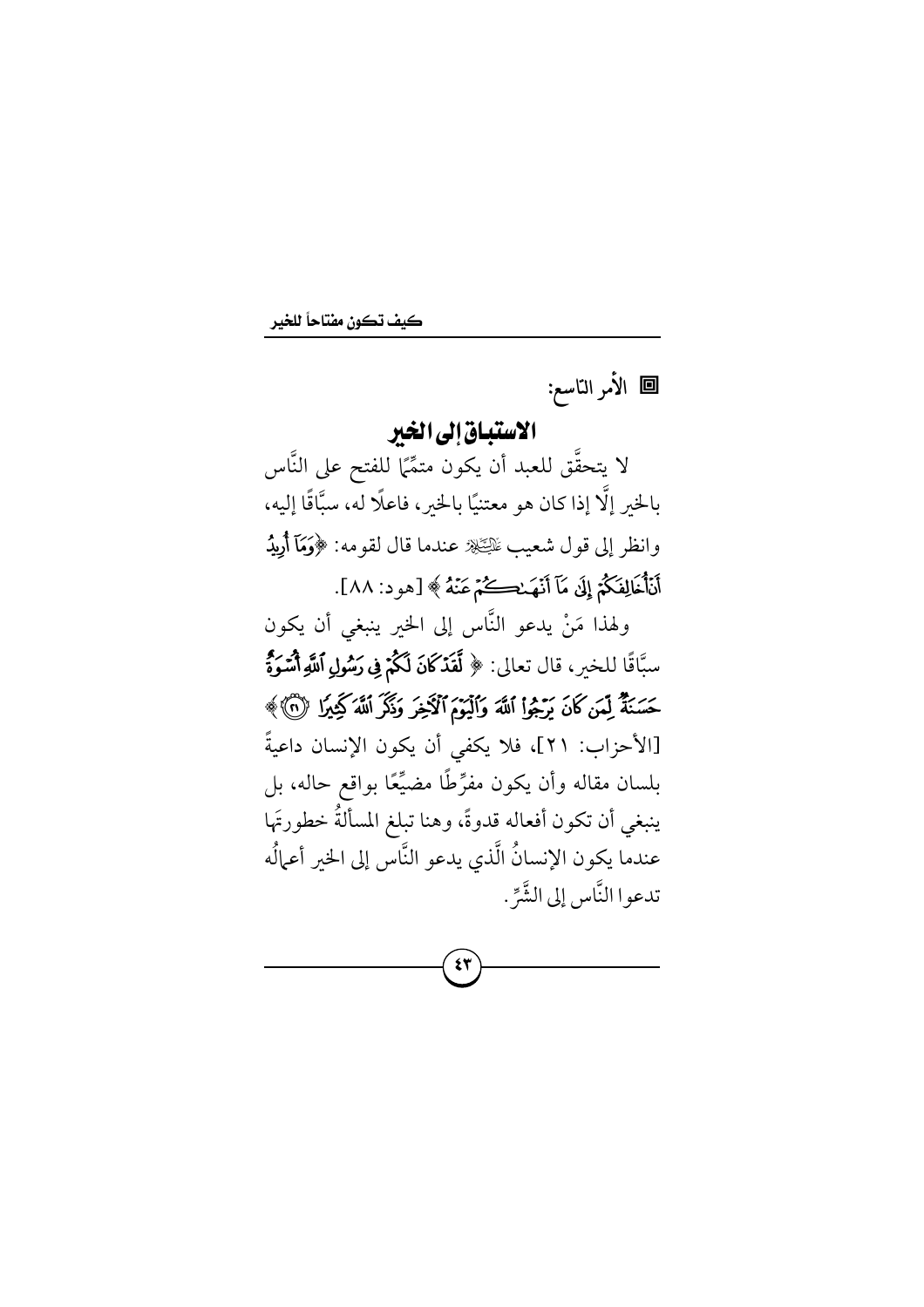## الأمر التاسع:

### الاستباق إلى الخير

لا يتحقَّق للعبد أن يكون متمِّمًا للفتح على النَّاس بالخير إلَّا إذا كان هو معتنيًا بالخير، فاعلًا له، سبَّاقًا إليه، وانظر إلى قول شعيب عليه السلام عندما قال لقومه: ﴿وَمَآ أُرِيدُ أَنۡ أُخَالِفَكُمۡ إِلَىٰ مَآ أَنۡهَىٰكُمۡ عَنۡهُ﴾ [هود: ٨٨].

ولهذا مَنْ يدعو النَّاس إلى الخير ينبغي أن يكون سبَّاقًا للخير، قال تعالى: ﴿لَّقَدۡ كَانَ لَكُمۡ فِي رَسُولِ ٱللَّهِ أُسۡوَةٌ حَسَنَةٞ لِّمَن كَانَ يَرۡجُواْ ٱللَّهَ وَٱلۡيَوۡمَ ٱلۡأٓخِرَ وَذَكَرَ ٱللَّهَ كَثِيرٗا ۝٢١﴾ [الأحزاب: ٢١]، فلا يكفي أن يكون الإنسان داعيةً بلسان مقاله وأن يكون مفرِّطًا مضيِّعًا بواقع حاله، بل ينبغي أن تكون أفعاله قدوةً، وهنا تبلغ المسألةُ خطورتَها عندما يكون الإنسانُ الَّذي يدعو النَّاس إلى الخير أعمالُه تدعوا النَّاس إلى الشَّرِّ.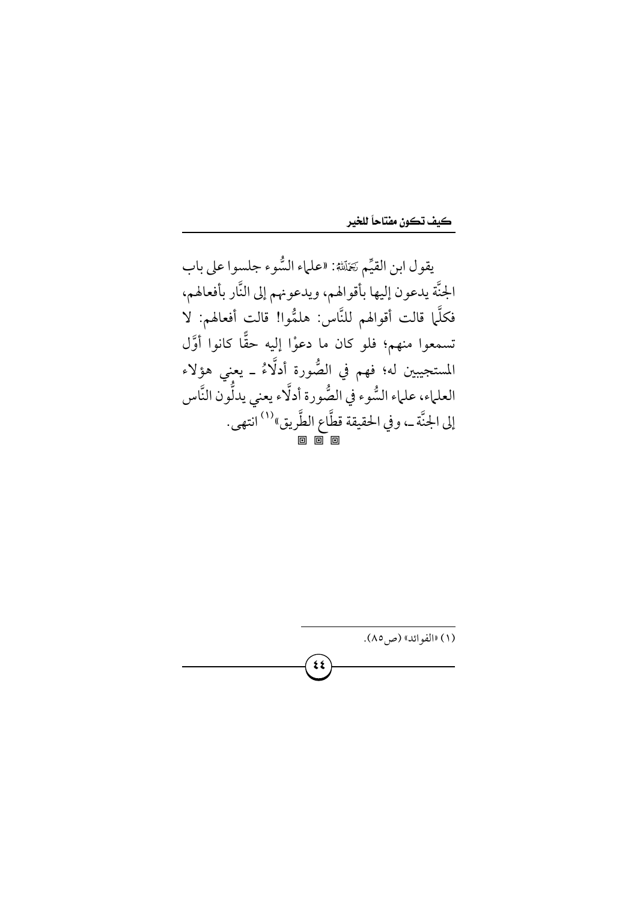يقول ابن القيِّم رَحِمَهُ اللَّهُ: «علماء السُّوء جلسوا على باب الجنَّة يدعون إليها بأقوالهم، ويدعونهم إلى النَّار بأفعالهم، فكلَّما قالت أقوالهم للنَّاس: هلمُّوا! قالت أفعالهم: لا تسمعوا منهم؛ فلو كان ما دعوْا إليه حقًّا كانوا أوَّل المستجيبين له؛ فهم في الصُّورة أدلَّاءُ - يعني هؤلاء العلماء، علماء السُّوء في الصُّورة أدلَّاء يعني يدلُّون النَّاس إلى الجنَّة -، وفي الحقيقة قطَّاع الطَّريق»[1] انتهى.

▣ ▣ ▣

---

(١) «الفوائد» (ص٨٥).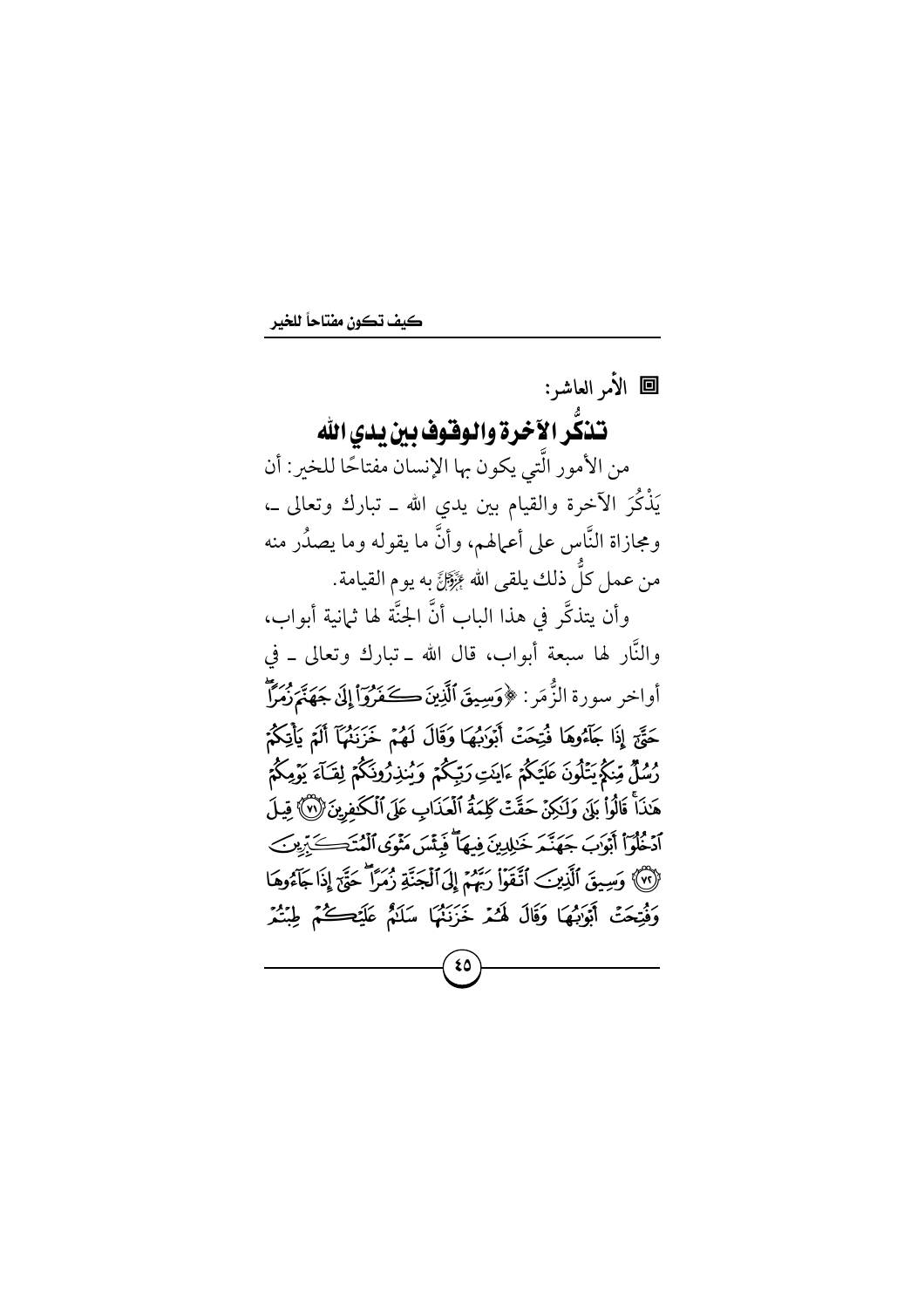◘ الأمر العاشر:

## تذكُّر الآخرة والوقوف بين يدي الله

من الأمور الَّتي يكون بها الإنسان مفتاحًا للخير: أن يَذْكُرَ الآخرة والقيام بين يدي الله ـ تبارك وتعالى ـ، ومجازاة النَّاس على أعمالهم، وأنَّ ما يقوله وما يصدُر منه من عمل كلُّ ذلك يلقى الله عَزَّوَجَلَّ به يوم القيامة.

وأن يتذكَّر في هذا الباب أنَّ الجنَّة لها ثمانية أبواب، والنَّار لها سبعة أبواب، قال الله ـ تبارك وتعالى ـ في أواخر سورة الزُّمَر: ﴿وَسِيقَ ٱلَّذِينَ كَفَرُوٓاْ إِلَىٰ جَهَنَّمَ زُمَرًاۖ حَتَّىٰٓ إِذَا جَآءُوهَا فُتِحَتۡ أَبۡوَٰبُهَا وَقَالَ لَهُمۡ خَزَنَتُهَآ أَلَمۡ يَأۡتِكُمۡ رُسُلٞ مِّنكُمۡ يَتۡلُونَ عَلَيۡكُمۡ ءَايَٰتِ رَبِّكُمۡ وَيُنذِرُونَكُمۡ لِقَآءَ يَوۡمِكُمۡ هَٰذَاۚ قَالُواْ بَلَىٰ وَلَٰكِنۡ حَقَّتۡ كَلِمَةُ ٱلۡعَذَابِ عَلَى ٱلۡكَٰفِرِينَ ﴿٧١﴾ قِيلَ ٱدۡخُلُوٓاْ أَبۡوَٰبَ جَهَنَّمَ خَٰلِدِينَ فِيهَاۖ فَبِئۡسَ مَثۡوَى ٱلۡمُتَكَبِّرِينَ ﴿٧٢﴾ وَسِيقَ ٱلَّذِينَ ٱتَّقَوۡاْ رَبَّهُمۡ إِلَى ٱلۡجَنَّةِ زُمَرًاۖ حَتَّىٰٓ إِذَا جَآءُوهَا وَفُتِحَتۡ أَبۡوَٰبُهَا وَقَالَ لَهُمۡ خَزَنَتُهَا سَلَٰمٌ عَلَيۡكُمۡ طِبۡتُمۡ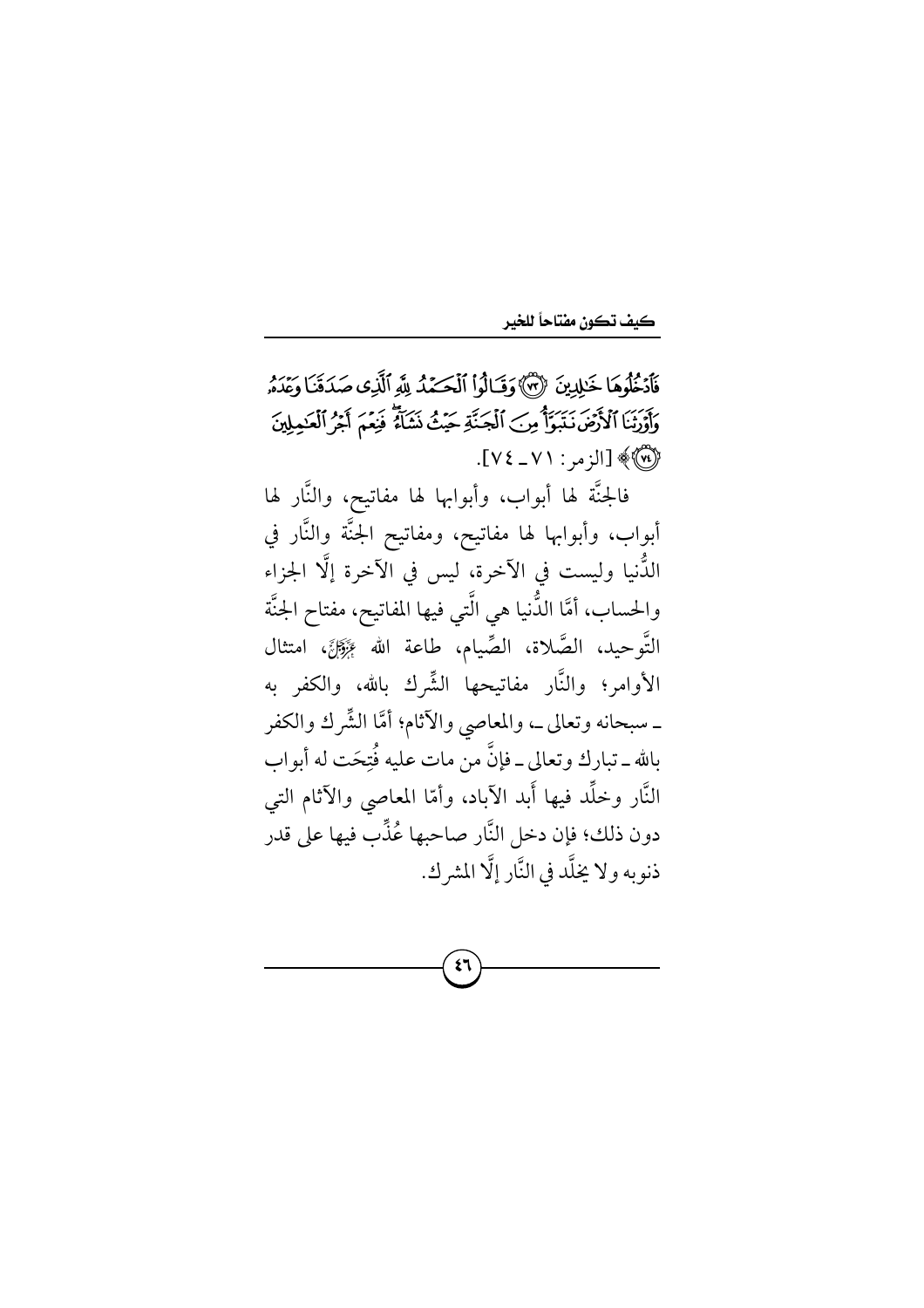فَٱدْخُلُوهَا خَٰلِدِينَ ﴿٧٣﴾ وَقَالُوا۟ ٱلْحَمْدُ لِلَّهِ ٱلَّذِى صَدَقَنَا وَعْدَهُۥ وَأَوْرَثَنَا ٱلْأَرْضَ نَتَبَوَّأُ مِنَ ٱلْجَنَّةِ حَيْثُ نَشَآءُ ۖ فَنِعْمَ أَجْرُ ٱلْعَٰمِلِينَ ﴿٧٤﴾﴾ [الزمر: ٧١ ـ ٧٤].

فالجنَّة لها أبواب، وأبوابها لها مفاتيح، والنَّار لها أبواب، وأبوابها لها مفاتيح، ومفاتيح الجنَّة والنَّار في الدُّنيا وليست في الآخرة، ليس في الآخرة إلَّا الجزاء والحساب، أمَّا الدُّنيا هي الَّتي فيها المفاتيح، مفتاح الجنَّة التَّوحيد، الصَّلاة، الصِّيام، طاعة الله عَزَّوَجَلَّ، امتثال الأوامر؛ والنَّار مفاتيحها الشِّرك بالله، والكفر به ـ سبحانه وتعالى ـ، والمعاصي والآثام؛ أمَّا الشِّرك والكفر بالله ـ تبارك وتعالى ـ فإنَّ من مات عليه فُتِحَت له أبواب النَّار وخلِّد فيها أَبد الآباد، وأمّا المعاصي والآثام التي دون ذلك؛ فإن دخل النَّار صاحبها عُذِّب فيها على قدر ذنوبه ولا يخلَّد في النَّار إلَّا المشرك.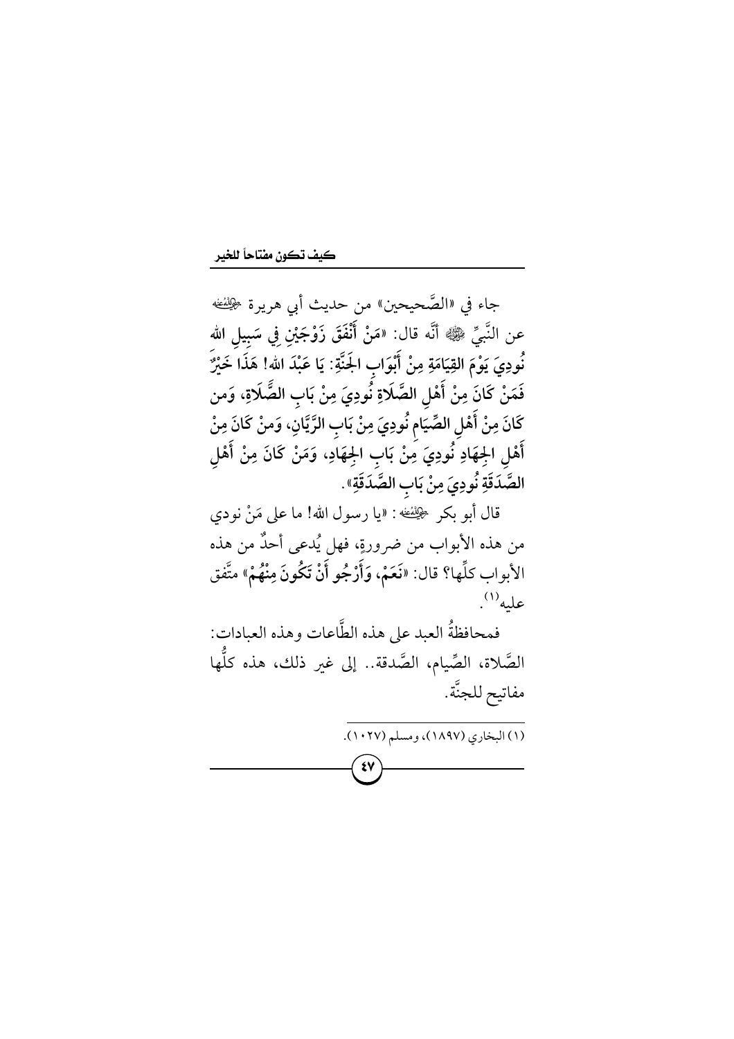جاء في «الصَّحيحين» من حديث أبي هريرة ﷺ عن النَّبيِّ ﷺ أنَّه قال: «**مَنْ أَنْفَقَ زَوْجَيْنِ فِي سَبِيلِ الله نُودِيَ يَوْمَ القِيَامَةِ مِنْ أَبْوَابِ الجَنَّةِ: يَا عَبْدَ الله! هَذَا خَيْرٌ فَمَنْ كَانَ مِنْ أَهْلِ الصَّلَاةِ نُودِيَ مِنْ بَابِ الصَّلَاةِ، وَمن كَانَ مِنْ أَهْلِ الصِّيَام نُودِيَ مِنْ بَابِ الرَّيَّانِ، وَمَنْ كَانَ مِنْ أَهْلِ الجِهَادِ نُودِيَ مِنْ بَابِ الجِهَادِ، وَمَنْ كَانَ مِنْ أَهْلِ الصَّدَقَةِ نُودِيَ مِنْ بَابِ الصَّدَقَةِ**».

قال أبو بكر ﷺ: «يا رسول الله! ما على مَنْ نودي من هذه الأبواب من ضرورةٍ، فهل يُدعى أحدٌ من هذه الأبواب كلِّها؟ قال: «**نَعَمْ، وَأَرْجُو أَنْ تَكُونَ مِنْهُمْ**» متَّفق عليه[1].

فمحافظةُ العبد على هذه الطَّاعات وهذه العبادات: الصَّلاة، الصِّيام، الصَّدقة.. إلى غير ذلك، هذه كلُّها مفاتيح للجنَّة.

---

(١) البخاري (١٨٩٧)، ومسلم (١٠٢٧).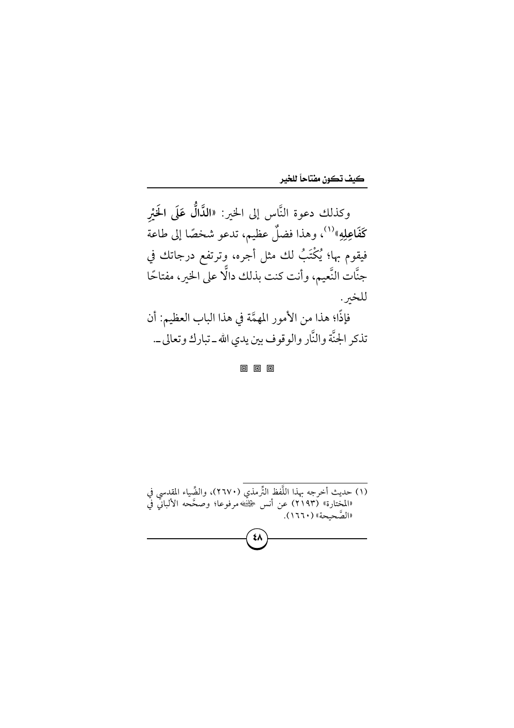وكذلك دعوة النَّاس إلى الخير: «**الدَّالُّ عَلَى الخَيْرِ كَفَاعِلِهِ**»[1]، وهذا فضلٌ عظيم، تدعو شخصًا إلى طاعة فيقوم بها؛ يُكْتَبُ لك مثل أجره، وترتفع درجاتك في جنَّات النَّعيم، وأنت كنت بذلك دالًّا على الخير، مفتاحًا للخير.

فإذًا؛ هذا من الأمور المهمَّة في هذا الباب العظيم: أن تذكر الجنَّة والنَّار والوقوف بين يدي الله ـ تبارك وتعالى ـ.

▣ ▣ ▣

---

(١) حديث أخرجه بهذا اللَّفظ التِّرمذي (٢٦٧٠)، والضِّياء المقدسي في «المختارة» (٢١٩٣) عن أنس ﷺ مرفوعا؛ وصحَّحه الألباني في «الصَّحيحة» (١٦٦٠).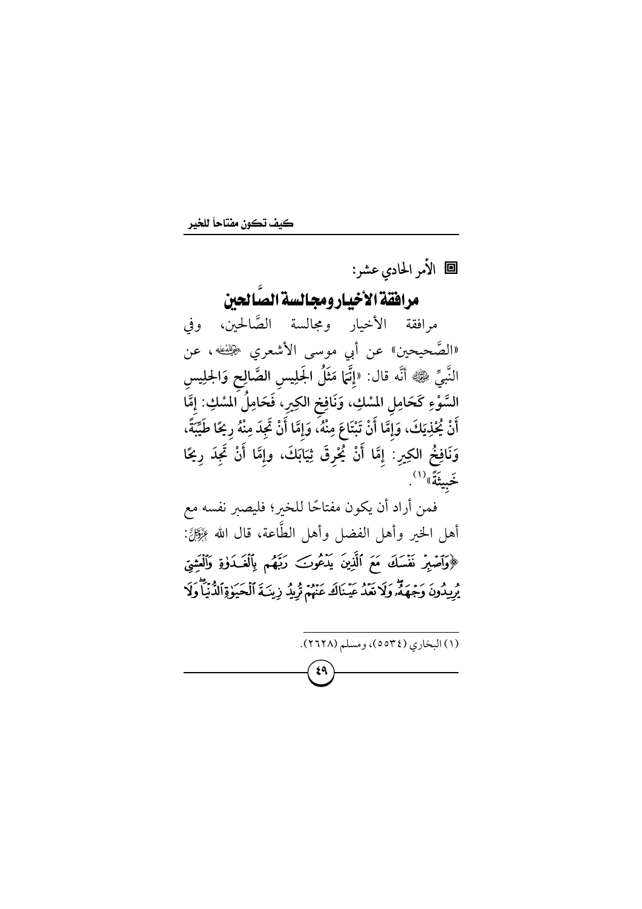◘ الأمر الحادي عشر:

## مرافقة الأخيار ومجالسة الصَّالحين

مرافقة الأخيار ومجالسة الصَّالحين، وفي «الصَّحيحين» عن أبي موسى الأشعري ﷺ، عن النَّبيِّ ﷺ أنَّه قال: «**إِنَّمَا مَثَلُ الجَلِيسِ الصَّالِحِ وَالجَلِيسِ السَّوْءِ كَحَامِلِ المِسْكِ، وَنَافِخِ الكِيرِ، فَحَامِلُ المِسْكِ: إِمَّا أَنْ يُحْذِيَكَ، وَإِمَّا أَنْ تَبْتَاعَ مِنْهُ، وَإِمَّا أَنْ تَجِدَ مِنْهُ رِيحًا طَيِّبَةً، وَنَافِخُ الكِيرِ: إِمَّا أَنْ يُحْرِقَ ثِيَابَكَ، وإِمَّا أَنْ تَجِدَ رِيحًا خَبِيثَةً**»[1].

فمن أراد أن يكون مفتاحًا للخير؛ فليصبر نفسه مع أهل الخير وأهل الفضل وأهل الطَّاعة، قال الله ﷻ: ﴿وَاصْبِرْ نَفْسَكَ مَعَ الَّذِينَ يَدْعُونَ رَبَّهُم بِالْغَدَاةِ وَالْعَشِيِّ يُرِيدُونَ وَجْهَهُ ۖ وَلَا تَعْدُ عَيْنَاكَ عَنْهُمْ تُرِيدُ زِينَةَ الْحَيَاةِ الدُّنْيَا ۖ وَلَا

---

(١) البخاري (٥٥٣٤)، ومسلم (٢٦٢٨).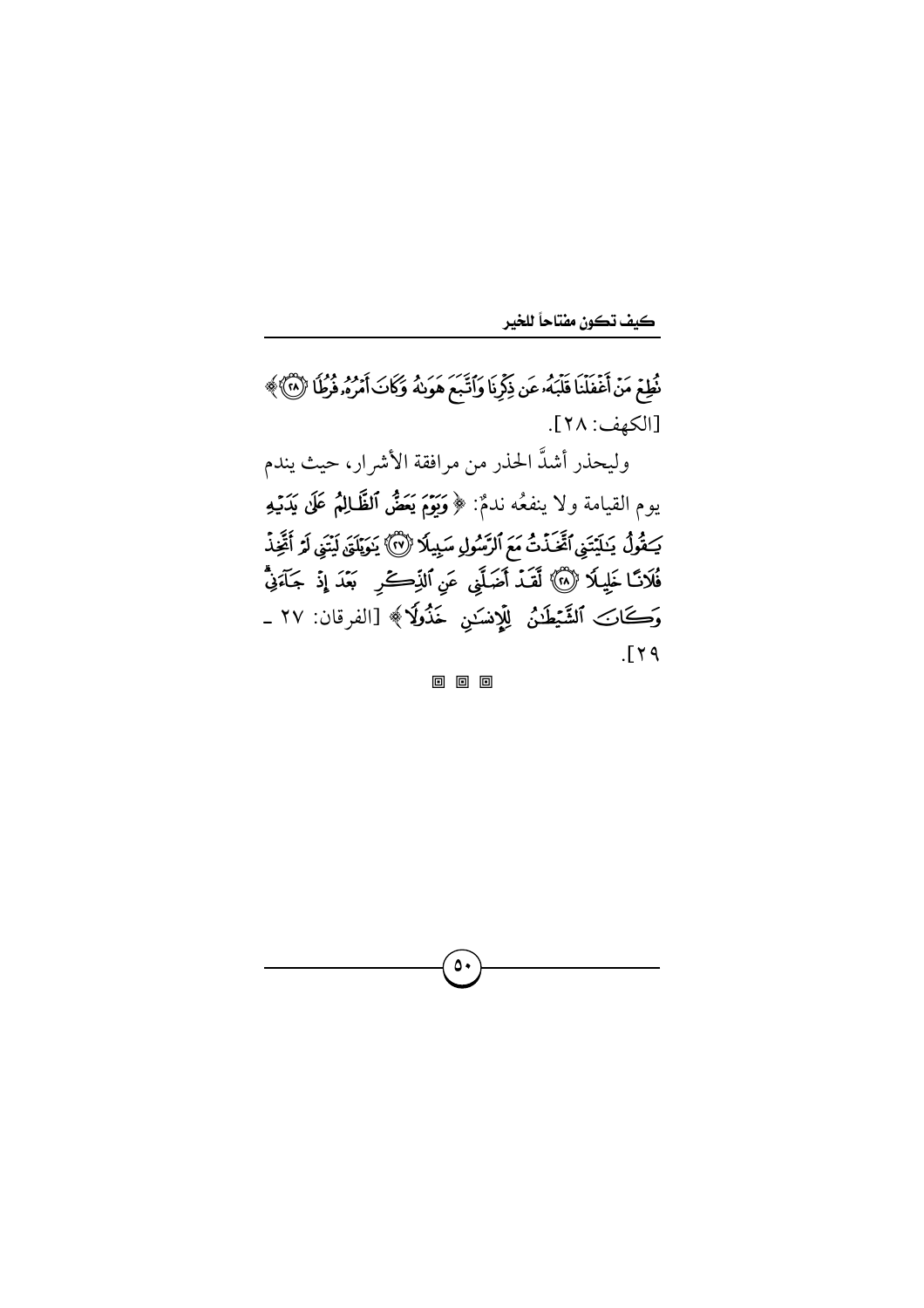نُطِعۡ مَنۡ أَغۡفَلۡنَا قَلۡبَهُۥ عَن ذِكۡرِنَا وَٱتَّبَعَ هَوَىٰهُ وَكَانَ أَمۡرُهُۥ فُرُطٗا ﴿٢٨﴾﴾ [الكهف: ٢٨].

وليحذر أشدَّ الحذر من مرافقة الأشرار، حيث يندم يوم القيامة ولا ينفعُه ندمٌ: ﴿وَيَوۡمَ يَعَضُّ ٱلظَّالِمُ عَلَىٰ يَدَيۡهِ يَقُولُ يَٰلَيۡتَنِي ٱتَّخَذۡتُ مَعَ ٱلرَّسُولِ سَبِيلٗا ﴿٢٧﴾ يَٰوَيۡلَتَىٰ لَيۡتَنِي لَمۡ أَتَّخِذۡ فُلَانًا خَلِيلٗا ﴿٢٨﴾ لَّقَدۡ أَضَلَّنِي عَنِ ٱلذِّكۡرِ بَعۡدَ إِذۡ جَآءَنِيۗ وَكَانَ ٱلشَّيۡطَٰنُ لِلۡإِنسَٰنِ خَذُولٗا﴾ [الفرقان: ٢٧ ـ ٢٩].

◙ ◙ ◙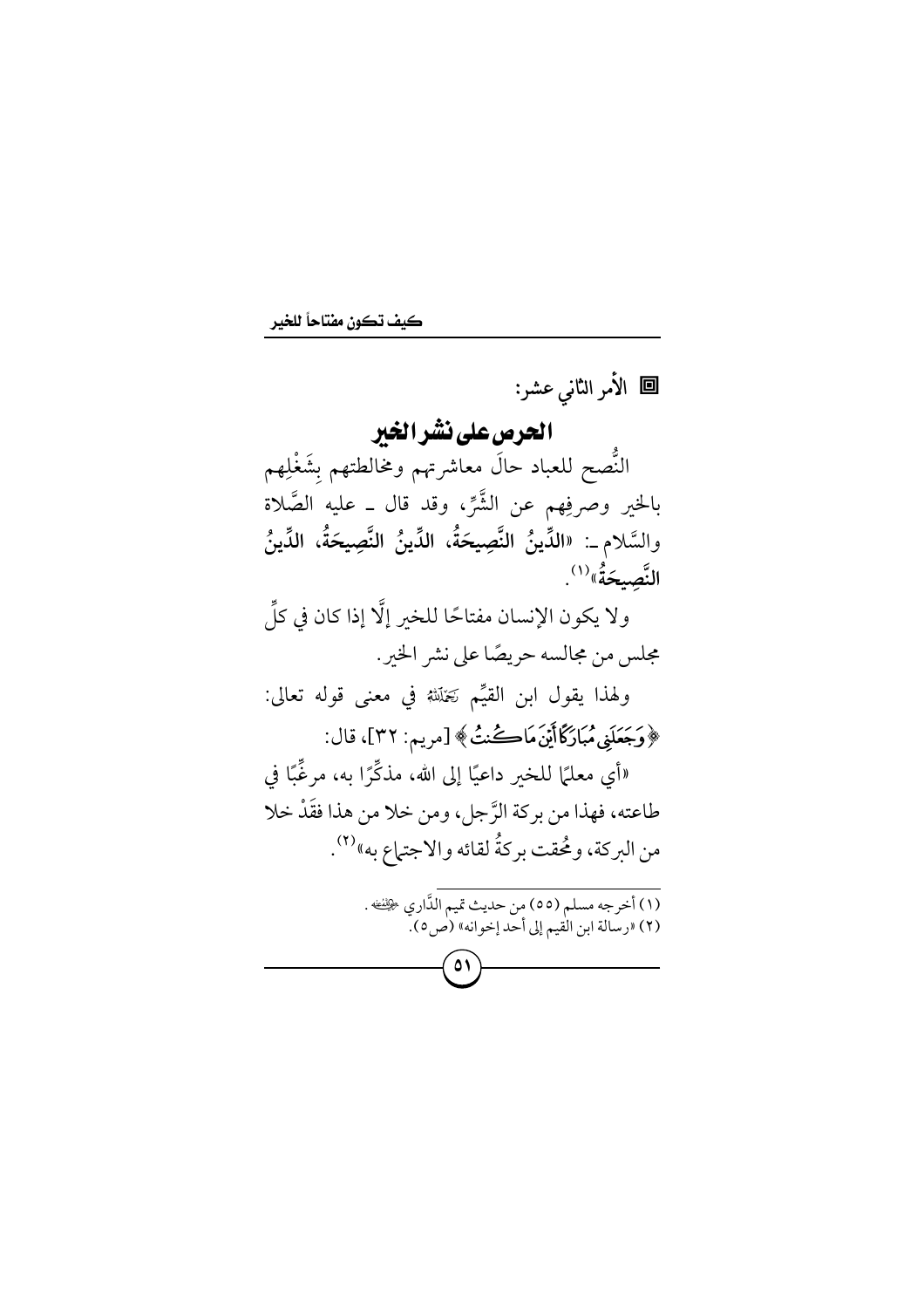### ▣ الأمر الثاني عشر:

## الحرص على نشر الخير

النُّصح للعباد حالَ معاشرتهم ومخالطتهم بِشَغْلِهم بالخير وصرفِهم عن الشَّرِّ، وقد قال ـ عليه الصَّلاة والسَّلام ـ: «**الدِّينُ النَّصِيحَةُ، الدِّينُ النَّصِيحَةُ، الدِّينُ النَّصِيحَةُ**»[1].

ولا يكون الإنسان مفتاحًا للخير إلَّا إذا كان في كلِّ مجلس من مجالسه حريصًا على نشر الخير.

ولهذا يقول ابن القيِّم رَحِمَهُ اللهُ في معنى قوله تعالى: ﴿**وَجَعَلَنِي مُبَارَكًا أَيْنَ مَا كُنتُ**﴾ [مريم: ٣٢]، قال:

«أي معلمًا للخير داعيًا إلى الله، مذكِّرًا به، مرغِّبًا في طاعته، فهذا من بركة الرَّجل، ومن خلا من هذا فقَدْ خلا من البركة، ومُحقت بركةُ لقائه والاجتماع به»[2].

---

(١) أخرجه مسلم (٥٥) من حديث تميم الدَّاري رضي الله عنه.

(٢) «رسالة ابن القيم إلى أحد إخوانه» (ص٥).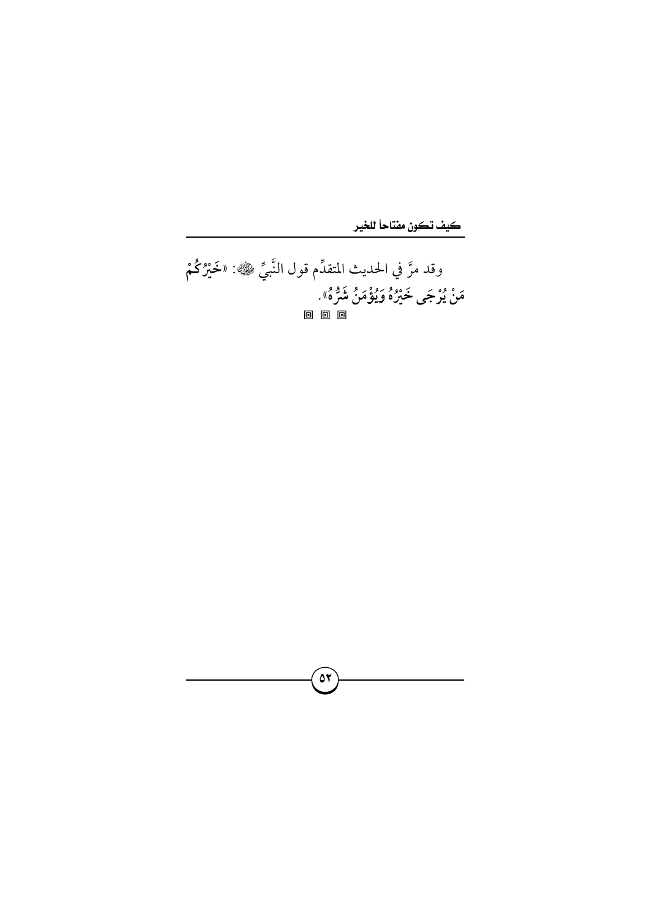وقد مرَّ في الحديث المتقدِّم قول النَّبيِّ ﷺ: «**خَيْرُكُمْ مَنْ يُرْجَى خَيْرُهُ وَيُؤْمَنُ شَرُّهُ**».

◘ ◘ ◘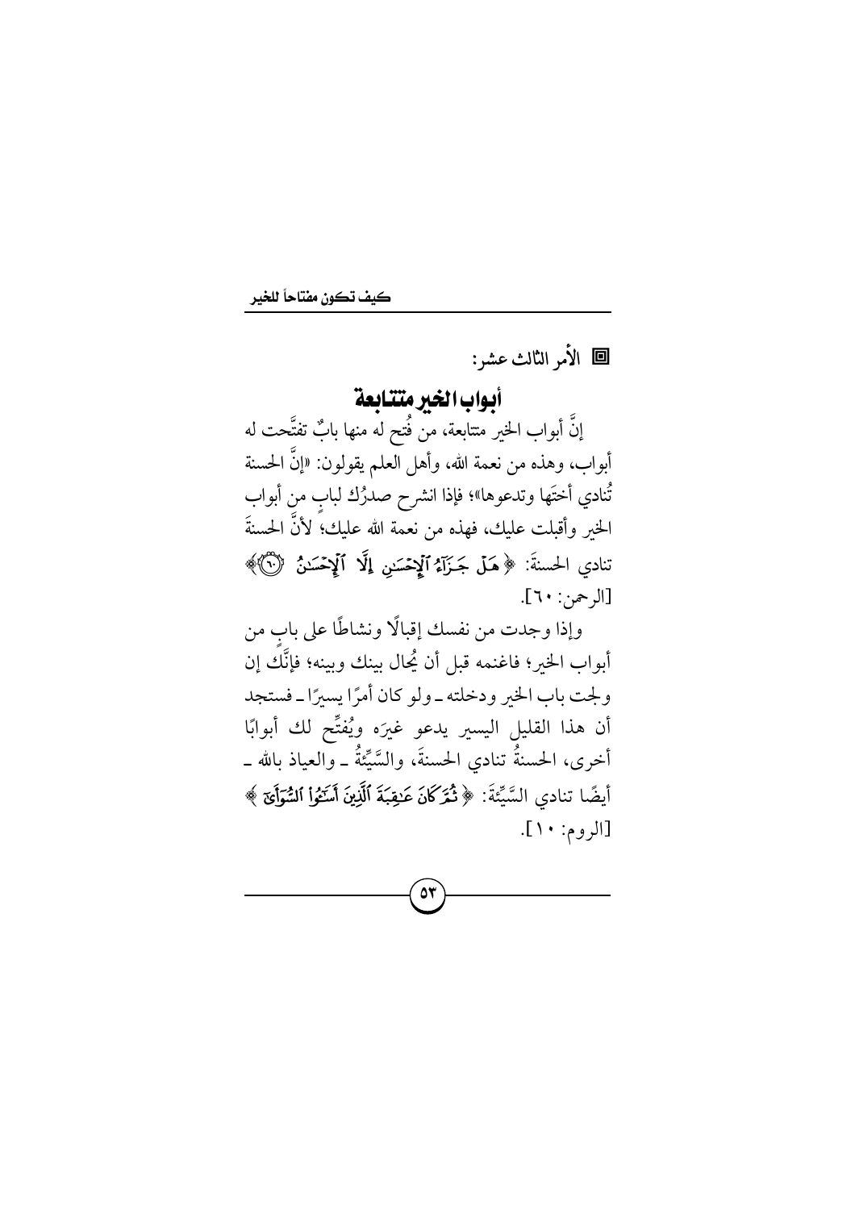**الأمر الثالث عشر:**

## أبواب الخير متتابعة

إنَّ أبواب الخير متتابعة، من فُتح له منها بابٌ تفتَّحت له أبواب، وهذه من نعمة الله، وأهل العلم يقولون: «إنَّ الحسنة تُنادي أختَها وتدعوها»؛ فإذا انشرح صدرُك لبابٍ من أبواب الخير وأقبلت عليك، فهذه من نعمة الله عليك؛ لأنَّ الحسنةَ تنادي الحسنةَ: ﴿هَلْ جَزَآءُ ٱلْإِحْسَٰنِ إِلَّا ٱلْإِحْسَٰنُ ﴿٦٠﴾﴾ [الرحمن: ٦٠].

وإذا وجدت من نفسك إقبالًا ونشاطًا على بابٍ من أبواب الخير؛ فاغنمه قبل أن يُحال بينك وبينه؛ فإنَّك إن ولجت باب الخير ودخلته ـ ولو كان أمرًا يسيرًا ـ فستجد أن هذا القليل اليسير يدعو غيرَه ويُفتِّح لك أبوابًا أخرى، الحسنةُ تنادي الحسنةَ، والسَّيِّئةُ ـ والعياذ بالله ـ أيضًا تنادي السَّيِّئةَ: ﴿ثُمَّ كَانَ عَٰقِبَةَ ٱلَّذِينَ أَسَٰٓـُٔوا۟ ٱلسُّوٓأَىٰٓ﴾ [الروم: ١٠].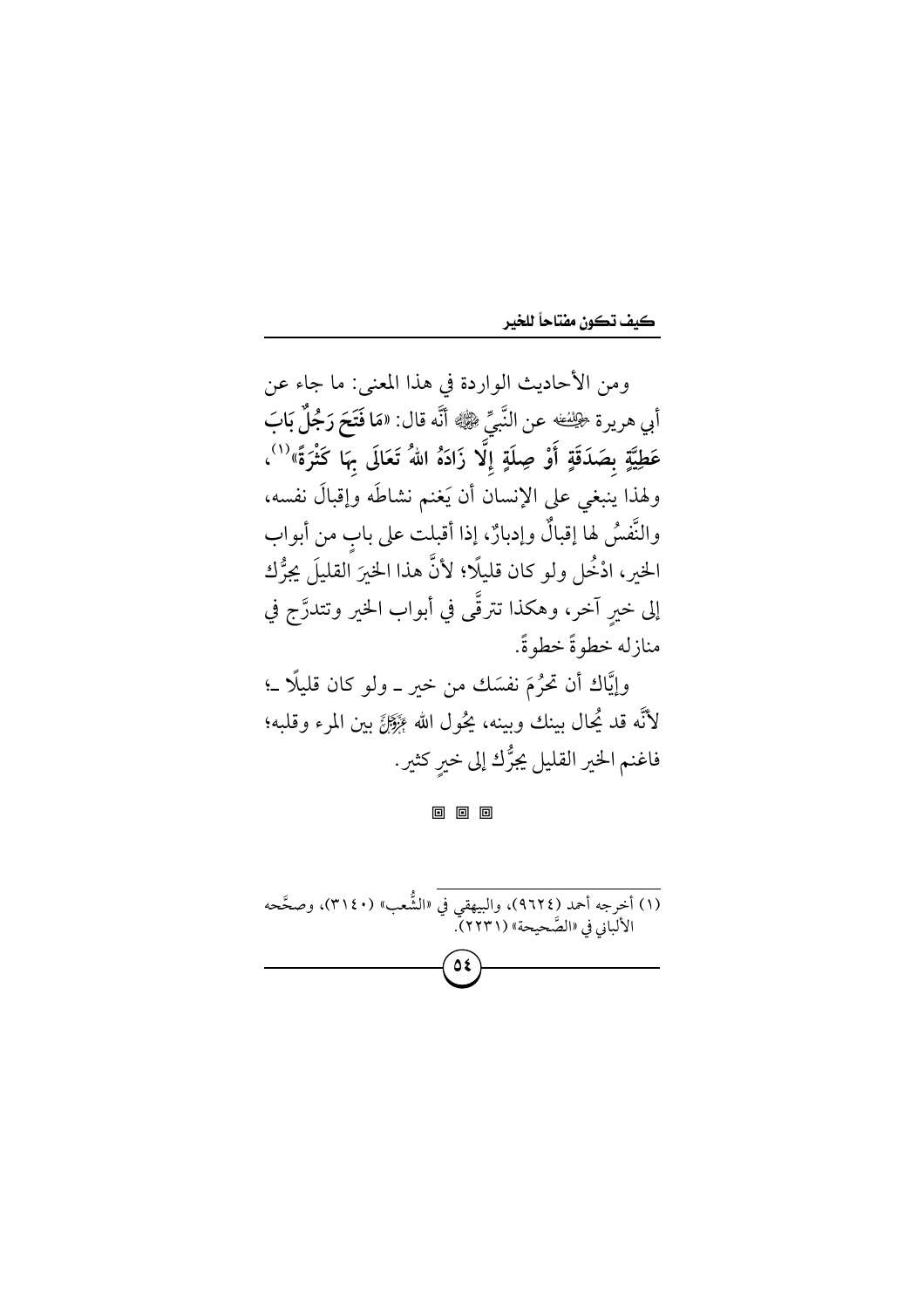ومن الأحاديث الواردة في هذا المعنى: ما جاء عن أبي هريرة رضي الله عنه عن النَّبِيِّ ﷺ أنَّه قال: «**مَا فَتَحَ رَجُلٌ بَابَ عَطِيَّةٍ بِصَدَقَةٍ أَوْ صِلَةٍ إِلَّا زَادَهُ اللهُ تَعَالَى بِهَا كَثْرَةً**»[1]، ولهذا ينبغي على الإنسان أن يَغنم نشاطَه وإقبالَ نفسه، والنَّفسُ لها إقبالٌ وإدبارٌ، إذا أقبلت على بابٍ من أبواب الخير، ادْخُل ولو كان قليلًا؛ لأنَّ هذا الخيرَ القليلَ يجرُّك إلى خيرٍ آخر، وهكذا تترقَّى في أبواب الخير وتتدرَّج في منازله خطوةً خطوةً.

وإيَّاك أن تحرُمَ نفسَك من خير ـ ولو كان قليلًا ـ؛ لأنَّه قد يُحال بينك وبينه، يحُول الله عزَّ وجلَّ بين المرء وقلبه؛ فاغنم الخير القليل يجرُّك إلى خيرٍ كثير.

▣ ▣ ▣

---

(١) أخرجه أحمد (٩٦٢٤)، والبيهقي في «الشُّعب» (٣١٤٠)، وصحَّحه الألباني في «الصَّحيحة» (٢٢٣١).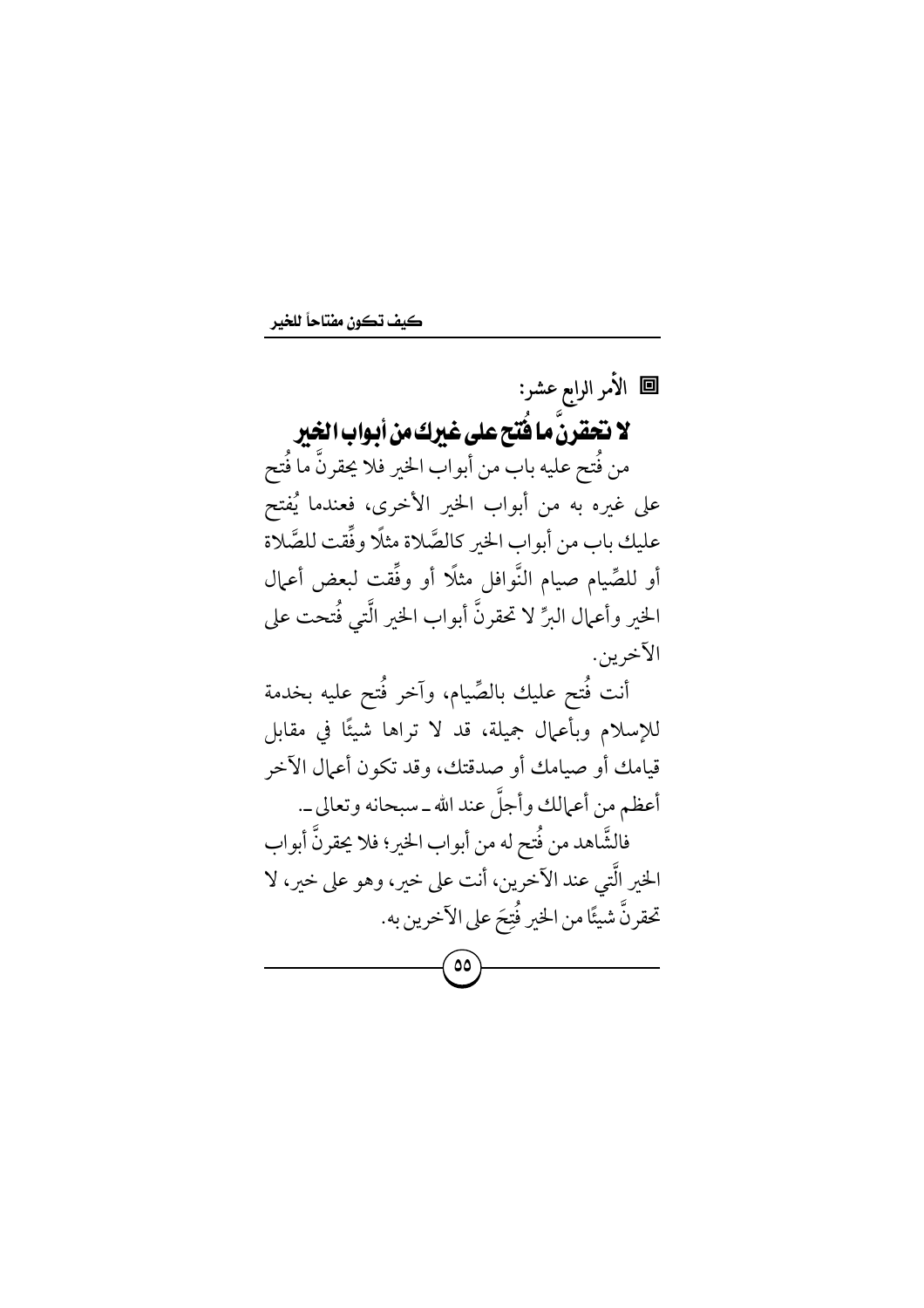## ◘ الأمر الرابع عشر:

## لا تحقرنَّ ما فُتح على غيرك من أبواب الخير

من فُتح عليه باب من أبواب الخير فلا يحقرنَّ ما فُتح على غيره به من أبواب الخير الأخرى، فعندما يُفتح عليك باب من أبواب الخير كالصَّلاة مثلًا وفِّقت للصَّلاة أو للصِّيام صيام النَّوافل مثلًا أو وفِّقت لبعض أعمال الخير وأعمال البرِّ لا تحقرنَّ أبواب الخير الَّتي فُتحت على الآخرين.

أنت فُتح عليك بالصِّيام، وآخر فُتح عليه بخدمة للإسلام وبأعمال جميلة، قد لا تراها شيئًا في مقابل قيامك أو صيامك أو صدقتك، وقد تكون أعمال الآخر أعظم من أعمالك وأجلَّ عند الله ـ سبحانه وتعالى ـ.

فالشَّاهد من فُتح له من أبواب الخير؛ فلا يحقرنَّ أبواب الخير الَّتي عند الآخرين، أنت على خير، وهو على خير، لا تحقرنَّ شيئًا من الخير فُتِحَ على الآخرين به.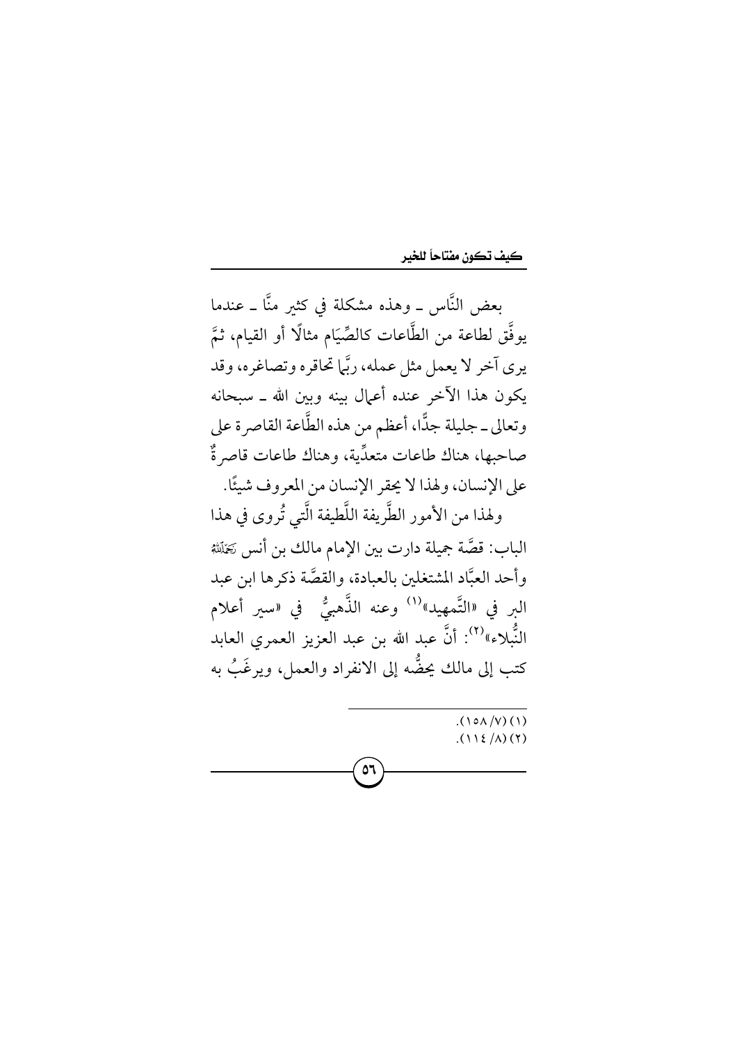بعض النَّاس ـ وهذه مشكلة في كثير منَّا ـ عندما يوفَّق لطاعة من الطَّاعات كالصِّيَام مثالًا أو القيام، ثمَّ يرى آخر لا يعمل مثل عمله، ربَّما تحاقره وتصاغره، وقد يكون هذا الآخر عنده أعمال بينه وبين الله ـ سبحانه وتعالى ـ جليلة جدًّا، أعظم من هذه الطَّاعة القاصرة على صاحبها، هناك طاعات متعدِّية، وهناك طاعات قاصرةٌ على الإنسان، ولهذا لا يحقر الإنسان من المعروف شيئًا.

ولهذا من الأمور الطَّريفة اللَّطيفة الَّتي تُروى في هذا الباب: قصَّة جميلة دارت بين الإمام مالك بن أنس رَحِمَهُ اللَّهُ وأحد العبَّاد المشتغلين بالعبادة، والقصَّة ذكرها ابن عبد البر في «التَّمهيد»[1] وعنه الذَّهبيُّ في «سير أعلام النُّبلاء»[2]: أنَّ عبد الله بن عبد العزيز العمري العابد كتب إلى مالك يحضُّه إلى الانفراد والعمل، ويرغَبُ به

---

(١) (٧/ ١٥٨).

(٢) (٨/ ١١٤).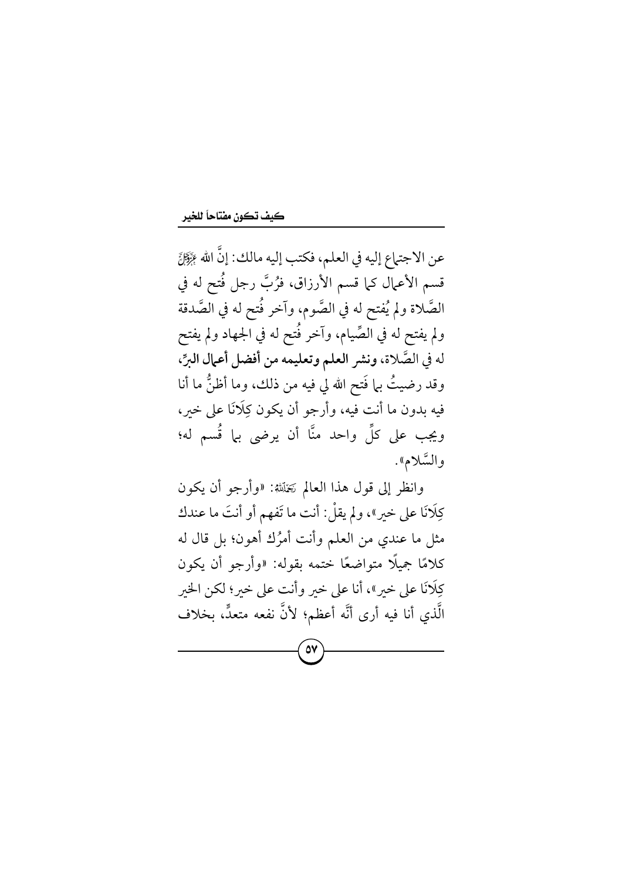عن الاجتماع إليه في العلم، فكتب إليه مالك: إنَّ الله عَزَّوَجَلَّ قسم الأعمال كما قسم الأرزاق، فرُبَّ رجل فُتح له في الصَّلاة ولم يُفتح له في الصَّوم، وآخر فُتح له في الصَّدقة ولم يفتح له في الصِّيام، وآخر فُتح له في الجهاد ولم يفتح له في الصَّلاة، **ونشر العلم وتعليمه من أفضل أعمال البرِّ**، وقد رضيتُ بما فَتح الله لي فيه من ذلك، وما أظنُّ ما أنا فيه بدون ما أنت فيه، وأرجو أن يكون كِلَانَا على خير، ويجب على كلِّ واحد منَّا أن يرضى بما قُسم له؛ والسَّلام».

وانظر إلى قول هذا العالم رَحِمَهُ اللهُ: «وأرجو أن يكون كِلَانَا على خير»، ولم يقلْ: أنت ما تَفهم أو أنتَ ما عندك مثل ما عندي من العلم وأنت أمرُك أهون؛ بل قال له كلامًا جميلًا متواضعًا ختمه بقوله: «وأرجو أن يكون كِلَانَا على خير»، أنا على خير وأنت على خير؛ لكن الخير الَّذي أنا فيه أرى أنَّه أعظم؛ لأنَّ نفعه متعدٍّ، بخلاف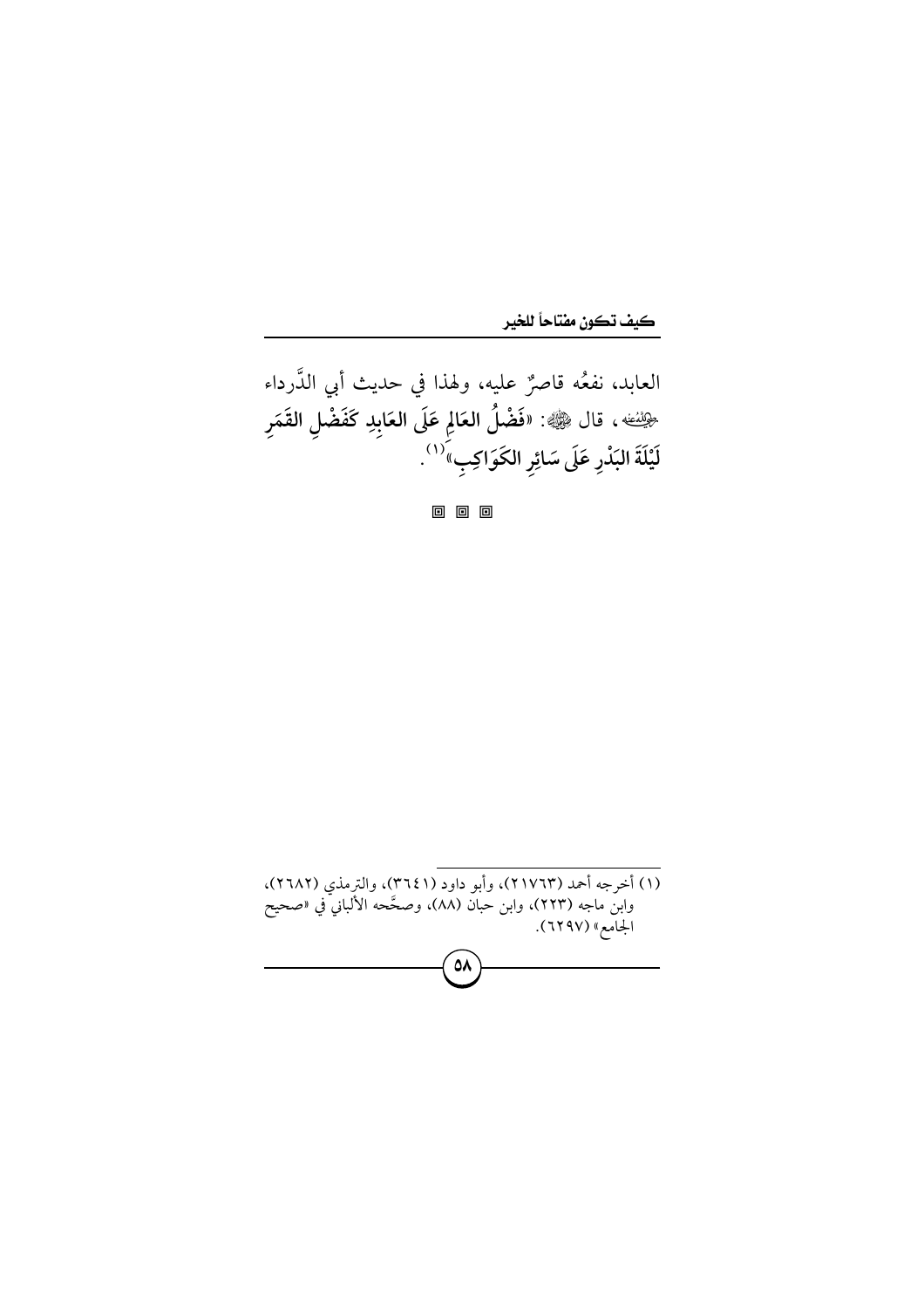العابد، نفعُه قاصرٌ عليه، ولهذا في حديث أبي الدَّرداء ﷺ، قال ﷺ: «**فَضْلُ العَالِمِ عَلَى العَابِدِ كَفَضْلِ القَمَرِ لَيْلَةَ البَدْرِ عَلَى سَائِرِ الكَوَاكِبِ**»[1].

◘ ◘ ◘

---

(١) أخرجه أحمد (٢١٧٦٣)، وأبو داود (٣٦٤١)، والترمذي (٢٦٨٢)، وابن ماجه (٢٢٣)، وابن حبان (٨٨)، وصحَّحه الألباني في «صحيح الجامع» (٦٢٩٧).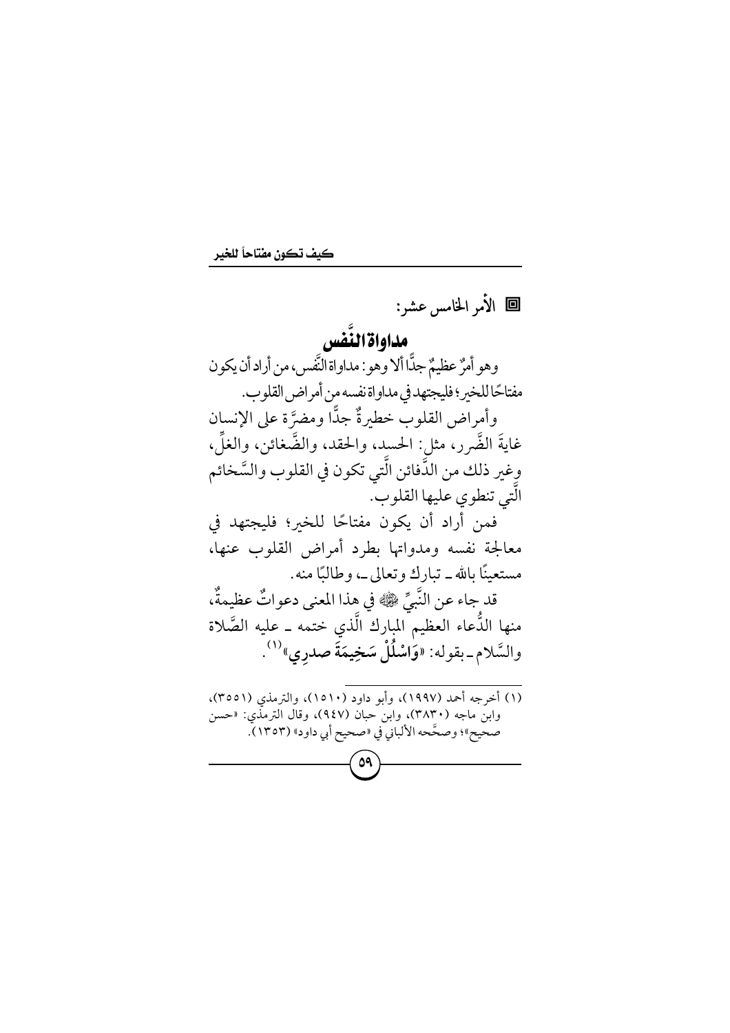■ الأمر الخامس عشر:

## مداواة النَّفس

وهو أمرٌ عظيمٌ جدًّا ألا وهو: مداواة النَّفس، من أراد أن يكون مفتاحًا للخير؛ فليجتهد في مداواة نفسه من أمراض القلوب.

وأمراض القلوب خطيرةٌ جدًّا ومضرَّة على الإنسان غايةَ الضَّرر، مثل: الحسد، والحقد، والضَّغائن، والغلِّ، وغير ذلك من الدَّفائن الَّتي تكون في القلوب والسَّخائم الَّتي تنطوي عليها القلوب.

فمن أراد أن يكون مفتاحًا للخير؛ فليجتهد في معالجة نفسه ومدواتها بطرد أمراض القلوب عنها، مستعينًا بالله ـ تبارك وتعالى ـ، وطالبًا منه.

قد جاء عن النَّبيِّ ﷺ في هذا المعنى دعواتٌ عظيمةٌ، منها الدُّعاء العظيم المبارك الَّذي ختمه ـ عليه الصَّلاة والسَّلام ـ بقوله: «**وَاسْلُلْ سَخِيمَةَ صدرِي**»(١).

---

(١) أخرجه أحمد (١٩٩٧)، وأبو داود (١٥١٠)، والترمذي (٣٥٥١)، وابن ماجه (٣٨٣٠)، وابن حبان (٩٤٧)، وقال الترمذي: «حسن صحيح»؛ وصحَّحه الألباني في «صحيح أبي داود» (١٣٥٣).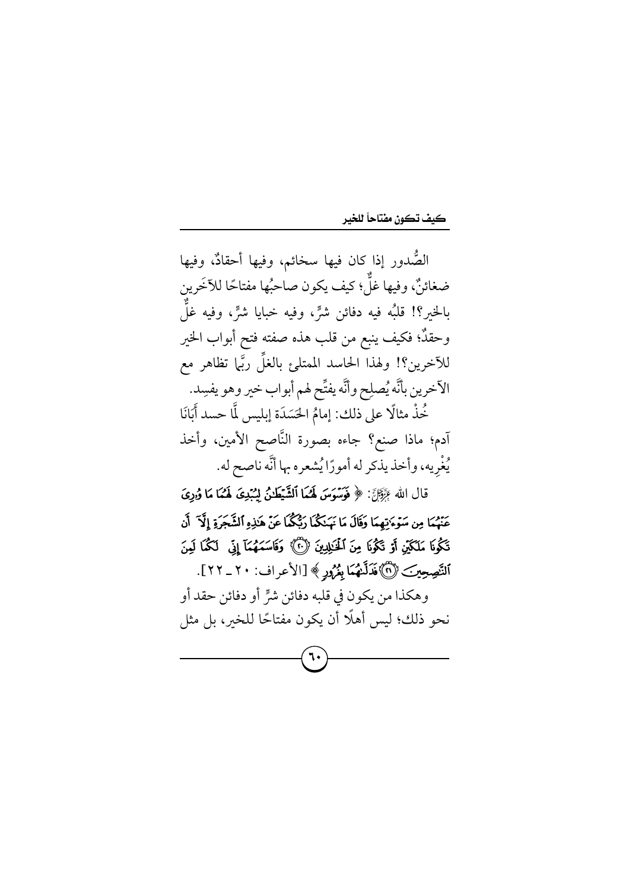الصُّدور إذا كان فيها سخائم، وفيها أحقادٌ، وفيها ضغائنٌ، وفيها غلٌّ؛ كيف يكون صاحبُها مفتاحًا للآخَرين بالخير؟! قلبُه فيه دفائن شرٍّ، وفيه خبايا شرٍّ، وفيه غلٌّ وحقدٌ؛ فكيف ينبع من قلب هذه صفته فتح أبواب الخير للآخرين؟! ولهذا الحاسد الممتلئ بالغلِّ ربَّما تظاهر مع الآخرين بأنَّه يُصلِح وأنَّه يفتِّح لهم أبواب خير وهو يفسِد.

خُذْ مثالًا على ذلك: إمامُ الحَسَدَة إبليس لَمَّا حسد أَبَانَا آدم؛ ماذا صنع؟ جاءه بصورة النَّاصح الأمين، وأخذ يُغْرِيه، وأخذ يذكر له أمورًا يُشعره بها أنَّه ناصح له.

قال الله عَزَّوَجَلَّ: ﴿ فَوَسْوَسَ لَهُمَا ٱلشَّيْطَٰنُ لِيُبْدِيَ لَهُمَا مَا وُۥرِيَ عَنْهُمَا مِن سَوْءَٰتِهِمَا وَقَالَ مَا نَهَىٰكُمَا رَبُّكُمَا عَنْ هَٰذِهِ ٱلشَّجَرَةِ إِلَّآ أَن تَكُونَا مَلَكَيْنِ أَوْ تَكُونَا مِنَ ٱلْخَٰلِدِينَ ﴿٢٠﴾ وَقَاسَمَهُمَآ إِنِّي لَكُمَا لَمِنَ ٱلنَّٰصِحِينَ ﴿٢١﴾ فَدَلَّىٰهُمَا بِغُرُورٍ ﴾ [الأعراف: ٢٠ ـ ٢٢].

وهكذا من يكون في قلبه دفائن شرٍّ أو دفائن حقد أو نحو ذلك؛ ليس أهلًا أن يكون مفتاحًا للخير، بل مثل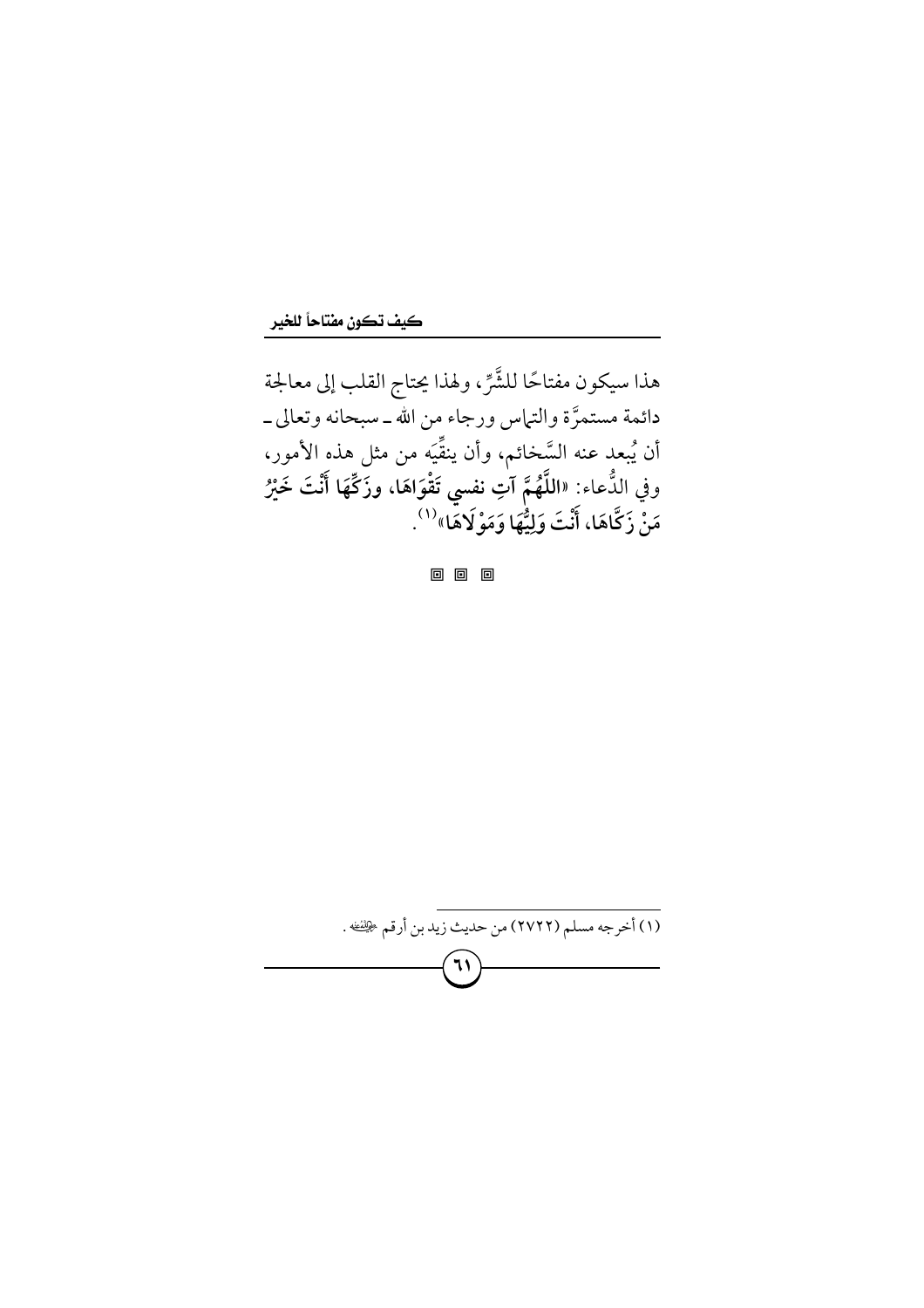هذا سيكون مفتاحًا للشَّرِّ، ولهذا يحتاج القلب إلى معالجة دائمة مستمرَّة والتماس ورجاء من الله ـ سبحانه وتعالى ـ أن يُبعد عنه السَّخائم، وأن ينقِّيَه من مثل هذه الأمور، وفي الدُّعاء: «**اللَّهُمَّ آتِ نفسي تَقْوَاهَا، وزَكِّهَا أَنْتَ خَيْرُ مَنْ زَكَّاهَا، أَنْتَ وَلِيُّهَا وَمَوْلَاهَا**»[1].

◙ ◙ ◙

---

(١) أخرجه مسلم (٢٧٢٢) من حديث زيد بن أرقم رضي الله عنه.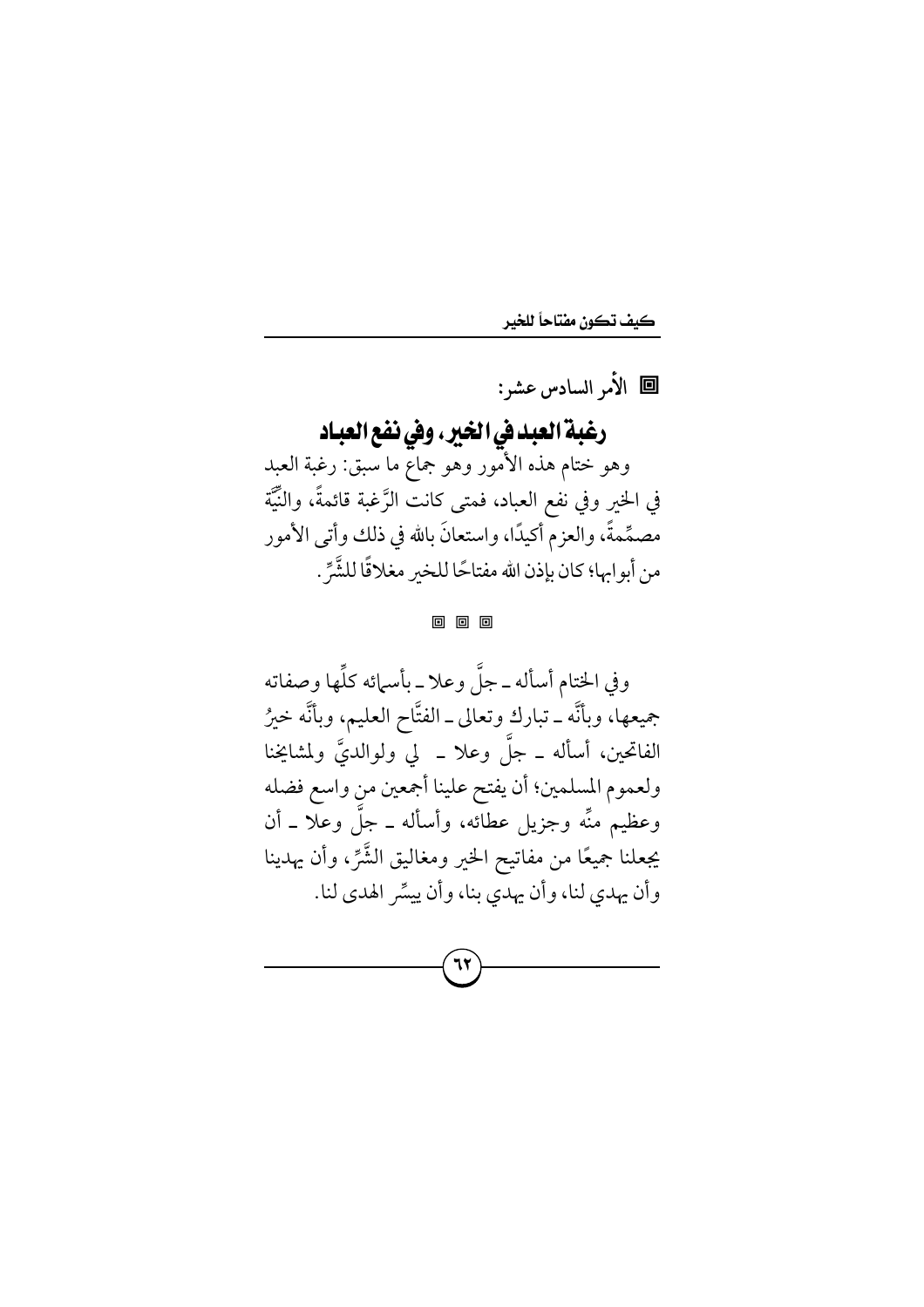## ▣ الأمر السادس عشر:

### رغبة العبد في الخير، وفي نفع العباد

وهو ختام هذه الأمور وهو جماع ما سبق: رغبة العبد في الخير وفي نفع العباد، فمتى كانت الرَّغبة قائمةً، والنِّيَّة مصمِّمةً، والعزم أكيدًا، واستعانَ بالله في ذلك وأتى الأمور من أبوابها؛ كان بإذن الله مفتاحًا للخير مغلاقًا للشَّرِّ.

▣ ▣ ▣

وفي الختام أسأله ـ جلَّ وعلا ـ بأسمائه كلِّها وصفاته جميعها، وبأنَّه ـ تبارك وتعالى ـ الفتَّاح العليم، وبأنَّه خيرُ الفاتحين، أسأله ـ جلَّ وعلا ـ لي ولوالديَّ ولمشايخنا ولعموم المسلمين؛ أن يفتح علينا أجمعين من واسع فضله وعظيم منِّه وجزيل عطائه، وأسأله ـ جلَّ وعلا ـ أن يجعلنا جميعًا من مفاتيح الخير ومغاليق الشَّرِّ، وأن يهدينا وأن يهدي لنا، وأن يهدي بنا، وأن ييسِّر الهدى لنا.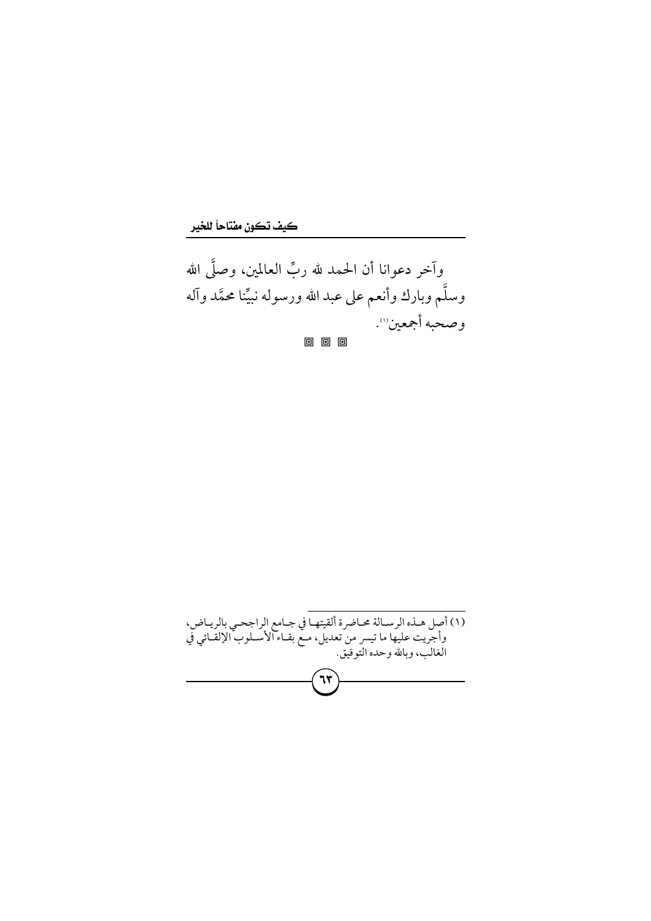وآخر دعوانا أن الحمد لله ربِّ العالمين، وصلَّى الله وسلَّم وبارك وأنعم على عبد الله ورسوله نبيِّنا محمَّد وآله وصحبه أجمعين[1].

◘ ◘ ◘

---

(١) أصل هـذه الرسـالة محـاضرة ألقيتهـا في جـامع الراجحـي بالريـاض، وأجريت عليها ما تيسر من تعديل، مـع بقـاء الأسـلوب الإلقـائي في الغالب، وبالله وحده التوفيق.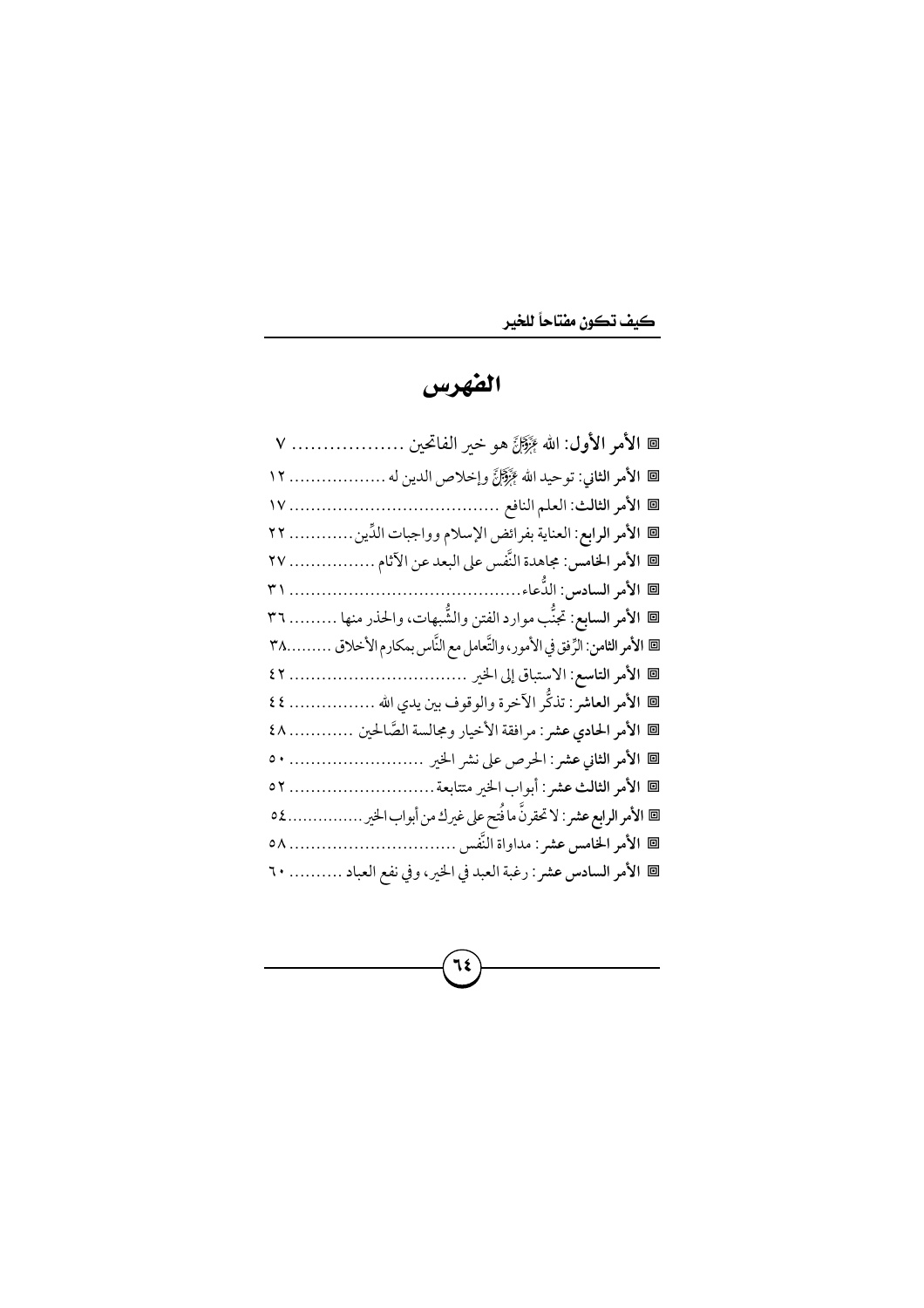# الفهرس

- **الأمر الأول**: الله عَزَّوَجَلَّ هو خير الفاتحين .................. ٧
- **الأمر الثاني**: توحيد الله عَزَّوَجَلَّ وإخلاص الدين له .................. ١٢
- **الأمر الثالث**: العلم النافع ...................................... ١٧
- **الأمر الرابع**: العناية بفرائض الإسلام وواجبات الدِّين............ ٢٢
- **الأمر الخامس**: مجاهدة النَّفس على البعد عن الآثام ................ ٢٧
- **الأمر السادس**: الدُّعاء.......................................... ٣١
- **الأمر السابع**: تجنُّب موارد الفتن والشُّبهات، والحذر منها ......... ٣٦
- **الأمر الثامن**: الرِّفق في الأمور، والتَّعامل مع النَّاس بمكارم الأخلاق .........٣٨
- **الأمر التاسع**: الاستباق إلى الخير ................................ ٤٢
- **الأمر العاشر**: تذكُّر الآخرة والوقوف بين يدي الله ................ ٤٤
- **الأمر الحادي عشر**: مرافقة الأخيار ومجالسة الصَّالحين ............ ٤٨
- **الأمر الثاني عشر**: الحرص على نشر الخير ......................... ٥٠
- **الأمر الثالث عشر**: أبواب الخير متتابعة........................... ٥٢
- **الأمر الرابع عشر**: لا تحقرنَّ ما فُتح على غيرك من أبواب الخير...............٥٤
- **الأمر الخامس عشر**: مداواة النَّفس ............................... ٥٨
- **الأمر السادس عشر**: رغبة العبد في الخير، وفي نفع العباد .......... ٦٠